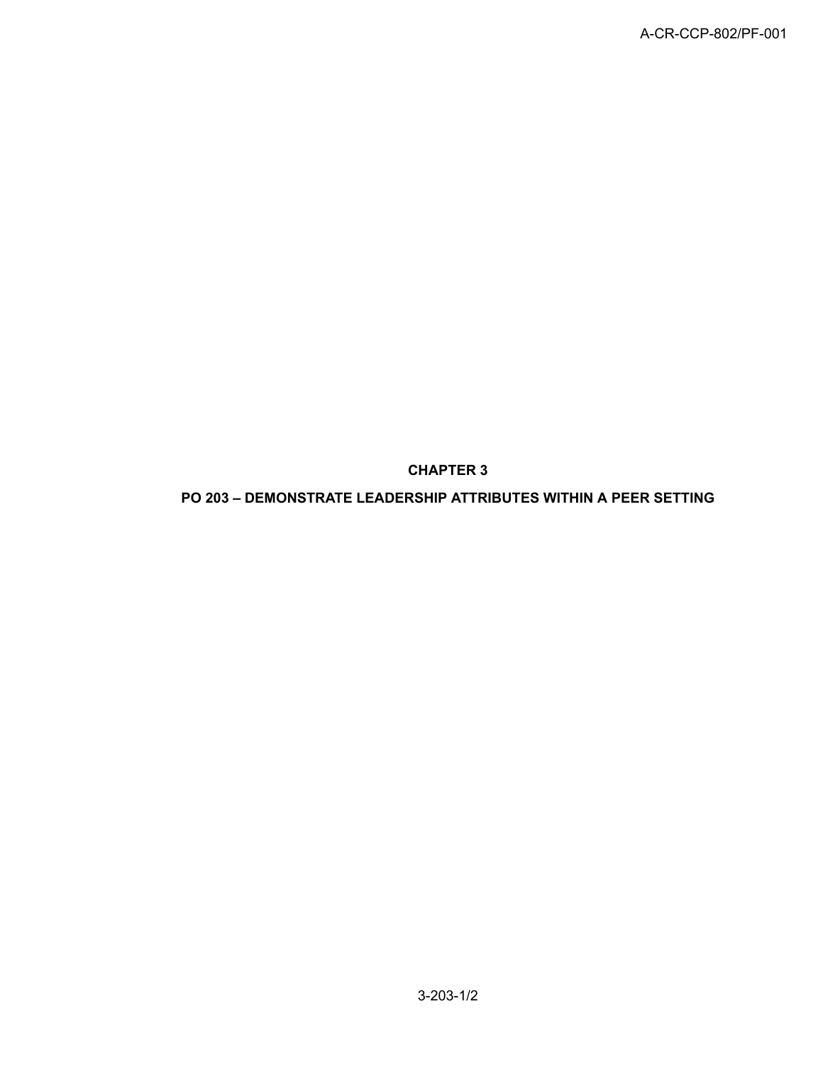# CHAPTER 3

## PO 203 – DEMONSTRATE LEADERSHIP ATTRIBUTES WITHIN A PEER SETTING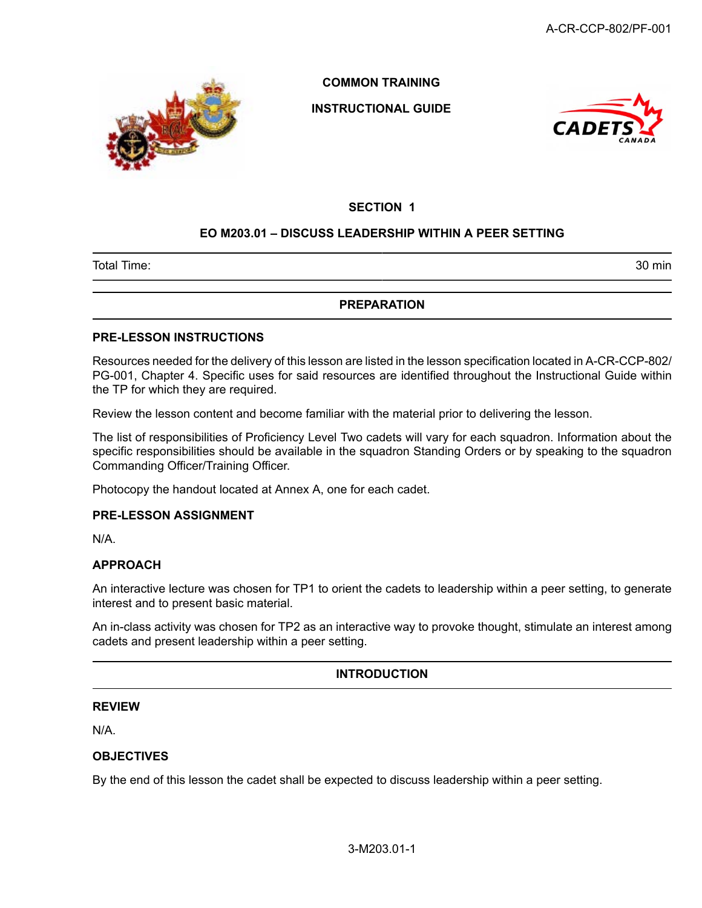COMMON TRAINING

INSTRUCTIONAL GUIDE

SECTION 1

## EO M203.01 – DISCUSS LEADERSHIP WITHIN A PEER SETTING

| Total Time: | 30 min |
|---|---|

## PREPARATION

### PRE-LESSON INSTRUCTIONS

Resources needed for the delivery of this lesson are listed in the lesson specification located in A-CR-CCP-802/PG-001, Chapter 4. Specific uses for said resources are identified throughout the Instructional Guide within the TP for which they are required.

Review the lesson content and become familiar with the material prior to delivering the lesson.

The list of responsibilities of Proficiency Level Two cadets will vary for each squadron. Information about the specific responsibilities should be available in the squadron Standing Orders or by speaking to the squadron Commanding Officer/Training Officer.

Photocopy the handout located at Annex A, one for each cadet.

### PRE-LESSON ASSIGNMENT

N/A.

### APPROACH

An interactive lecture was chosen for TP1 to orient the cadets to leadership within a peer setting, to generate interest and to present basic material.

An in-class activity was chosen for TP2 as an interactive way to provoke thought, stimulate an interest among cadets and present leadership within a peer setting.

## INTRODUCTION

### REVIEW

N/A.

### OBJECTIVES

By the end of this lesson the cadet shall be expected to discuss leadership within a peer setting.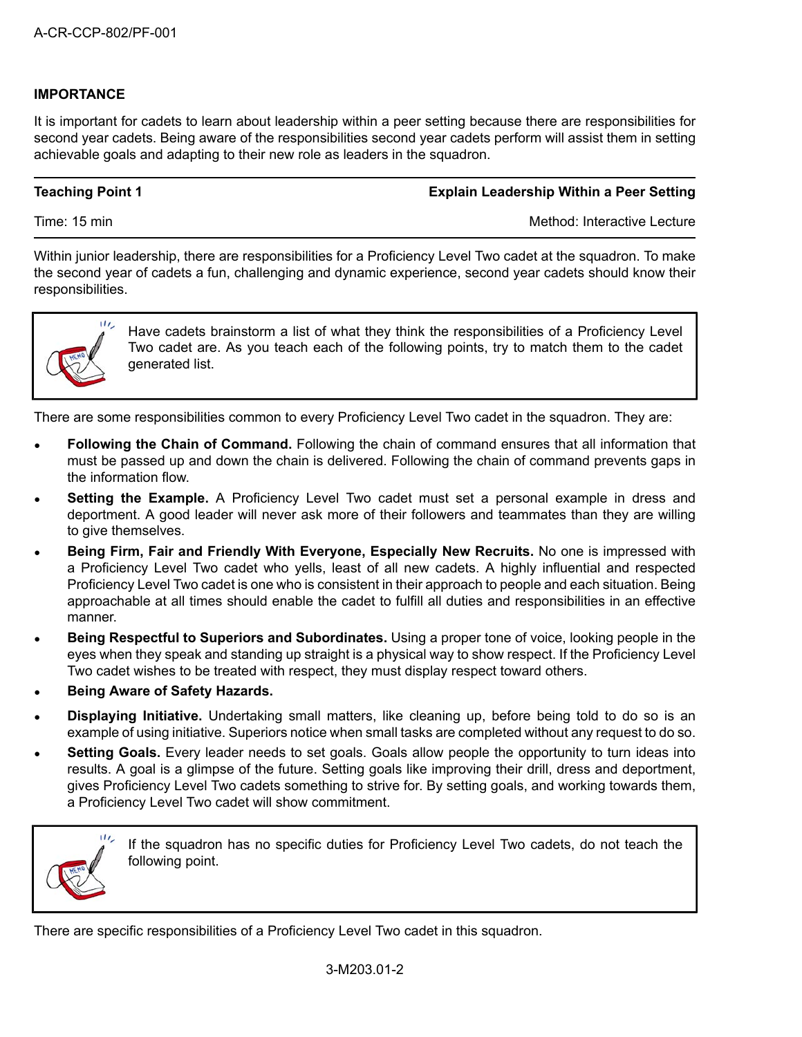## IMPORTANCE

It is important for cadets to learn about leadership within a peer setting because there are responsibilities for second year cadets. Being aware of the responsibilities second year cadets perform will assist them in setting achievable goals and adapting to their new role as leaders in the squadron.

| **Teaching Point 1** | **Explain Leadership Within a Peer Setting** |
| --- | --- |
| Time: 15 min | Method: Interactive Lecture |

Within junior leadership, there are responsibilities for a Proficiency Level Two cadet at the squadron. To make the second year of cadets a fun, challenging and dynamic experience, second year cadets should know their responsibilities.

> Have cadets brainstorm a list of what they think the responsibilities of a Proficiency Level Two cadet are. As you teach each of the following points, try to match them to the cadet generated list.

There are some responsibilities common to every Proficiency Level Two cadet in the squadron. They are:

- **Following the Chain of Command.** Following the chain of command ensures that all information that must be passed up and down the chain is delivered. Following the chain of command prevents gaps in the information flow.
- **Setting the Example.** A Proficiency Level Two cadet must set a personal example in dress and deportment. A good leader will never ask more of their followers and teammates than they are willing to give themselves.
- **Being Firm, Fair and Friendly With Everyone, Especially New Recruits.** No one is impressed with a Proficiency Level Two cadet who yells, least of all new cadets. A highly influential and respected Proficiency Level Two cadet is one who is consistent in their approach to people and each situation. Being approachable at all times should enable the cadet to fulfill all duties and responsibilities in an effective manner.
- **Being Respectful to Superiors and Subordinates.** Using a proper tone of voice, looking people in the eyes when they speak and standing up straight is a physical way to show respect. If the Proficiency Level Two cadet wishes to be treated with respect, they must display respect toward others.
- **Being Aware of Safety Hazards.**
- **Displaying Initiative.** Undertaking small matters, like cleaning up, before being told to do so is an example of using initiative. Superiors notice when small tasks are completed without any request to do so.
- **Setting Goals.** Every leader needs to set goals. Goals allow people the opportunity to turn ideas into results. A goal is a glimpse of the future. Setting goals like improving their drill, dress and deportment, gives Proficiency Level Two cadets something to strive for. By setting goals, and working towards them, a Proficiency Level Two cadet will show commitment.

> If the squadron has no specific duties for Proficiency Level Two cadets, do not teach the following point.

There are specific responsibilities of a Proficiency Level Two cadet in this squadron.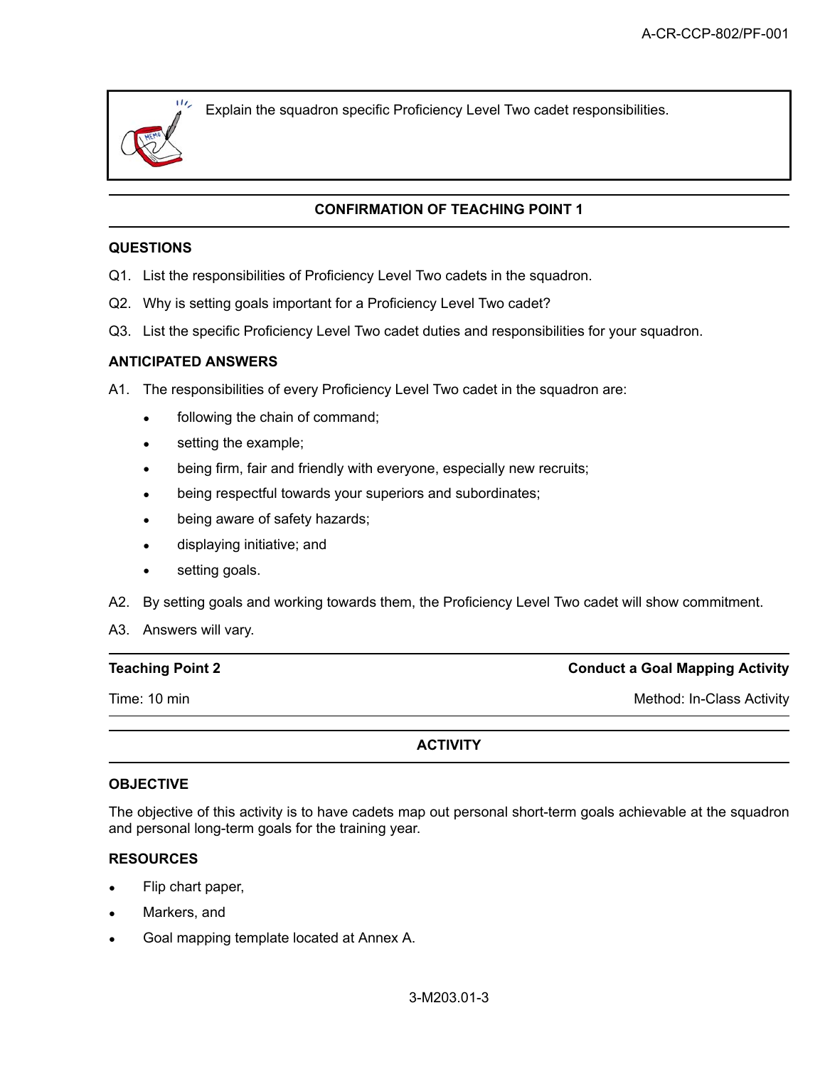> Explain the squadron specific Proficiency Level Two cadet responsibilities.

## CONFIRMATION OF TEACHING POINT 1

### QUESTIONS

Q1. List the responsibilities of Proficiency Level Two cadets in the squadron.

Q2. Why is setting goals important for a Proficiency Level Two cadet?

Q3. List the specific Proficiency Level Two cadet duties and responsibilities for your squadron.

### ANTICIPATED ANSWERS

A1. The responsibilities of every Proficiency Level Two cadet in the squadron are:

- following the chain of command;
- setting the example;
- being firm, fair and friendly with everyone, especially new recruits;
- being respectful towards your superiors and subordinates;
- being aware of safety hazards;
- displaying initiative; and
- setting goals.

A2. By setting goals and working towards them, the Proficiency Level Two cadet will show commitment.

A3. Answers will vary.

| **Teaching Point 2** | **Conduct a Goal Mapping Activity** |
|---|---|
| Time: 10 min | Method: In-Class Activity |

## ACTIVITY

### OBJECTIVE

The objective of this activity is to have cadets map out personal short-term goals achievable at the squadron and personal long-term goals for the training year.

### RESOURCES

- Flip chart paper,
- Markers, and
- Goal mapping template located at Annex A.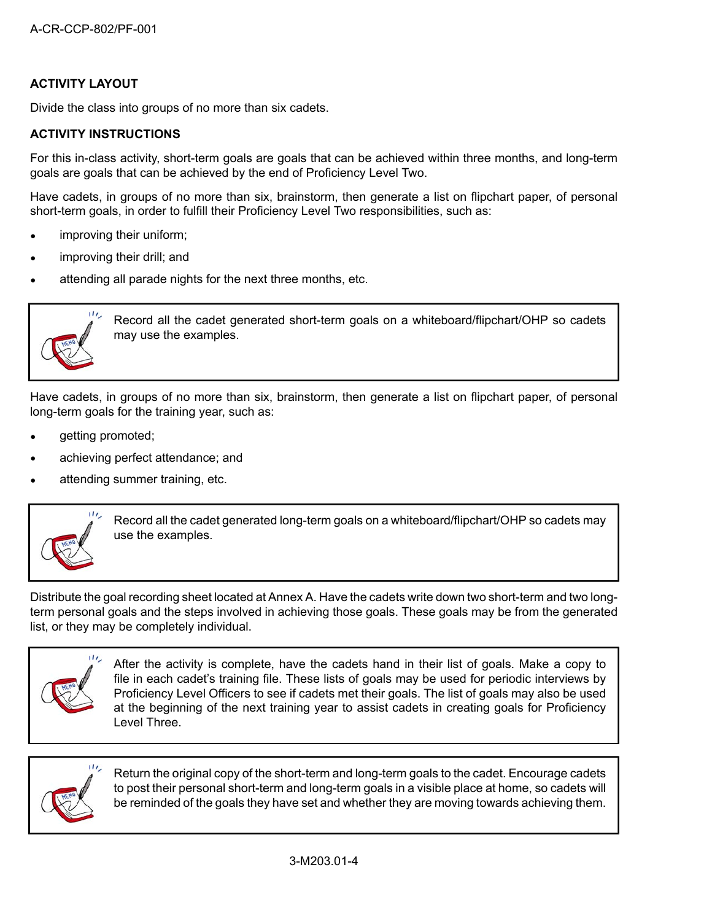### ACTIVITY LAYOUT

Divide the class into groups of no more than six cadets.

### ACTIVITY INSTRUCTIONS

For this in-class activity, short-term goals are goals that can be achieved within three months, and long-term goals are goals that can be achieved by the end of Proficiency Level Two.

Have cadets, in groups of no more than six, brainstorm, then generate a list on flipchart paper, of personal short-term goals, in order to fulfill their Proficiency Level Two responsibilities, such as:

- improving their uniform;
- improving their drill; and
- attending all parade nights for the next three months, etc.

> Record all the cadet generated short-term goals on a whiteboard/flipchart/OHP so cadets may use the examples.

Have cadets, in groups of no more than six, brainstorm, then generate a list on flipchart paper, of personal long-term goals for the training year, such as:

- getting promoted;
- achieving perfect attendance; and
- attending summer training, etc.

> Record all the cadet generated long-term goals on a whiteboard/flipchart/OHP so cadets may use the examples.

Distribute the goal recording sheet located at Annex A. Have the cadets write down two short-term and two long-term personal goals and the steps involved in achieving those goals. These goals may be from the generated list, or they may be completely individual.

> After the activity is complete, have the cadets hand in their list of goals. Make a copy to file in each cadet's training file. These lists of goals may be used for periodic interviews by Proficiency Level Officers to see if cadets met their goals. The list of goals may also be used at the beginning of the next training year to assist cadets in creating goals for Proficiency Level Three.

> Return the original copy of the short-term and long-term goals to the cadet. Encourage cadets to post their personal short-term and long-term goals in a visible place at home, so cadets will be reminded of the goals they have set and whether they are moving towards achieving them.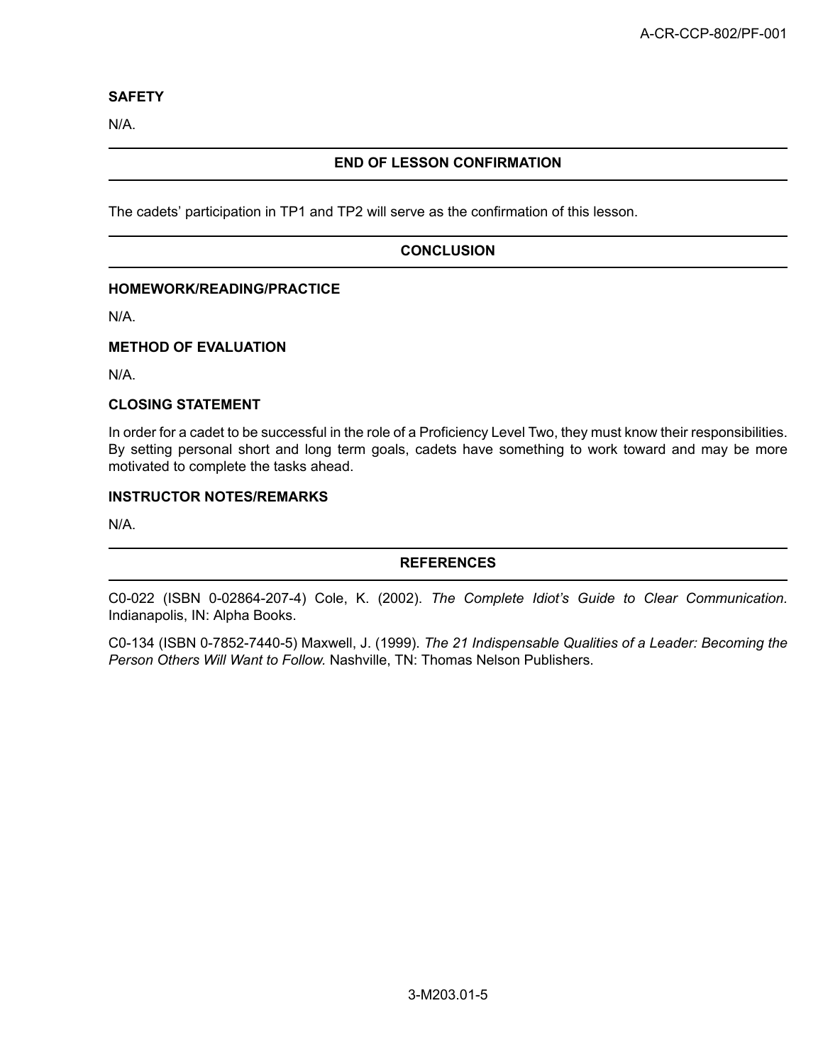### SAFETY

N/A.

## END OF LESSON CONFIRMATION

The cadets' participation in TP1 and TP2 will serve as the confirmation of this lesson.

## CONCLUSION

### HOMEWORK/READING/PRACTICE

N/A.

### METHOD OF EVALUATION

N/A.

### CLOSING STATEMENT

In order for a cadet to be successful in the role of a Proficiency Level Two, they must know their responsibilities. By setting personal short and long term goals, cadets have something to work toward and may be more motivated to complete the tasks ahead.

### INSTRUCTOR NOTES/REMARKS

N/A.

## REFERENCES

C0-022 (ISBN 0-02864-207-4) Cole, K. (2002). *The Complete Idiot's Guide to Clear Communication.* Indianapolis, IN: Alpha Books.

C0-134 (ISBN 0-7852-7440-5) Maxwell, J. (1999). *The 21 Indispensable Qualities of a Leader: Becoming the Person Others Will Want to Follow.* Nashville, TN: Thomas Nelson Publishers.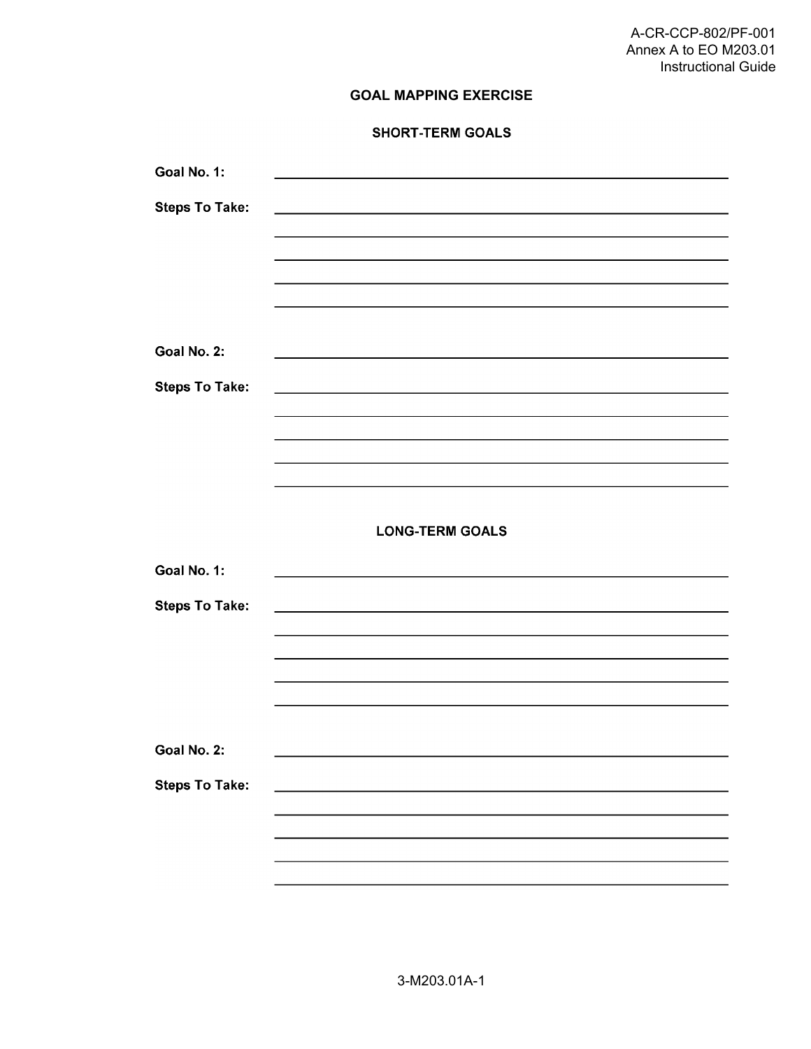# GOAL MAPPING EXERCISE

## SHORT-TERM GOALS

**Goal No. 1:** \_\_\_\_\_\_\_\_\_\_\_\_\_\_\_\_\_\_\_\_\_\_\_\_\_\_\_\_\_\_\_\_\_\_\_\_\_\_\_\_

**Steps To Take:** \_\_\_\_\_\_\_\_\_\_\_\_\_\_\_\_\_\_\_\_\_\_\_\_\_\_\_\_\_\_\_\_\_\_\_\_\_\_\_\_

\_\_\_\_\_\_\_\_\_\_\_\_\_\_\_\_\_\_\_\_\_\_\_\_\_\_\_\_\_\_\_\_\_\_\_\_\_\_\_\_

\_\_\_\_\_\_\_\_\_\_\_\_\_\_\_\_\_\_\_\_\_\_\_\_\_\_\_\_\_\_\_\_\_\_\_\_\_\_\_\_

\_\_\_\_\_\_\_\_\_\_\_\_\_\_\_\_\_\_\_\_\_\_\_\_\_\_\_\_\_\_\_\_\_\_\_\_\_\_\_\_

\_\_\_\_\_\_\_\_\_\_\_\_\_\_\_\_\_\_\_\_\_\_\_\_\_\_\_\_\_\_\_\_\_\_\_\_\_\_\_\_

**Goal No. 2:** \_\_\_\_\_\_\_\_\_\_\_\_\_\_\_\_\_\_\_\_\_\_\_\_\_\_\_\_\_\_\_\_\_\_\_\_\_\_\_\_

**Steps To Take:** \_\_\_\_\_\_\_\_\_\_\_\_\_\_\_\_\_\_\_\_\_\_\_\_\_\_\_\_\_\_\_\_\_\_\_\_\_\_\_\_

\_\_\_\_\_\_\_\_\_\_\_\_\_\_\_\_\_\_\_\_\_\_\_\_\_\_\_\_\_\_\_\_\_\_\_\_\_\_\_\_

\_\_\_\_\_\_\_\_\_\_\_\_\_\_\_\_\_\_\_\_\_\_\_\_\_\_\_\_\_\_\_\_\_\_\_\_\_\_\_\_

\_\_\_\_\_\_\_\_\_\_\_\_\_\_\_\_\_\_\_\_\_\_\_\_\_\_\_\_\_\_\_\_\_\_\_\_\_\_\_\_

\_\_\_\_\_\_\_\_\_\_\_\_\_\_\_\_\_\_\_\_\_\_\_\_\_\_\_\_\_\_\_\_\_\_\_\_\_\_\_\_

## LONG-TERM GOALS

**Goal No. 1:** \_\_\_\_\_\_\_\_\_\_\_\_\_\_\_\_\_\_\_\_\_\_\_\_\_\_\_\_\_\_\_\_\_\_\_\_\_\_\_\_

**Steps To Take:** \_\_\_\_\_\_\_\_\_\_\_\_\_\_\_\_\_\_\_\_\_\_\_\_\_\_\_\_\_\_\_\_\_\_\_\_\_\_\_\_

\_\_\_\_\_\_\_\_\_\_\_\_\_\_\_\_\_\_\_\_\_\_\_\_\_\_\_\_\_\_\_\_\_\_\_\_\_\_\_\_

\_\_\_\_\_\_\_\_\_\_\_\_\_\_\_\_\_\_\_\_\_\_\_\_\_\_\_\_\_\_\_\_\_\_\_\_\_\_\_\_

\_\_\_\_\_\_\_\_\_\_\_\_\_\_\_\_\_\_\_\_\_\_\_\_\_\_\_\_\_\_\_\_\_\_\_\_\_\_\_\_

\_\_\_\_\_\_\_\_\_\_\_\_\_\_\_\_\_\_\_\_\_\_\_\_\_\_\_\_\_\_\_\_\_\_\_\_\_\_\_\_

**Goal No. 2:** \_\_\_\_\_\_\_\_\_\_\_\_\_\_\_\_\_\_\_\_\_\_\_\_\_\_\_\_\_\_\_\_\_\_\_\_\_\_\_\_

**Steps To Take:** \_\_\_\_\_\_\_\_\_\_\_\_\_\_\_\_\_\_\_\_\_\_\_\_\_\_\_\_\_\_\_\_\_\_\_\_\_\_\_\_

\_\_\_\_\_\_\_\_\_\_\_\_\_\_\_\_\_\_\_\_\_\_\_\_\_\_\_\_\_\_\_\_\_\_\_\_\_\_\_\_

\_\_\_\_\_\_\_\_\_\_\_\_\_\_\_\_\_\_\_\_\_\_\_\_\_\_\_\_\_\_\_\_\_\_\_\_\_\_\_\_

\_\_\_\_\_\_\_\_\_\_\_\_\_\_\_\_\_\_\_\_\_\_\_\_\_\_\_\_\_\_\_\_\_\_\_\_\_\_\_\_

\_\_\_\_\_\_\_\_\_\_\_\_\_\_\_\_\_\_\_\_\_\_\_\_\_\_\_\_\_\_\_\_\_\_\_\_\_\_\_\_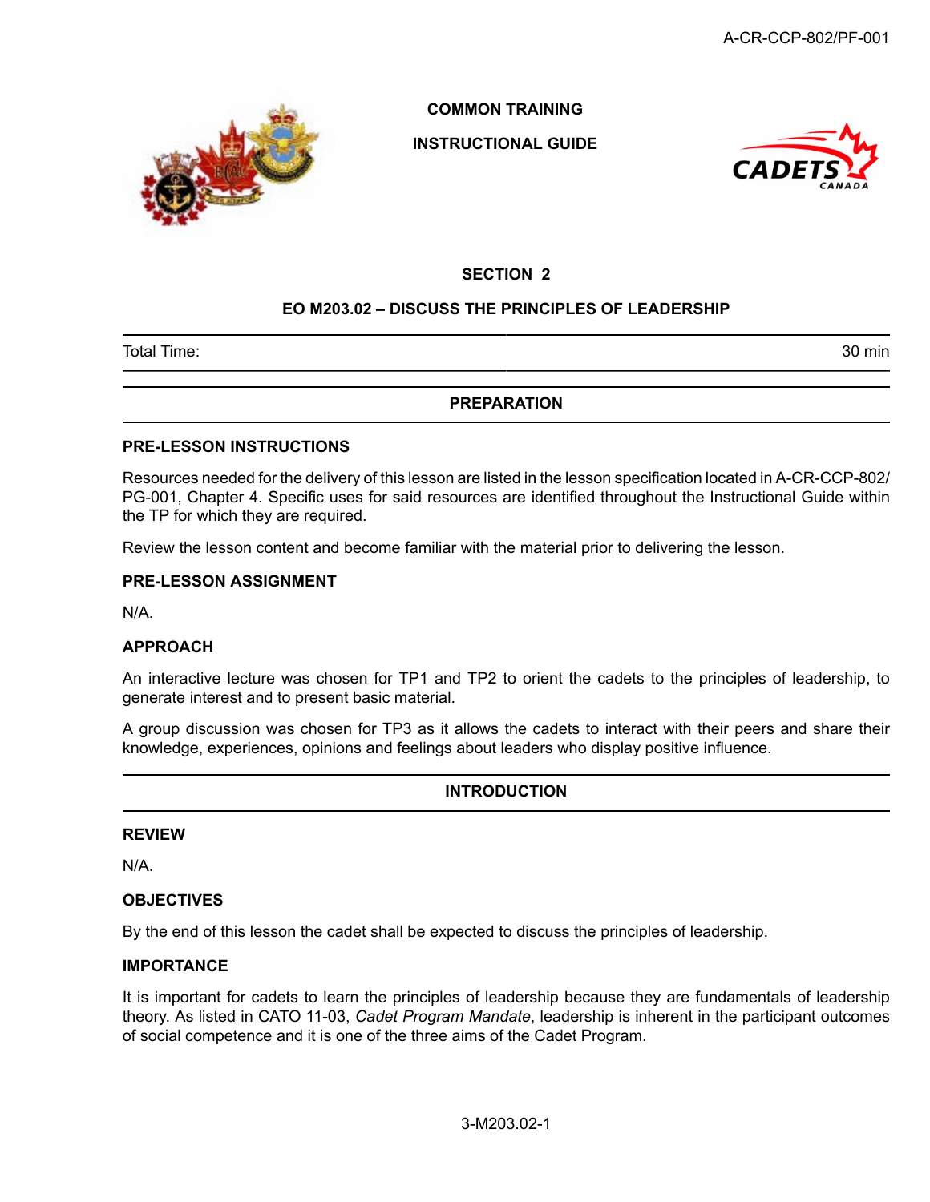COMMON TRAINING

INSTRUCTIONAL GUIDE

## SECTION 2

## EO M203.02 – DISCUSS THE PRINCIPLES OF LEADERSHIP

| Total Time: | 30 min |
|---|---|

## PREPARATION

### PRE-LESSON INSTRUCTIONS

Resources needed for the delivery of this lesson are listed in the lesson specification located in A-CR-CCP-802/PG-001, Chapter 4. Specific uses for said resources are identified throughout the Instructional Guide within the TP for which they are required.

Review the lesson content and become familiar with the material prior to delivering the lesson.

### PRE-LESSON ASSIGNMENT

N/A.

### APPROACH

An interactive lecture was chosen for TP1 and TP2 to orient the cadets to the principles of leadership, to generate interest and to present basic material.

A group discussion was chosen for TP3 as it allows the cadets to interact with their peers and share their knowledge, experiences, opinions and feelings about leaders who display positive influence.

## INTRODUCTION

### REVIEW

N/A.

### OBJECTIVES

By the end of this lesson the cadet shall be expected to discuss the principles of leadership.

### IMPORTANCE

It is important for cadets to learn the principles of leadership because they are fundamentals of leadership theory. As listed in CATO 11-03, *Cadet Program Mandate*, leadership is inherent in the participant outcomes of social competence and it is one of the three aims of the Cadet Program.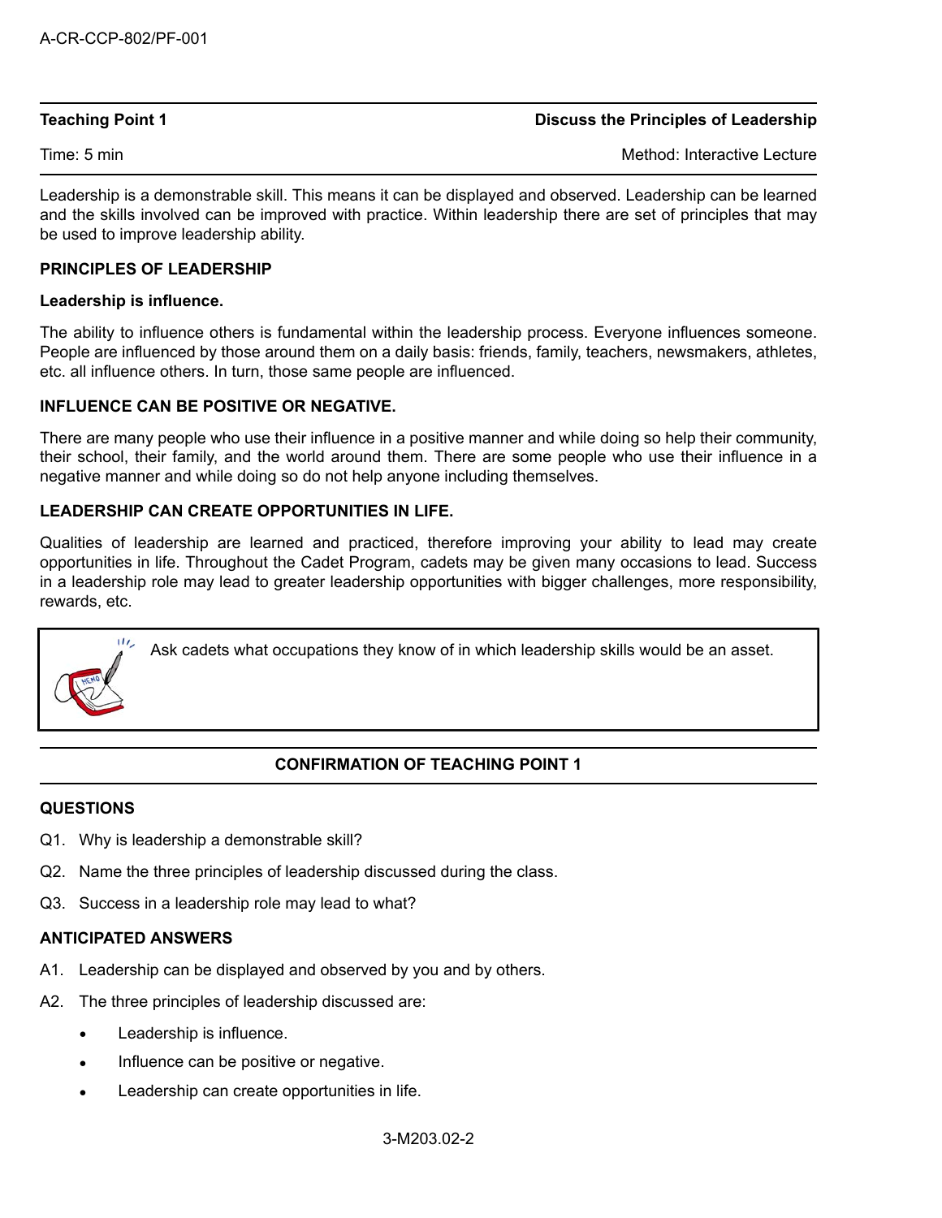| Teaching Point 1 | Discuss the Principles of Leadership |
| --- | --- |
| Time: 5 min | Method: Interactive Lecture |

Leadership is a demonstrable skill. This means it can be displayed and observed. Leadership can be learned and the skills involved can be improved with practice. Within leadership there are set of principles that may be used to improve leadership ability.

**PRINCIPLES OF LEADERSHIP**

**Leadership is influence.**

The ability to influence others is fundamental within the leadership process. Everyone influences someone. People are influenced by those around them on a daily basis: friends, family, teachers, newsmakers, athletes, etc. all influence others. In turn, those same people are influenced.

**INFLUENCE CAN BE POSITIVE OR NEGATIVE.**

There are many people who use their influence in a positive manner and while doing so help their community, their school, their family, and the world around them. There are some people who use their influence in a negative manner and while doing so do not help anyone including themselves.

**LEADERSHIP CAN CREATE OPPORTUNITIES IN LIFE.**

Qualities of leadership are learned and practiced, therefore improving your ability to lead may create opportunities in life. Throughout the Cadet Program, cadets may be given many occasions to lead. Success in a leadership role may lead to greater leadership opportunities with bigger challenges, more responsibility, rewards, etc.

> Ask cadets what occupations they know of in which leadership skills would be an asset.

**CONFIRMATION OF TEACHING POINT 1**

**QUESTIONS**

Q1. Why is leadership a demonstrable skill?

Q2. Name the three principles of leadership discussed during the class.

Q3. Success in a leadership role may lead to what?

**ANTICIPATED ANSWERS**

A1. Leadership can be displayed and observed by you and by others.

A2. The three principles of leadership discussed are:

- Leadership is influence.
- Influence can be positive or negative.
- Leadership can create opportunities in life.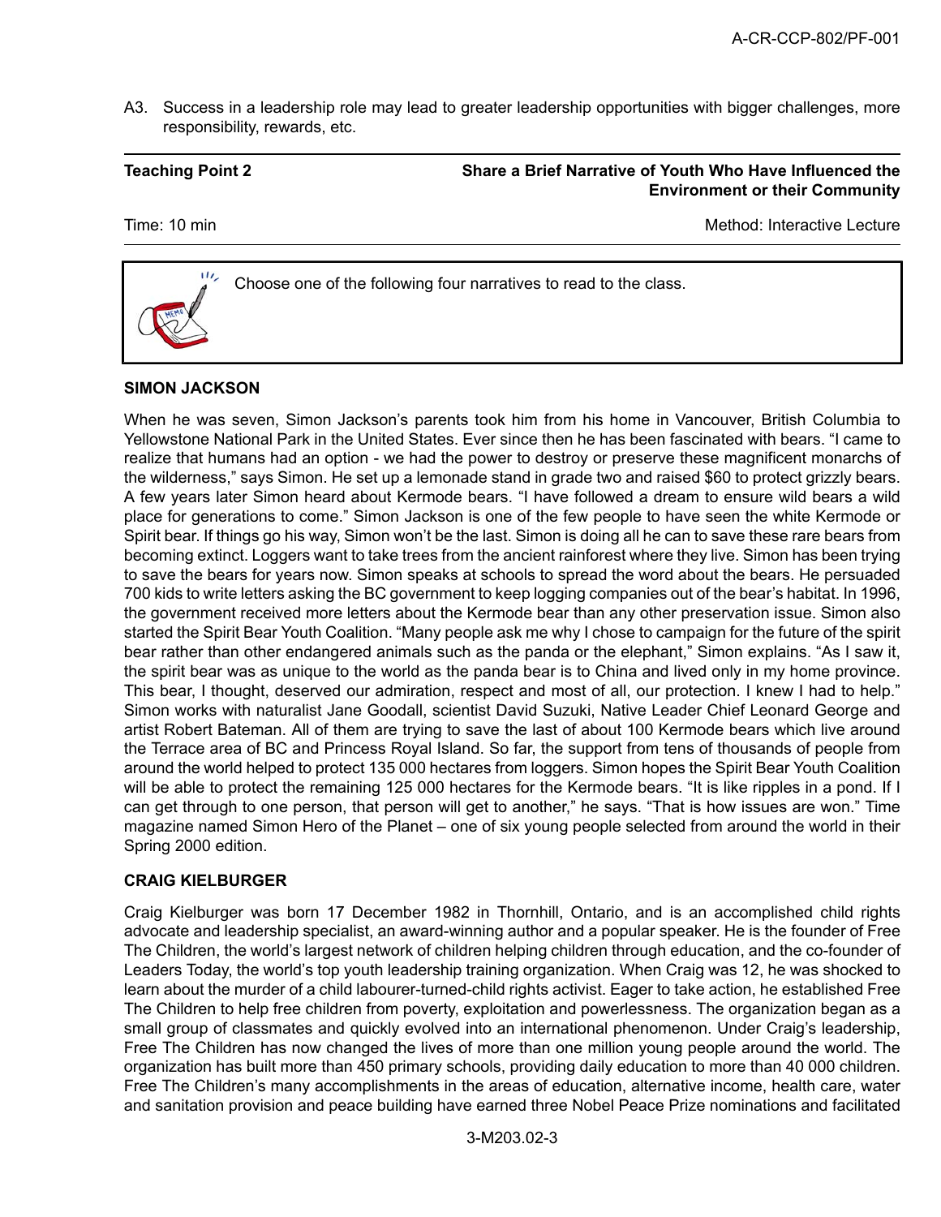A3. Success in a leadership role may lead to greater leadership opportunities with bigger challenges, more responsibility, rewards, etc.

| **Teaching Point 2** | **Share a Brief Narrative of Youth Who Have Influenced the Environment or their Community** |
|---|---|
| Time: 10 min | Method: Interactive Lecture |

> Choose one of the following four narratives to read to the class.

**SIMON JACKSON**

When he was seven, Simon Jackson's parents took him from his home in Vancouver, British Columbia to Yellowstone National Park in the United States. Ever since then he has been fascinated with bears. "I came to realize that humans had an option - we had the power to destroy or preserve these magnificent monarchs of the wilderness," says Simon. He set up a lemonade stand in grade two and raised $60 to protect grizzly bears. A few years later Simon heard about Kermode bears. "I have followed a dream to ensure wild bears a wild place for generations to come." Simon Jackson is one of the few people to have seen the white Kermode or Spirit bear. If things go his way, Simon won't be the last. Simon is doing all he can to save these rare bears from becoming extinct. Loggers want to take trees from the ancient rainforest where they live. Simon has been trying to save the bears for years now. Simon speaks at schools to spread the word about the bears. He persuaded 700 kids to write letters asking the BC government to keep logging companies out of the bear's habitat. In 1996, the government received more letters about the Kermode bear than any other preservation issue. Simon also started the Spirit Bear Youth Coalition. "Many people ask me why I chose to campaign for the future of the spirit bear rather than other endangered animals such as the panda or the elephant," Simon explains. "As I saw it, the spirit bear was as unique to the world as the panda bear is to China and lived only in my home province. This bear, I thought, deserved our admiration, respect and most of all, our protection. I knew I had to help." Simon works with naturalist Jane Goodall, scientist David Suzuki, Native Leader Chief Leonard George and artist Robert Bateman. All of them are trying to save the last of about 100 Kermode bears which live around the Terrace area of BC and Princess Royal Island. So far, the support from tens of thousands of people from around the world helped to protect 135 000 hectares from loggers. Simon hopes the Spirit Bear Youth Coalition will be able to protect the remaining 125 000 hectares for the Kermode bears. "It is like ripples in a pond. If I can get through to one person, that person will get to another," he says. "That is how issues are won." Time magazine named Simon Hero of the Planet – one of six young people selected from around the world in their Spring 2000 edition.

**CRAIG KIELBURGER**

Craig Kielburger was born 17 December 1982 in Thornhill, Ontario, and is an accomplished child rights advocate and leadership specialist, an award-winning author and a popular speaker. He is the founder of Free The Children, the world's largest network of children helping children through education, and the co-founder of Leaders Today, the world's top youth leadership training organization. When Craig was 12, he was shocked to learn about the murder of a child labourer-turned-child rights activist. Eager to take action, he established Free The Children to help free children from poverty, exploitation and powerlessness. The organization began as a small group of classmates and quickly evolved into an international phenomenon. Under Craig's leadership, Free The Children has now changed the lives of more than one million young people around the world. The organization has built more than 450 primary schools, providing daily education to more than 40 000 children. Free The Children's many accomplishments in the areas of education, alternative income, health care, water and sanitation provision and peace building have earned three Nobel Peace Prize nominations and facilitated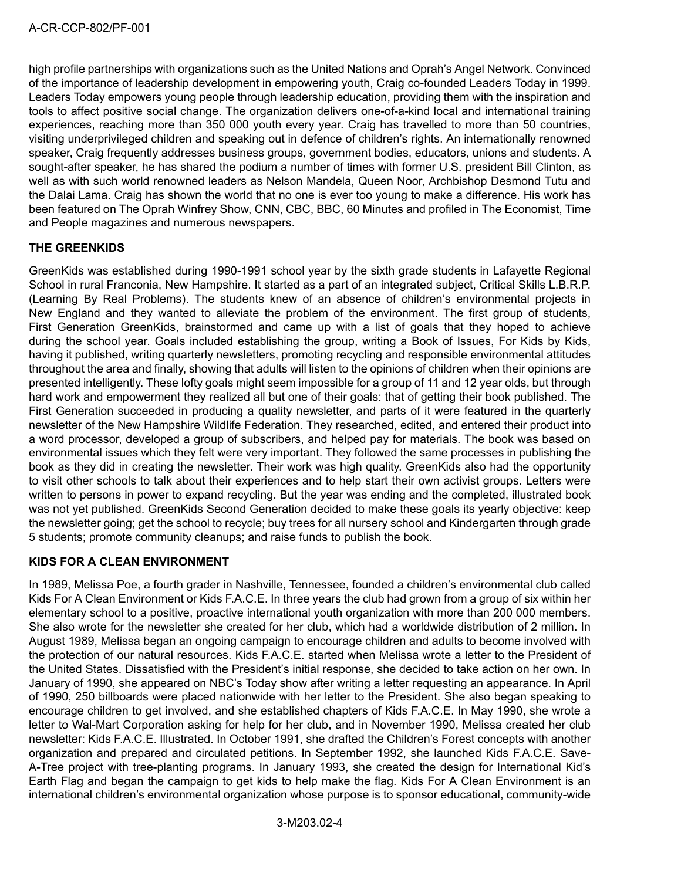high profile partnerships with organizations such as the United Nations and Oprah's Angel Network. Convinced of the importance of leadership development in empowering youth, Craig co-founded Leaders Today in 1999. Leaders Today empowers young people through leadership education, providing them with the inspiration and tools to affect positive social change. The organization delivers one-of-a-kind local and international training experiences, reaching more than 350 000 youth every year. Craig has travelled to more than 50 countries, visiting underprivileged children and speaking out in defence of children's rights. An internationally renowned speaker, Craig frequently addresses business groups, government bodies, educators, unions and students. A sought-after speaker, he has shared the podium a number of times with former U.S. president Bill Clinton, as well as with such world renowned leaders as Nelson Mandela, Queen Noor, Archbishop Desmond Tutu and the Dalai Lama. Craig has shown the world that no one is ever too young to make a difference. His work has been featured on The Oprah Winfrey Show, CNN, CBC, BBC, 60 Minutes and profiled in The Economist, Time and People magazines and numerous newspapers.

**THE GREENKIDS**

GreenKids was established during 1990-1991 school year by the sixth grade students in Lafayette Regional School in rural Franconia, New Hampshire. It started as a part of an integrated subject, Critical Skills L.B.R.P. (Learning By Real Problems). The students knew of an absence of children's environmental projects in New England and they wanted to alleviate the problem of the environment. The first group of students, First Generation GreenKids, brainstormed and came up with a list of goals that they hoped to achieve during the school year. Goals included establishing the group, writing a Book of Issues, For Kids by Kids, having it published, writing quarterly newsletters, promoting recycling and responsible environmental attitudes throughout the area and finally, showing that adults will listen to the opinions of children when their opinions are presented intelligently. These lofty goals might seem impossible for a group of 11 and 12 year olds, but through hard work and empowerment they realized all but one of their goals: that of getting their book published. The First Generation succeeded in producing a quality newsletter, and parts of it were featured in the quarterly newsletter of the New Hampshire Wildlife Federation. They researched, edited, and entered their product into a word processor, developed a group of subscribers, and helped pay for materials. The book was based on environmental issues which they felt were very important. They followed the same processes in publishing the book as they did in creating the newsletter. Their work was high quality. GreenKids also had the opportunity to visit other schools to talk about their experiences and to help start their own activist groups. Letters were written to persons in power to expand recycling. But the year was ending and the completed, illustrated book was not yet published. GreenKids Second Generation decided to make these goals its yearly objective: keep the newsletter going; get the school to recycle; buy trees for all nursery school and Kindergarten through grade 5 students; promote community cleanups; and raise funds to publish the book.

**KIDS FOR A CLEAN ENVIRONMENT**

In 1989, Melissa Poe, a fourth grader in Nashville, Tennessee, founded a children's environmental club called Kids For A Clean Environment or Kids F.A.C.E. In three years the club had grown from a group of six within her elementary school to a positive, proactive international youth organization with more than 200 000 members. She also wrote for the newsletter she created for her club, which had a worldwide distribution of 2 million. In August 1989, Melissa began an ongoing campaign to encourage children and adults to become involved with the protection of our natural resources. Kids F.A.C.E. started when Melissa wrote a letter to the President of the United States. Dissatisfied with the President's initial response, she decided to take action on her own. In January of 1990, she appeared on NBC's Today show after writing a letter requesting an appearance. In April of 1990, 250 billboards were placed nationwide with her letter to the President. She also began speaking to encourage children to get involved, and she established chapters of Kids F.A.C.E. In May 1990, she wrote a letter to Wal-Mart Corporation asking for help for her club, and in November 1990, Melissa created her club newsletter: Kids F.A.C.E. Illustrated. In October 1991, she drafted the Children's Forest concepts with another organization and prepared and circulated petitions. In September 1992, she launched Kids F.A.C.E. Save-A-Tree project with tree-planting programs. In January 1993, she created the design for International Kid's Earth Flag and began the campaign to get kids to help make the flag. Kids For A Clean Environment is an international children's environmental organization whose purpose is to sponsor educational, community-wide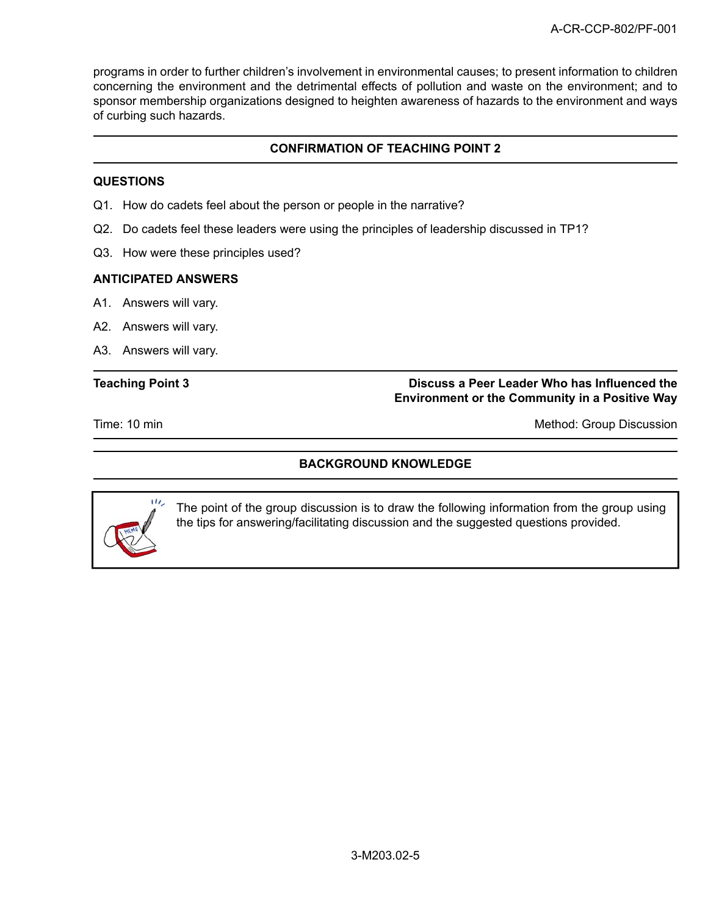programs in order to further children's involvement in environmental causes; to present information to children concerning the environment and the detrimental effects of pollution and waste on the environment; and to sponsor membership organizations designed to heighten awareness of hazards to the environment and ways of curbing such hazards.

## CONFIRMATION OF TEACHING POINT 2

### QUESTIONS

Q1. How do cadets feel about the person or people in the narrative?

Q2. Do cadets feel these leaders were using the principles of leadership discussed in TP1?

Q3. How were these principles used?

### ANTICIPATED ANSWERS

A1. Answers will vary.

A2. Answers will vary.

A3. Answers will vary.

**Teaching Point 3** — **Discuss a Peer Leader Who has Influenced the Environment or the Community in a Positive Way**

Time: 10 min — Method: Group Discussion

## BACKGROUND KNOWLEDGE

> The point of the group discussion is to draw the following information from the group using the tips for answering/facilitating discussion and the suggested questions provided.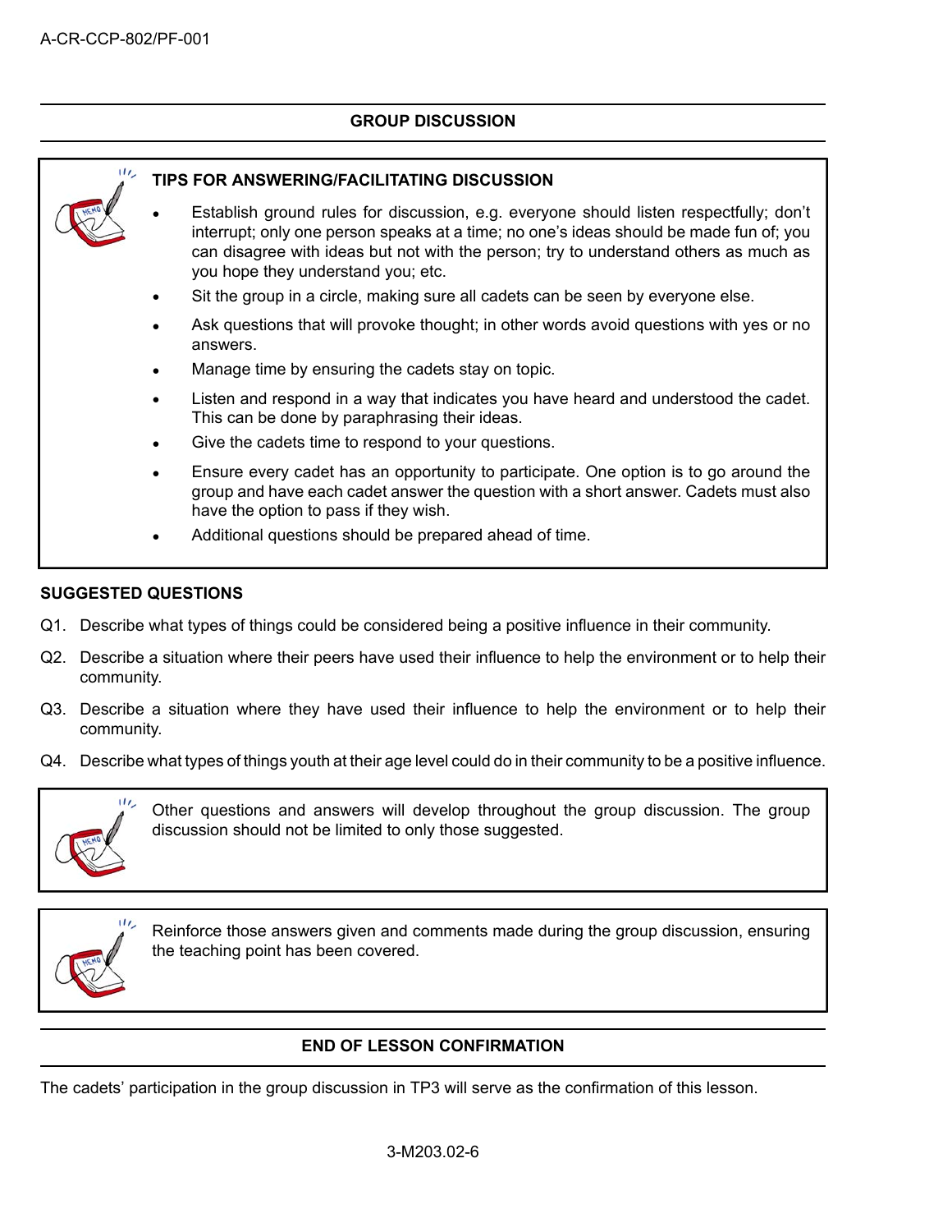## GROUP DISCUSSION

**TIPS FOR ANSWERING/FACILITATING DISCUSSION**

- Establish ground rules for discussion, e.g. everyone should listen respectfully; don't interrupt; only one person speaks at a time; no one's ideas should be made fun of; you can disagree with ideas but not with the person; try to understand others as much as you hope they understand you; etc.
- Sit the group in a circle, making sure all cadets can be seen by everyone else.
- Ask questions that will provoke thought; in other words avoid questions with yes or no answers.
- Manage time by ensuring the cadets stay on topic.
- Listen and respond in a way that indicates you have heard and understood the cadet. This can be done by paraphrasing their ideas.
- Give the cadets time to respond to your questions.
- Ensure every cadet has an opportunity to participate. One option is to go around the group and have each cadet answer the question with a short answer. Cadets must also have the option to pass if they wish.
- Additional questions should be prepared ahead of time.

**SUGGESTED QUESTIONS**

Q1. Describe what types of things could be considered being a positive influence in their community.

Q2. Describe a situation where their peers have used their influence to help the environment or to help their community.

Q3. Describe a situation where they have used their influence to help the environment or to help their community.

Q4. Describe what types of things youth at their age level could do in their community to be a positive influence.

Other questions and answers will develop throughout the group discussion. The group discussion should not be limited to only those suggested.

Reinforce those answers given and comments made during the group discussion, ensuring the teaching point has been covered.

## END OF LESSON CONFIRMATION

The cadets' participation in the group discussion in TP3 will serve as the confirmation of this lesson.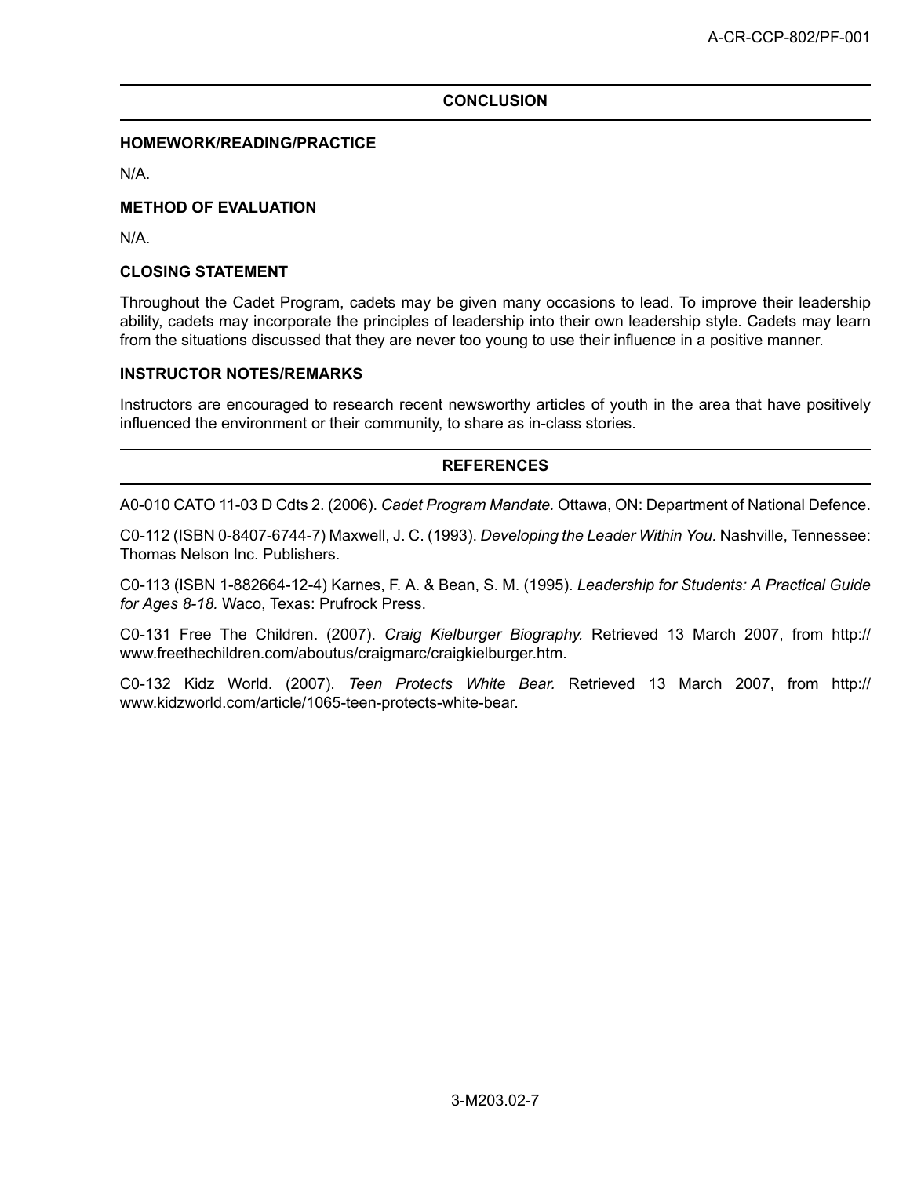## CONCLUSION

### HOMEWORK/READING/PRACTICE

N/A.

### METHOD OF EVALUATION

N/A.

### CLOSING STATEMENT

Throughout the Cadet Program, cadets may be given many occasions to lead. To improve their leadership ability, cadets may incorporate the principles of leadership into their own leadership style. Cadets may learn from the situations discussed that they are never too young to use their influence in a positive manner.

### INSTRUCTOR NOTES/REMARKS

Instructors are encouraged to research recent newsworthy articles of youth in the area that have positively influenced the environment or their community, to share as in-class stories.

## REFERENCES

A0-010 CATO 11-03 D Cdts 2. (2006). *Cadet Program Mandate.* Ottawa, ON: Department of National Defence.

C0-112 (ISBN 0-8407-6744-7) Maxwell, J. C. (1993). *Developing the Leader Within You.* Nashville, Tennessee: Thomas Nelson Inc. Publishers.

C0-113 (ISBN 1-882664-12-4) Karnes, F. A. & Bean, S. M. (1995). *Leadership for Students: A Practical Guide for Ages 8-18.* Waco, Texas: Prufrock Press.

C0-131 Free The Children. (2007). *Craig Kielburger Biography.* Retrieved 13 March 2007, from http://www.freethechildren.com/aboutus/craigmarc/craigkielburger.htm.

C0-132 Kidz World. (2007). *Teen Protects White Bear.* Retrieved 13 March 2007, from http://www.kidzworld.com/article/1065-teen-protects-white-bear.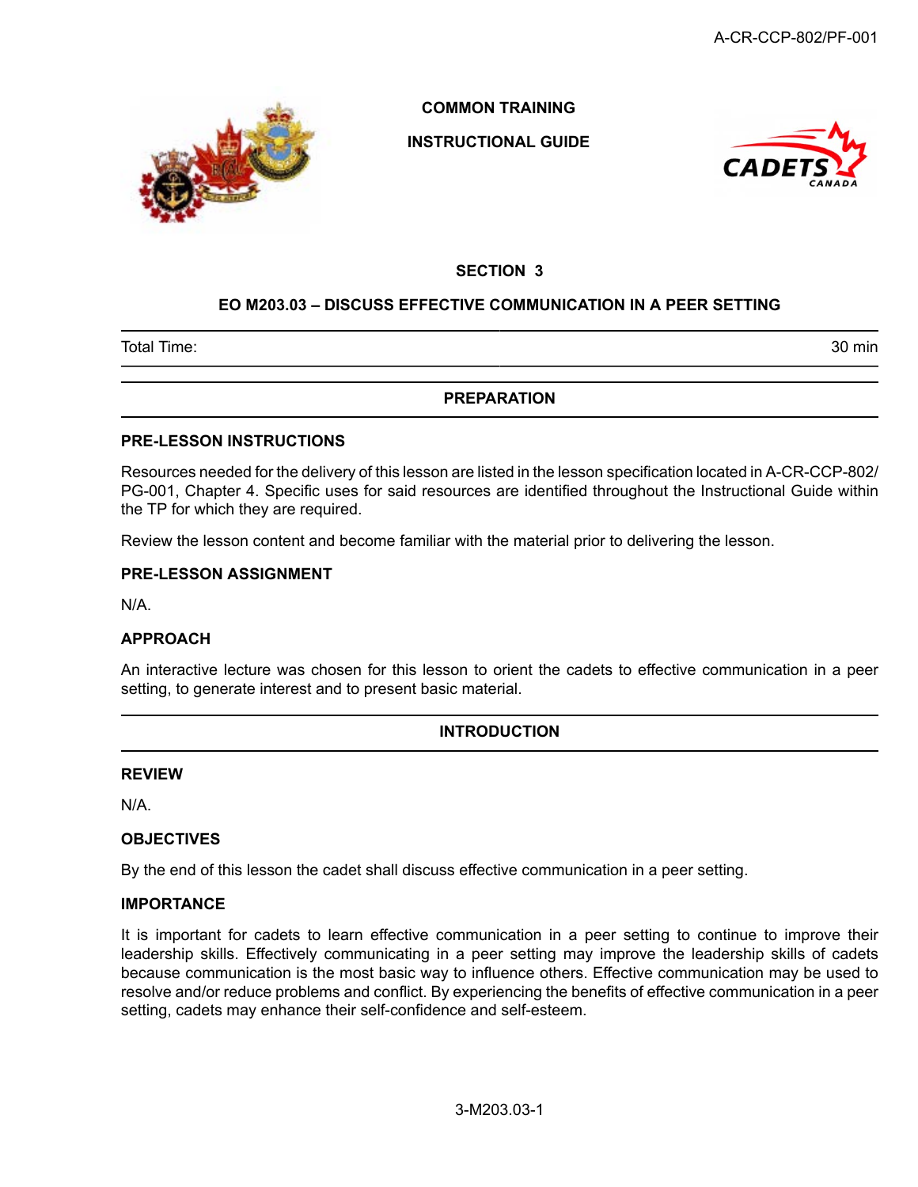COMMON TRAINING

INSTRUCTIONAL GUIDE

## SECTION 3

## EO M203.03 – DISCUSS EFFECTIVE COMMUNICATION IN A PEER SETTING

| Total Time: | 30 min |
|---|---|

## PREPARATION

### PRE-LESSON INSTRUCTIONS

Resources needed for the delivery of this lesson are listed in the lesson specification located in A-CR-CCP-802/PG-001, Chapter 4. Specific uses for said resources are identified throughout the Instructional Guide within the TP for which they are required.

Review the lesson content and become familiar with the material prior to delivering the lesson.

### PRE-LESSON ASSIGNMENT

N/A.

### APPROACH

An interactive lecture was chosen for this lesson to orient the cadets to effective communication in a peer setting, to generate interest and to present basic material.

## INTRODUCTION

### REVIEW

N/A.

### OBJECTIVES

By the end of this lesson the cadet shall discuss effective communication in a peer setting.

### IMPORTANCE

It is important for cadets to learn effective communication in a peer setting to continue to improve their leadership skills. Effectively communicating in a peer setting may improve the leadership skills of cadets because communication is the most basic way to influence others. Effective communication may be used to resolve and/or reduce problems and conflict. By experiencing the benefits of effective communication in a peer setting, cadets may enhance their self-confidence and self-esteem.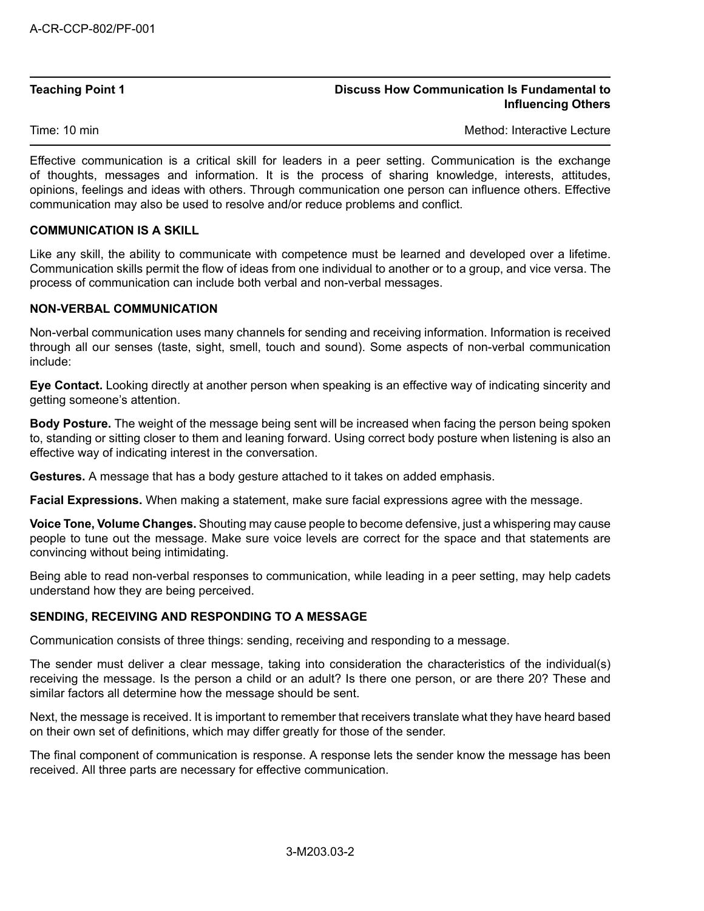| Teaching Point 1 | Discuss How Communication Is Fundamental to Influencing Others |
| --- | --- |
| Time: 10 min | Method: Interactive Lecture |

Effective communication is a critical skill for leaders in a peer setting. Communication is the exchange of thoughts, messages and information. It is the process of sharing knowledge, interests, attitudes, opinions, feelings and ideas with others. Through communication one person can influence others. Effective communication may also be used to resolve and/or reduce problems and conflict.

**COMMUNICATION IS A SKILL**

Like any skill, the ability to communicate with competence must be learned and developed over a lifetime. Communication skills permit the flow of ideas from one individual to another or to a group, and vice versa. The process of communication can include both verbal and non-verbal messages.

**NON-VERBAL COMMUNICATION**

Non-verbal communication uses many channels for sending and receiving information. Information is received through all our senses (taste, sight, smell, touch and sound). Some aspects of non-verbal communication include:

**Eye Contact.** Looking directly at another person when speaking is an effective way of indicating sincerity and getting someone's attention.

**Body Posture.** The weight of the message being sent will be increased when facing the person being spoken to, standing or sitting closer to them and leaning forward. Using correct body posture when listening is also an effective way of indicating interest in the conversation.

**Gestures.** A message that has a body gesture attached to it takes on added emphasis.

**Facial Expressions.** When making a statement, make sure facial expressions agree with the message.

**Voice Tone, Volume Changes.** Shouting may cause people to become defensive, just a whispering may cause people to tune out the message. Make sure voice levels are correct for the space and that statements are convincing without being intimidating.

Being able to read non-verbal responses to communication, while leading in a peer setting, may help cadets understand how they are being perceived.

**SENDING, RECEIVING AND RESPONDING TO A MESSAGE**

Communication consists of three things: sending, receiving and responding to a message.

The sender must deliver a clear message, taking into consideration the characteristics of the individual(s) receiving the message. Is the person a child or an adult? Is there one person, or are there 20? These and similar factors all determine how the message should be sent.

Next, the message is received. It is important to remember that receivers translate what they have heard based on their own set of definitions, which may differ greatly for those of the sender.

The final component of communication is response. A response lets the sender know the message has been received. All three parts are necessary for effective communication.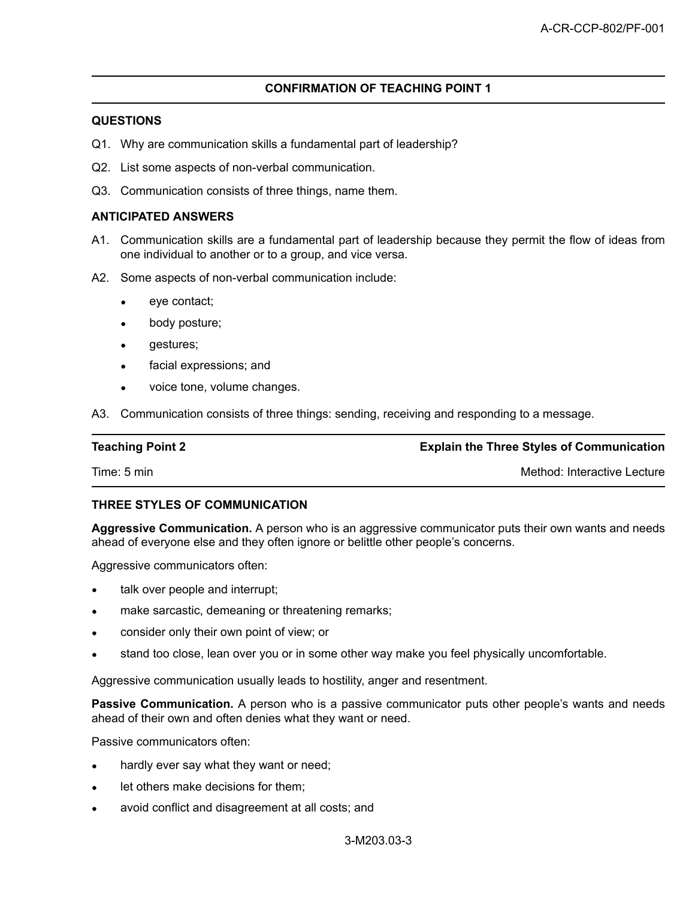## CONFIRMATION OF TEACHING POINT 1

### QUESTIONS

Q1. Why are communication skills a fundamental part of leadership?

Q2. List some aspects of non-verbal communication.

Q3. Communication consists of three things, name them.

### ANTICIPATED ANSWERS

A1. Communication skills are a fundamental part of leadership because they permit the flow of ideas from one individual to another or to a group, and vice versa.

A2. Some aspects of non-verbal communication include:

- eye contact;
- body posture;
- gestures;
- facial expressions; and
- voice tone, volume changes.

A3. Communication consists of three things: sending, receiving and responding to a message.

| **Teaching Point 2** | **Explain the Three Styles of Communication** |
|---|---|
| Time: 5 min | Method: Interactive Lecture |

### THREE STYLES OF COMMUNICATION

**Aggressive Communication.** A person who is an aggressive communicator puts their own wants and needs ahead of everyone else and they often ignore or belittle other people's concerns.

Aggressive communicators often:

- talk over people and interrupt;
- make sarcastic, demeaning or threatening remarks;
- consider only their own point of view; or
- stand too close, lean over you or in some other way make you feel physically uncomfortable.

Aggressive communication usually leads to hostility, anger and resentment.

**Passive Communication.** A person who is a passive communicator puts other people's wants and needs ahead of their own and often denies what they want or need.

Passive communicators often:

- hardly ever say what they want or need;
- let others make decisions for them;
- avoid conflict and disagreement at all costs; and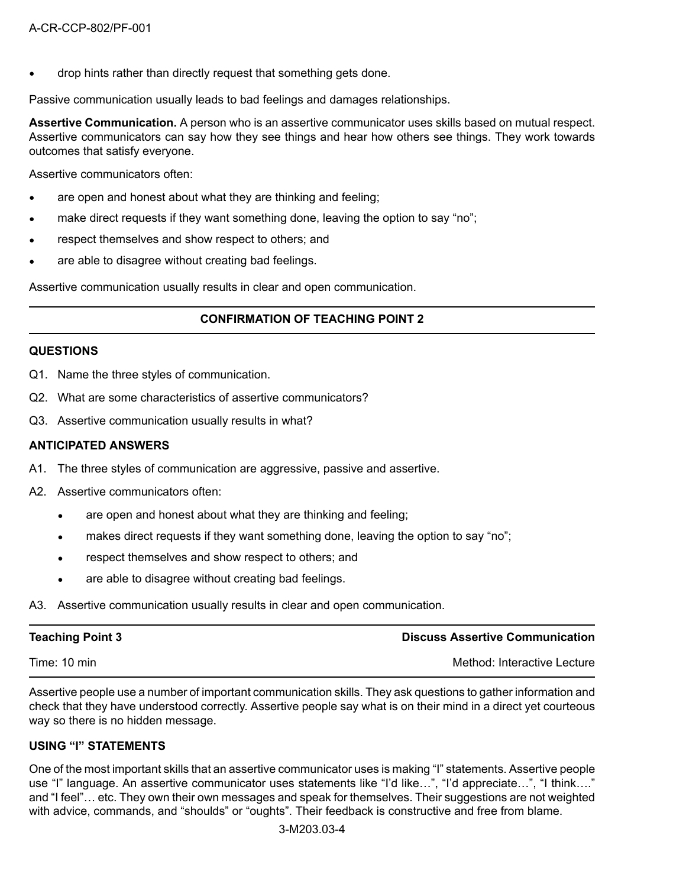- drop hints rather than directly request that something gets done.

Passive communication usually leads to bad feelings and damages relationships.

**Assertive Communication.** A person who is an assertive communicator uses skills based on mutual respect. Assertive communicators can say how they see things and hear how others see things. They work towards outcomes that satisfy everyone.

Assertive communicators often:

- are open and honest about what they are thinking and feeling;
- make direct requests if they want something done, leaving the option to say "no";
- respect themselves and show respect to others; and
- are able to disagree without creating bad feelings.

Assertive communication usually results in clear and open communication.

---

**CONFIRMATION OF TEACHING POINT 2**

---

**QUESTIONS**

Q1. Name the three styles of communication.

Q2. What are some characteristics of assertive communicators?

Q3. Assertive communication usually results in what?

**ANTICIPATED ANSWERS**

A1. The three styles of communication are aggressive, passive and assertive.

A2. Assertive communicators often:

- are open and honest about what they are thinking and feeling;
- makes direct requests if they want something done, leaving the option to say "no";
- respect themselves and show respect to others; and
- are able to disagree without creating bad feelings.

A3. Assertive communication usually results in clear and open communication.

---

| Teaching Point 3 | Discuss Assertive Communication |
|---|---|
| Time: 10 min | Method: Interactive Lecture |

Assertive people use a number of important communication skills. They ask questions to gather information and check that they have understood correctly. Assertive people say what is on their mind in a direct yet courteous way so there is no hidden message.

**USING "I" STATEMENTS**

One of the most important skills that an assertive communicator uses is making "I" statements. Assertive people use "I" language. An assertive communicator uses statements like "I'd like…", "I'd appreciate…", "I think…." and "I feel"… etc. They own their own messages and speak for themselves. Their suggestions are not weighted with advice, commands, and "shoulds" or "oughts". Their feedback is constructive and free from blame.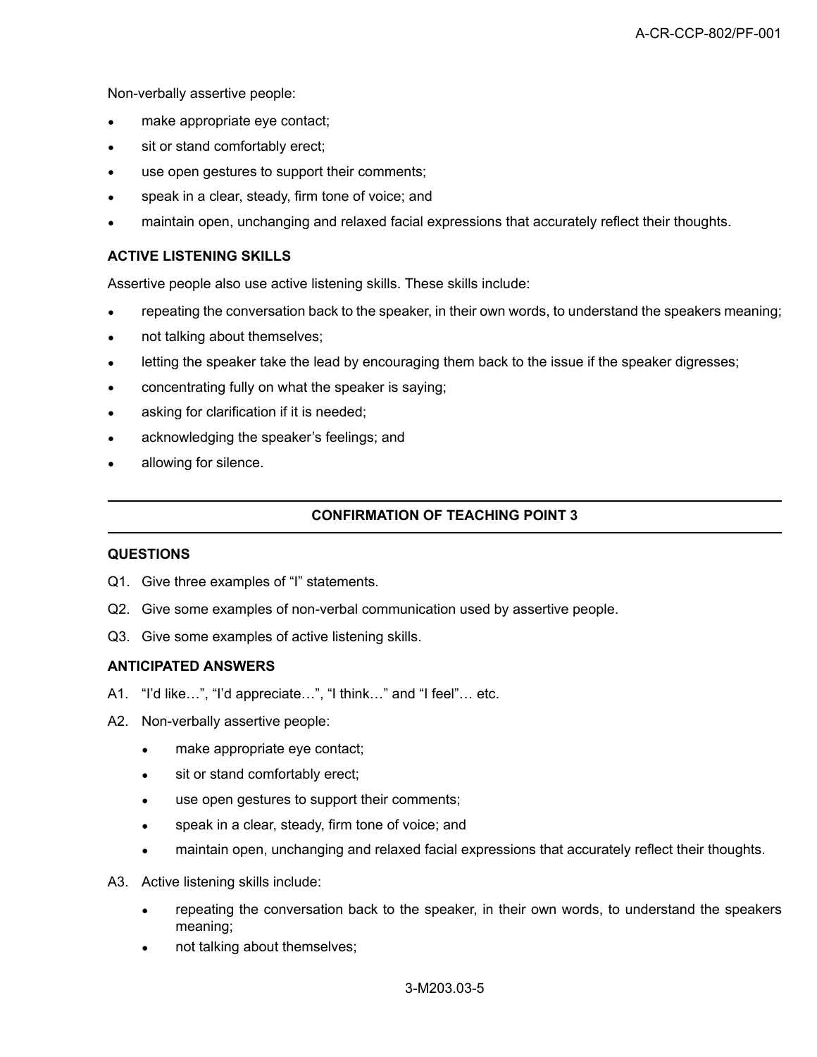Non-verbally assertive people:

- make appropriate eye contact;
- sit or stand comfortably erect;
- use open gestures to support their comments;
- speak in a clear, steady, firm tone of voice; and
- maintain open, unchanging and relaxed facial expressions that accurately reflect their thoughts.

**ACTIVE LISTENING SKILLS**

Assertive people also use active listening skills. These skills include:

- repeating the conversation back to the speaker, in their own words, to understand the speakers meaning;
- not talking about themselves;
- letting the speaker take the lead by encouraging them back to the issue if the speaker digresses;
- concentrating fully on what the speaker is saying;
- asking for clarification if it is needed;
- acknowledging the speaker's feelings; and
- allowing for silence.

---

**CONFIRMATION OF TEACHING POINT 3**

---

**QUESTIONS**

Q1. Give three examples of "I" statements.

Q2. Give some examples of non-verbal communication used by assertive people.

Q3. Give some examples of active listening skills.

**ANTICIPATED ANSWERS**

A1. "I'd like…", "I'd appreciate…", "I think…" and "I feel"… etc.

A2. Non-verbally assertive people:

- make appropriate eye contact;
- sit or stand comfortably erect;
- use open gestures to support their comments;
- speak in a clear, steady, firm tone of voice; and
- maintain open, unchanging and relaxed facial expressions that accurately reflect their thoughts.

A3. Active listening skills include:

- repeating the conversation back to the speaker, in their own words, to understand the speakers meaning;
- not talking about themselves;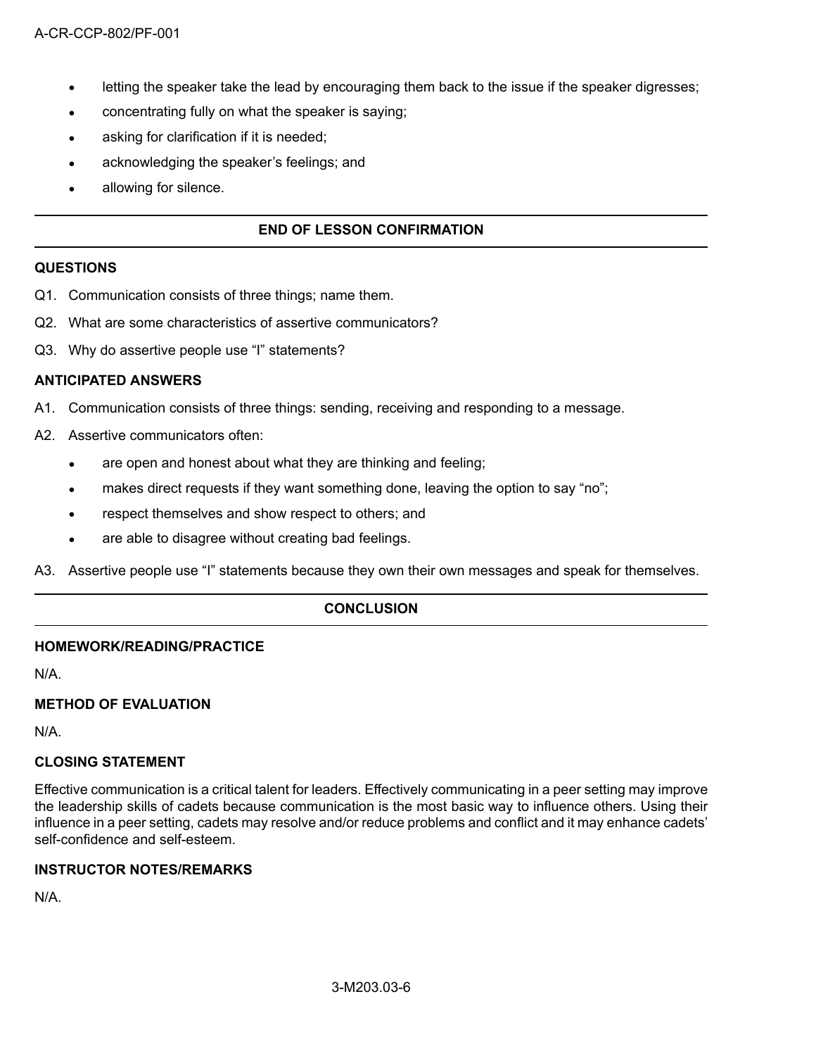- letting the speaker take the lead by encouraging them back to the issue if the speaker digresses;
- concentrating fully on what the speaker is saying;
- asking for clarification if it is needed;
- acknowledging the speaker's feelings; and
- allowing for silence.

## END OF LESSON CONFIRMATION

### QUESTIONS

Q1. Communication consists of three things; name them.

Q2. What are some characteristics of assertive communicators?

Q3. Why do assertive people use "I" statements?

### ANTICIPATED ANSWERS

A1. Communication consists of three things: sending, receiving and responding to a message.

A2. Assertive communicators often:

- are open and honest about what they are thinking and feeling;
- makes direct requests if they want something done, leaving the option to say "no";
- respect themselves and show respect to others; and
- are able to disagree without creating bad feelings.

A3. Assertive people use "I" statements because they own their own messages and speak for themselves.

## CONCLUSION

### HOMEWORK/READING/PRACTICE

N/A.

### METHOD OF EVALUATION

N/A.

### CLOSING STATEMENT

Effective communication is a critical talent for leaders. Effectively communicating in a peer setting may improve the leadership skills of cadets because communication is the most basic way to influence others. Using their influence in a peer setting, cadets may resolve and/or reduce problems and conflict and it may enhance cadets' self-confidence and self-esteem.

### INSTRUCTOR NOTES/REMARKS

N/A.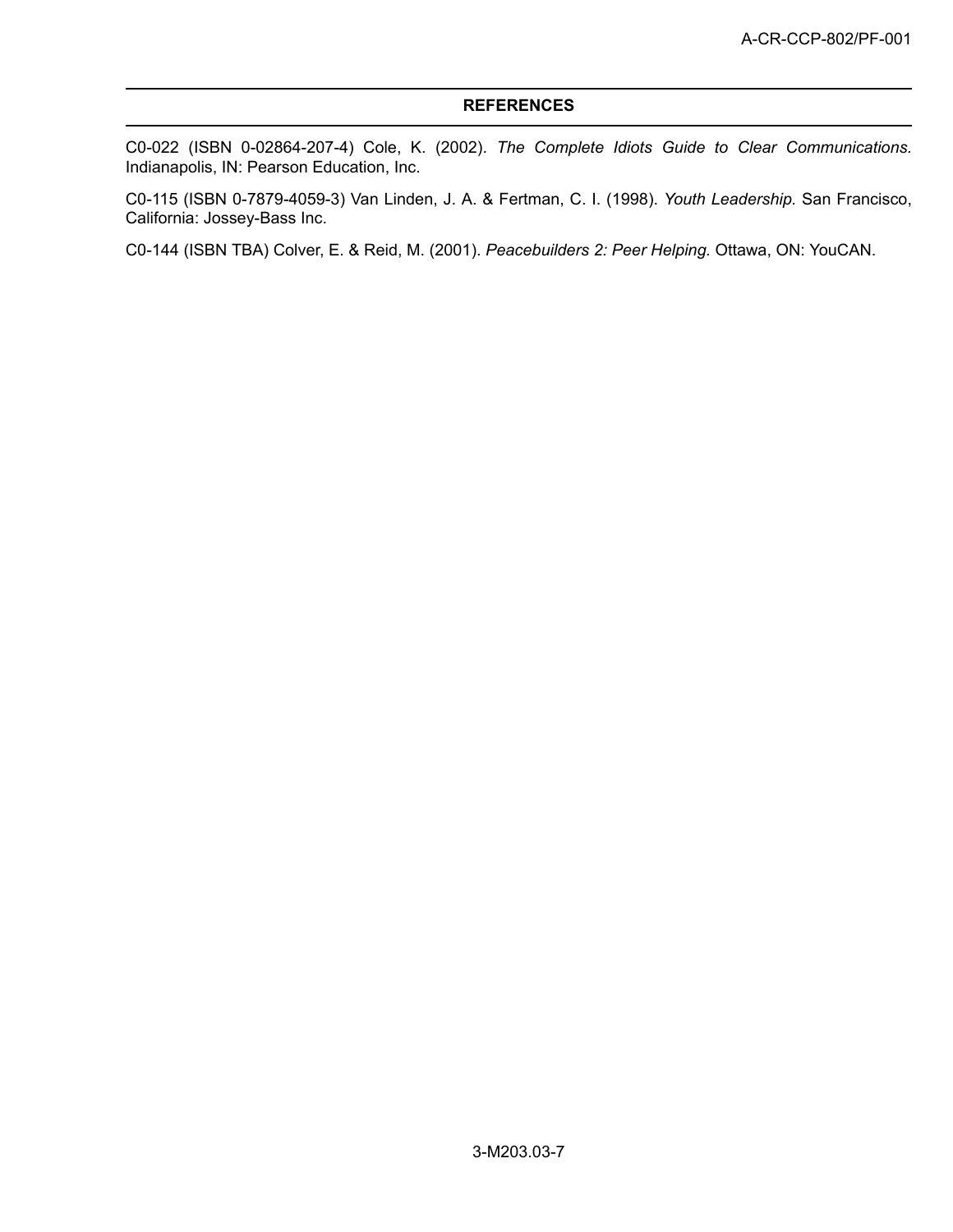## REFERENCES

C0-022 (ISBN 0-02864-207-4) Cole, K. (2002). *The Complete Idiots Guide to Clear Communications.* Indianapolis, IN: Pearson Education, Inc.

C0-115 (ISBN 0-7879-4059-3) Van Linden, J. A. & Fertman, C. I. (1998). *Youth Leadership.* San Francisco, California: Jossey-Bass Inc.

C0-144 (ISBN TBA) Colver, E. & Reid, M. (2001). *Peacebuilders 2: Peer Helping.* Ottawa, ON: YouCAN.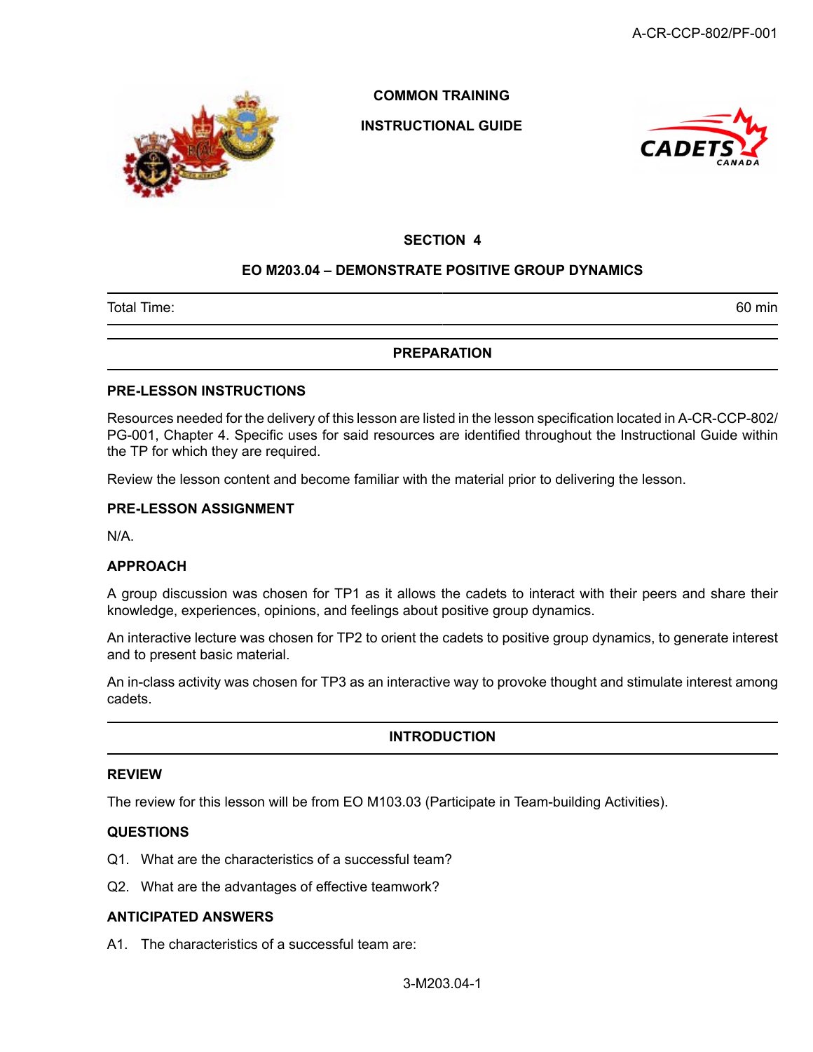**COMMON TRAINING**

**INSTRUCTIONAL GUIDE**

## SECTION 4

## EO M203.04 – DEMONSTRATE POSITIVE GROUP DYNAMICS

| Total Time: | 60 min |
|---|---|

## PREPARATION

### PRE-LESSON INSTRUCTIONS

Resources needed for the delivery of this lesson are listed in the lesson specification located in A-CR-CCP-802/PG-001, Chapter 4. Specific uses for said resources are identified throughout the Instructional Guide within the TP for which they are required.

Review the lesson content and become familiar with the material prior to delivering the lesson.

### PRE-LESSON ASSIGNMENT

N/A.

### APPROACH

A group discussion was chosen for TP1 as it allows the cadets to interact with their peers and share their knowledge, experiences, opinions, and feelings about positive group dynamics.

An interactive lecture was chosen for TP2 to orient the cadets to positive group dynamics, to generate interest and to present basic material.

An in-class activity was chosen for TP3 as an interactive way to provoke thought and stimulate interest among cadets.

## INTRODUCTION

### REVIEW

The review for this lesson will be from EO M103.03 (Participate in Team-building Activities).

### QUESTIONS

Q1. What are the characteristics of a successful team?

Q2. What are the advantages of effective teamwork?

### ANTICIPATED ANSWERS

A1. The characteristics of a successful team are: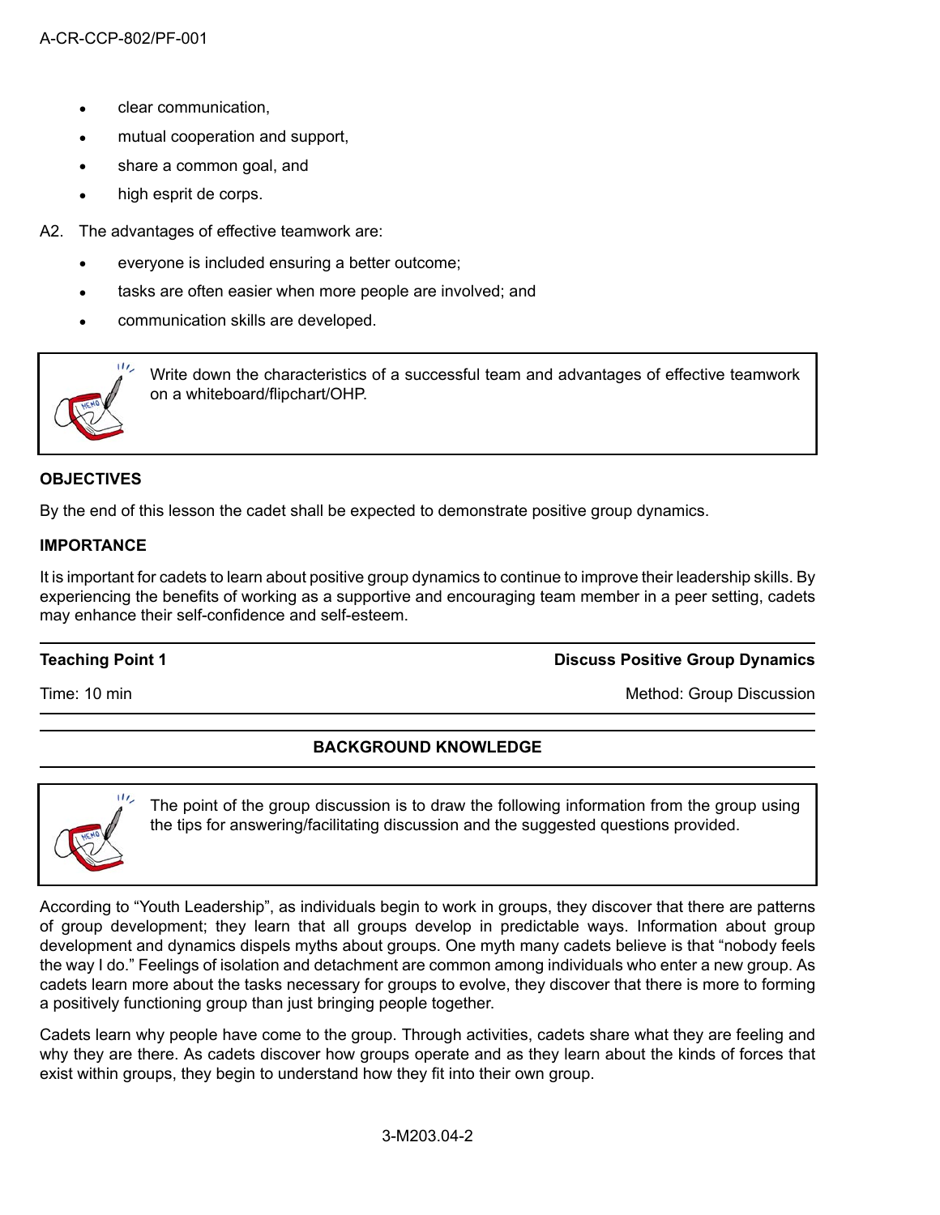- clear communication,
- mutual cooperation and support,
- share a common goal, and
- high esprit de corps.

A2. The advantages of effective teamwork are:

- everyone is included ensuring a better outcome;
- tasks are often easier when more people are involved; and
- communication skills are developed.

> Write down the characteristics of a successful team and advantages of effective teamwork on a whiteboard/flipchart/OHP.

**OBJECTIVES**

By the end of this lesson the cadet shall be expected to demonstrate positive group dynamics.

**IMPORTANCE**

It is important for cadets to learn about positive group dynamics to continue to improve their leadership skills. By experiencing the benefits of working as a supportive and encouraging team member in a peer setting, cadets may enhance their self-confidence and self-esteem.

| **Teaching Point 1** | **Discuss Positive Group Dynamics** |
|---|---|
| Time: 10 min | Method: Group Discussion |

**BACKGROUND KNOWLEDGE**

> The point of the group discussion is to draw the following information from the group using the tips for answering/facilitating discussion and the suggested questions provided.

According to "Youth Leadership", as individuals begin to work in groups, they discover that there are patterns of group development; they learn that all groups develop in predictable ways. Information about group development and dynamics dispels myths about groups. One myth many cadets believe is that "nobody feels the way I do." Feelings of isolation and detachment are common among individuals who enter a new group. As cadets learn more about the tasks necessary for groups to evolve, they discover that there is more to forming a positively functioning group than just bringing people together.

Cadets learn why people have come to the group. Through activities, cadets share what they are feeling and why they are there. As cadets discover how groups operate and as they learn about the kinds of forces that exist within groups, they begin to understand how they fit into their own group.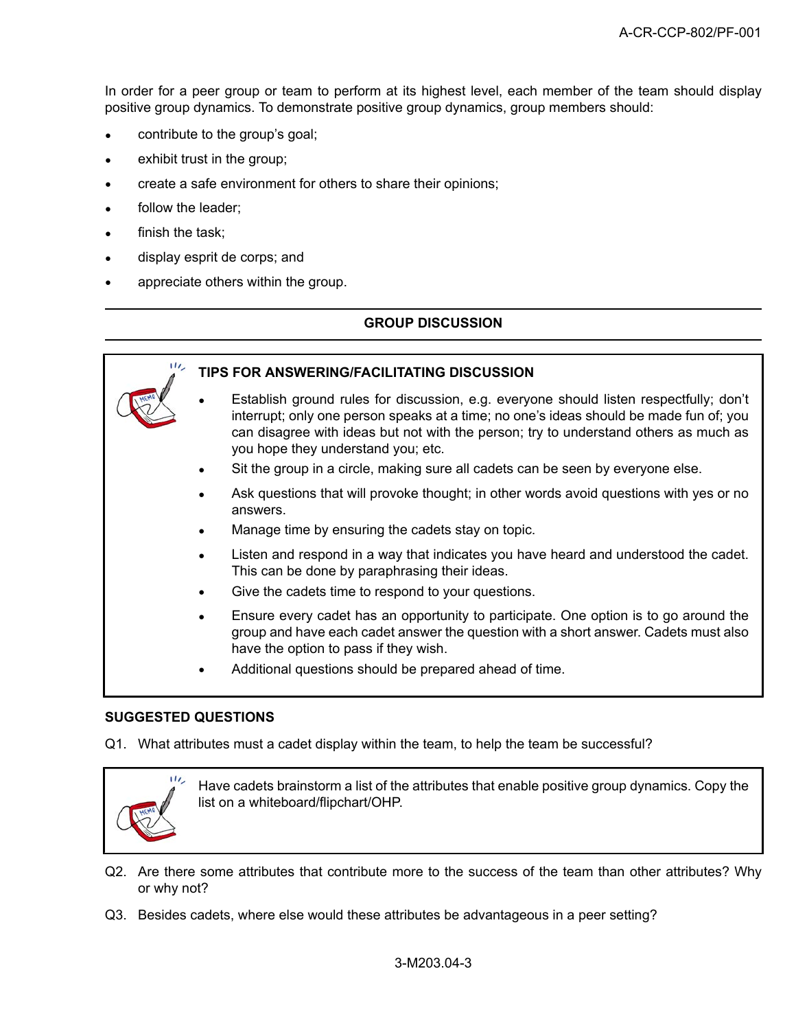In order for a peer group or team to perform at its highest level, each member of the team should display positive group dynamics. To demonstrate positive group dynamics, group members should:

- contribute to the group's goal;
- exhibit trust in the group;
- create a safe environment for others to share their opinions;
- follow the leader;
- finish the task;
- display esprit de corps; and
- appreciate others within the group.

---

**GROUP DISCUSSION**

---

> **TIPS FOR ANSWERING/FACILITATING DISCUSSION**
>
> - Establish ground rules for discussion, e.g. everyone should listen respectfully; don't interrupt; only one person speaks at a time; no one's ideas should be made fun of; you can disagree with ideas but not with the person; try to understand others as much as you hope they understand you; etc.
> - Sit the group in a circle, making sure all cadets can be seen by everyone else.
> - Ask questions that will provoke thought; in other words avoid questions with yes or no answers.
> - Manage time by ensuring the cadets stay on topic.
> - Listen and respond in a way that indicates you have heard and understood the cadet. This can be done by paraphrasing their ideas.
> - Give the cadets time to respond to your questions.
> - Ensure every cadet has an opportunity to participate. One option is to go around the group and have each cadet answer the question with a short answer. Cadets must also have the option to pass if they wish.
> - Additional questions should be prepared ahead of time.

**SUGGESTED QUESTIONS**

Q1. What attributes must a cadet display within the team, to help the team be successful?

> Have cadets brainstorm a list of the attributes that enable positive group dynamics. Copy the list on a whiteboard/flipchart/OHP.

Q2. Are there some attributes that contribute more to the success of the team than other attributes? Why or why not?

Q3. Besides cadets, where else would these attributes be advantageous in a peer setting?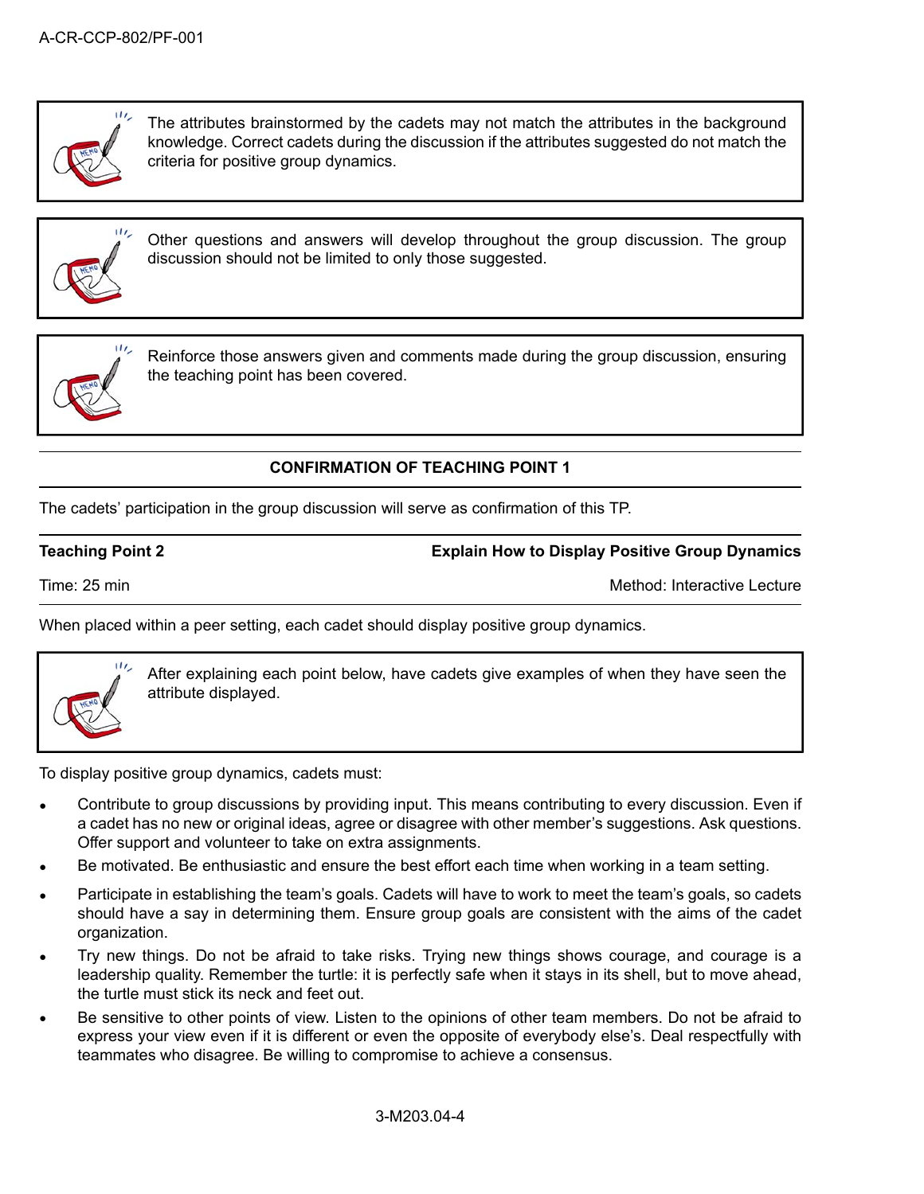The attributes brainstormed by the cadets may not match the attributes in the background knowledge. Correct cadets during the discussion if the attributes suggested do not match the criteria for positive group dynamics.

Other questions and answers will develop throughout the group discussion. The group discussion should not be limited to only those suggested.

Reinforce those answers given and comments made during the group discussion, ensuring the teaching point has been covered.

**CONFIRMATION OF TEACHING POINT 1**

The cadets' participation in the group discussion will serve as confirmation of this TP.

**Teaching Point 2** — **Explain How to Display Positive Group Dynamics**

Time: 25 min — Method: Interactive Lecture

When placed within a peer setting, each cadet should display positive group dynamics.

After explaining each point below, have cadets give examples of when they have seen the attribute displayed.

To display positive group dynamics, cadets must:

- Contribute to group discussions by providing input. This means contributing to every discussion. Even if a cadet has no new or original ideas, agree or disagree with other member's suggestions. Ask questions. Offer support and volunteer to take on extra assignments.
- Be motivated. Be enthusiastic and ensure the best effort each time when working in a team setting.
- Participate in establishing the team's goals. Cadets will have to work to meet the team's goals, so cadets should have a say in determining them. Ensure group goals are consistent with the aims of the cadet organization.
- Try new things. Do not be afraid to take risks. Trying new things shows courage, and courage is a leadership quality. Remember the turtle: it is perfectly safe when it stays in its shell, but to move ahead, the turtle must stick its neck and feet out.
- Be sensitive to other points of view. Listen to the opinions of other team members. Do not be afraid to express your view even if it is different or even the opposite of everybody else's. Deal respectfully with teammates who disagree. Be willing to compromise to achieve a consensus.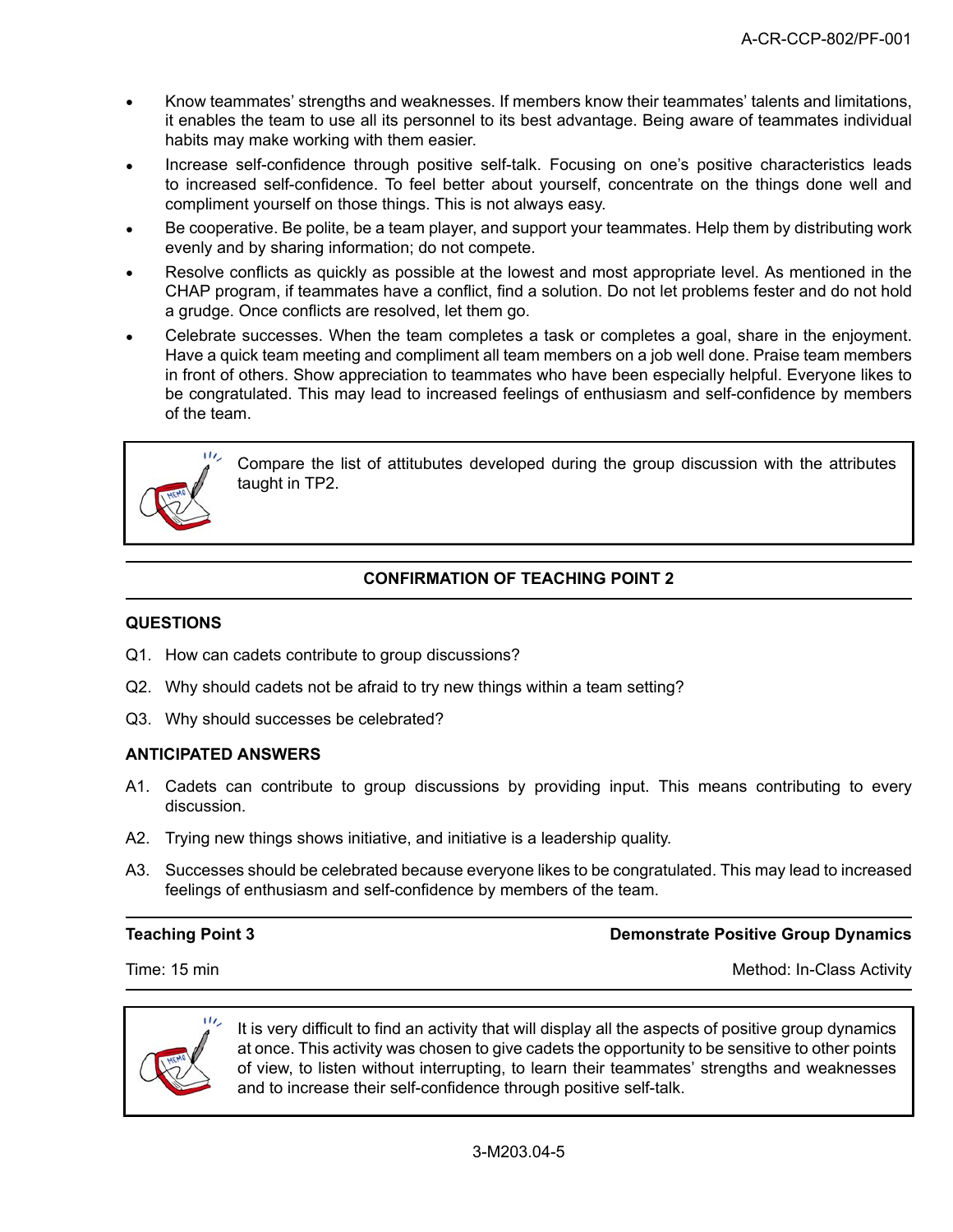- Know teammates' strengths and weaknesses. If members know their teammates' talents and limitations, it enables the team to use all its personnel to its best advantage. Being aware of teammates individual habits may make working with them easier.
- Increase self-confidence through positive self-talk. Focusing on one's positive characteristics leads to increased self-confidence. To feel better about yourself, concentrate on the things done well and compliment yourself on those things. This is not always easy.
- Be cooperative. Be polite, be a team player, and support your teammates. Help them by distributing work evenly and by sharing information; do not compete.
- Resolve conflicts as quickly as possible at the lowest and most appropriate level. As mentioned in the CHAP program, if teammates have a conflict, find a solution. Do not let problems fester and do not hold a grudge. Once conflicts are resolved, let them go.
- Celebrate successes. When the team completes a task or completes a goal, share in the enjoyment. Have a quick team meeting and compliment all team members on a job well done. Praise team members in front of others. Show appreciation to teammates who have been especially helpful. Everyone likes to be congratulated. This may lead to increased feelings of enthusiasm and self-confidence by members of the team.

> Compare the list of attitutbes developed during the group discussion with the attributes taught in TP2.

**CONFIRMATION OF TEACHING POINT 2**

**QUESTIONS**

Q1. How can cadets contribute to group discussions?

Q2. Why should cadets not be afraid to try new things within a team setting?

Q3. Why should successes be celebrated?

**ANTICIPATED ANSWERS**

A1. Cadets can contribute to group discussions by providing input. This means contributing to every discussion.

A2. Trying new things shows initiative, and initiative is a leadership quality.

A3. Successes should be celebrated because everyone likes to be congratulated. This may lead to increased feelings of enthusiasm and self-confidence by members of the team.

**Teaching Point 3** — **Demonstrate Positive Group Dynamics**

Time: 15 min — Method: In-Class Activity

> It is very difficult to find an activity that will display all the aspects of positive group dynamics at once. This activity was chosen to give cadets the opportunity to be sensitive to other points of view, to listen without interrupting, to learn their teammates' strengths and weaknesses and to increase their self-confidence through positive self-talk.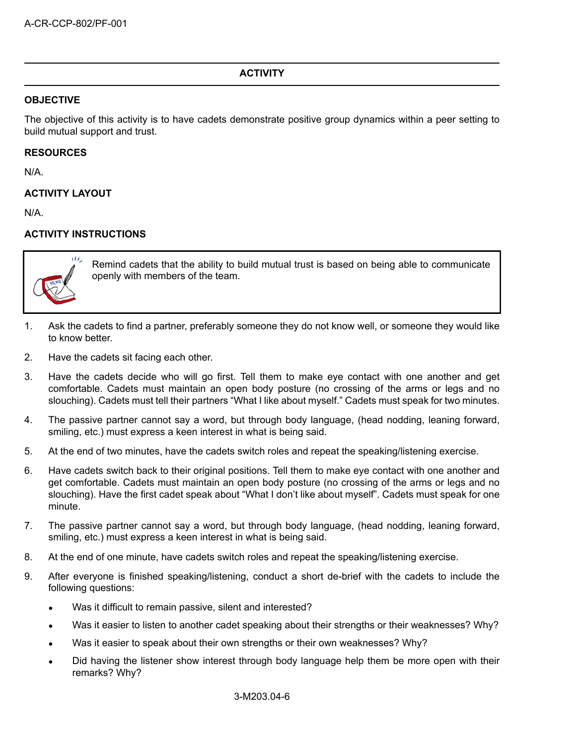## ACTIVITY

### OBJECTIVE

The objective of this activity is to have cadets demonstrate positive group dynamics within a peer setting to build mutual support and trust.

### RESOURCES

N/A.

### ACTIVITY LAYOUT

N/A.

### ACTIVITY INSTRUCTIONS

> Remind cadets that the ability to build mutual trust is based on being able to communicate openly with members of the team.

1. Ask the cadets to find a partner, preferably someone they do not know well, or someone they would like to know better.
2. Have the cadets sit facing each other.
3. Have the cadets decide who will go first. Tell them to make eye contact with one another and get comfortable. Cadets must maintain an open body posture (no crossing of the arms or legs and no slouching). Cadets must tell their partners "What I like about myself." Cadets must speak for two minutes.
4. The passive partner cannot say a word, but through body language, (head nodding, leaning forward, smiling, etc.) must express a keen interest in what is being said.
5. At the end of two minutes, have the cadets switch roles and repeat the speaking/listening exercise.
6. Have cadets switch back to their original positions. Tell them to make eye contact with one another and get comfortable. Cadets must maintain an open body posture (no crossing of the arms or legs and no slouching). Have the first cadet speak about "What I don't like about myself". Cadets must speak for one minute.
7. The passive partner cannot say a word, but through body language, (head nodding, leaning forward, smiling, etc.) must express a keen interest in what is being said.
8. At the end of one minute, have cadets switch roles and repeat the speaking/listening exercise.
9. After everyone is finished speaking/listening, conduct a short de-brief with the cadets to include the following questions:
   - Was it difficult to remain passive, silent and interested?
   - Was it easier to listen to another cadet speaking about their strengths or their weaknesses? Why?
   - Was it easier to speak about their own strengths or their own weaknesses? Why?
   - Did having the listener show interest through body language help them be more open with their remarks? Why?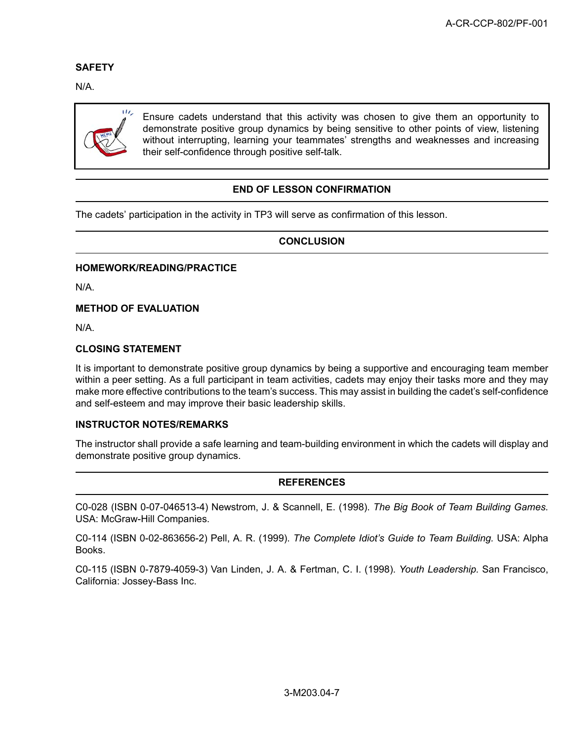### SAFETY

N/A.

> Ensure cadets understand that this activity was chosen to give them an opportunity to demonstrate positive group dynamics by being sensitive to other points of view, listening without interrupting, learning your teammates' strengths and weaknesses and increasing their self-confidence through positive self-talk.

## END OF LESSON CONFIRMATION

The cadets' participation in the activity in TP3 will serve as confirmation of this lesson.

## CONCLUSION

### HOMEWORK/READING/PRACTICE

N/A.

### METHOD OF EVALUATION

N/A.

### CLOSING STATEMENT

It is important to demonstrate positive group dynamics by being a supportive and encouraging team member within a peer setting. As a full participant in team activities, cadets may enjoy their tasks more and they may make more effective contributions to the team's success. This may assist in building the cadet's self-confidence and self-esteem and may improve their basic leadership skills.

### INSTRUCTOR NOTES/REMARKS

The instructor shall provide a safe learning and team-building environment in which the cadets will display and demonstrate positive group dynamics.

## REFERENCES

C0-028 (ISBN 0-07-046513-4) Newstrom, J. & Scannell, E. (1998). *The Big Book of Team Building Games.* USA: McGraw-Hill Companies.

C0-114 (ISBN 0-02-863656-2) Pell, A. R. (1999). *The Complete Idiot's Guide to Team Building.* USA: Alpha Books.

C0-115 (ISBN 0-7879-4059-3) Van Linden, J. A. & Fertman, C. I. (1998). *Youth Leadership.* San Francisco, California: Jossey-Bass Inc.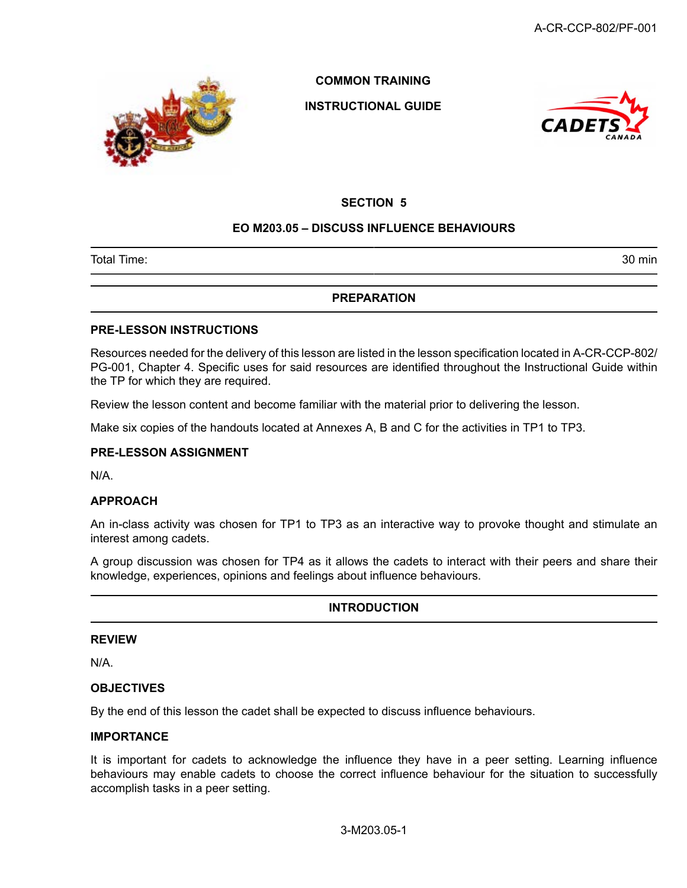COMMON TRAINING

INSTRUCTIONAL GUIDE

## SECTION 5

## EO M203.05 – DISCUSS INFLUENCE BEHAVIOURS

| Total Time: | 30 min |
|---|---|

## PREPARATION

### PRE-LESSON INSTRUCTIONS

Resources needed for the delivery of this lesson are listed in the lesson specification located in A-CR-CCP-802/PG-001, Chapter 4. Specific uses for said resources are identified throughout the Instructional Guide within the TP for which they are required.

Review the lesson content and become familiar with the material prior to delivering the lesson.

Make six copies of the handouts located at Annexes A, B and C for the activities in TP1 to TP3.

### PRE-LESSON ASSIGNMENT

N/A.

### APPROACH

An in-class activity was chosen for TP1 to TP3 as an interactive way to provoke thought and stimulate an interest among cadets.

A group discussion was chosen for TP4 as it allows the cadets to interact with their peers and share their knowledge, experiences, opinions and feelings about influence behaviours.

## INTRODUCTION

### REVIEW

N/A.

### OBJECTIVES

By the end of this lesson the cadet shall be expected to discuss influence behaviours.

### IMPORTANCE

It is important for cadets to acknowledge the influence they have in a peer setting. Learning influence behaviours may enable cadets to choose the correct influence behaviour for the situation to successfully accomplish tasks in a peer setting.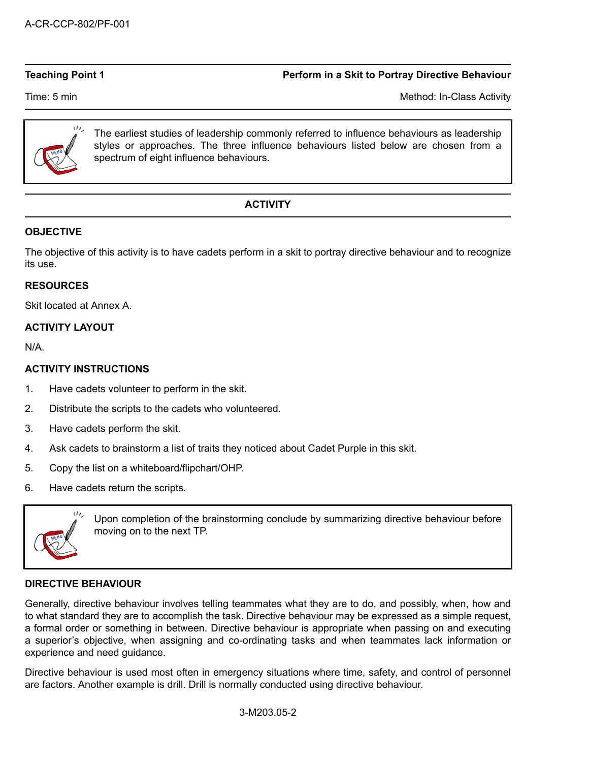**Teaching Point 1** | **Perform in a Skit to Portray Directive Behaviour**

Time: 5 min | Method: In-Class Activity

> The earliest studies of leadership commonly referred to influence behaviours as leadership styles or approaches. The three influence behaviours listed below are chosen from a spectrum of eight influence behaviours.

## ACTIVITY

### OBJECTIVE

The objective of this activity is to have cadets perform in a skit to portray directive behaviour and to recognize its use.

### RESOURCES

Skit located at Annex A.

### ACTIVITY LAYOUT

N/A.

### ACTIVITY INSTRUCTIONS

1. Have cadets volunteer to perform in the skit.
2. Distribute the scripts to the cadets who volunteered.
3. Have cadets perform the skit.
4. Ask cadets to brainstorm a list of traits they noticed about Cadet Purple in this skit.
5. Copy the list on a whiteboard/flipchart/OHP.
6. Have cadets return the scripts.

> Upon completion of the brainstorming conclude by summarizing directive behaviour before moving on to the next TP.

### DIRECTIVE BEHAVIOUR

Generally, directive behaviour involves telling teammates what they are to do, and possibly, when, how and to what standard they are to accomplish the task. Directive behaviour may be expressed as a simple request, a formal order or something in between. Directive behaviour is appropriate when passing on and executing a superior's objective, when assigning and co-ordinating tasks and when teammates lack information or experience and need guidance.

Directive behaviour is used most often in emergency situations where time, safety, and control of personnel are factors. Another example is drill. Drill is normally conducted using directive behaviour.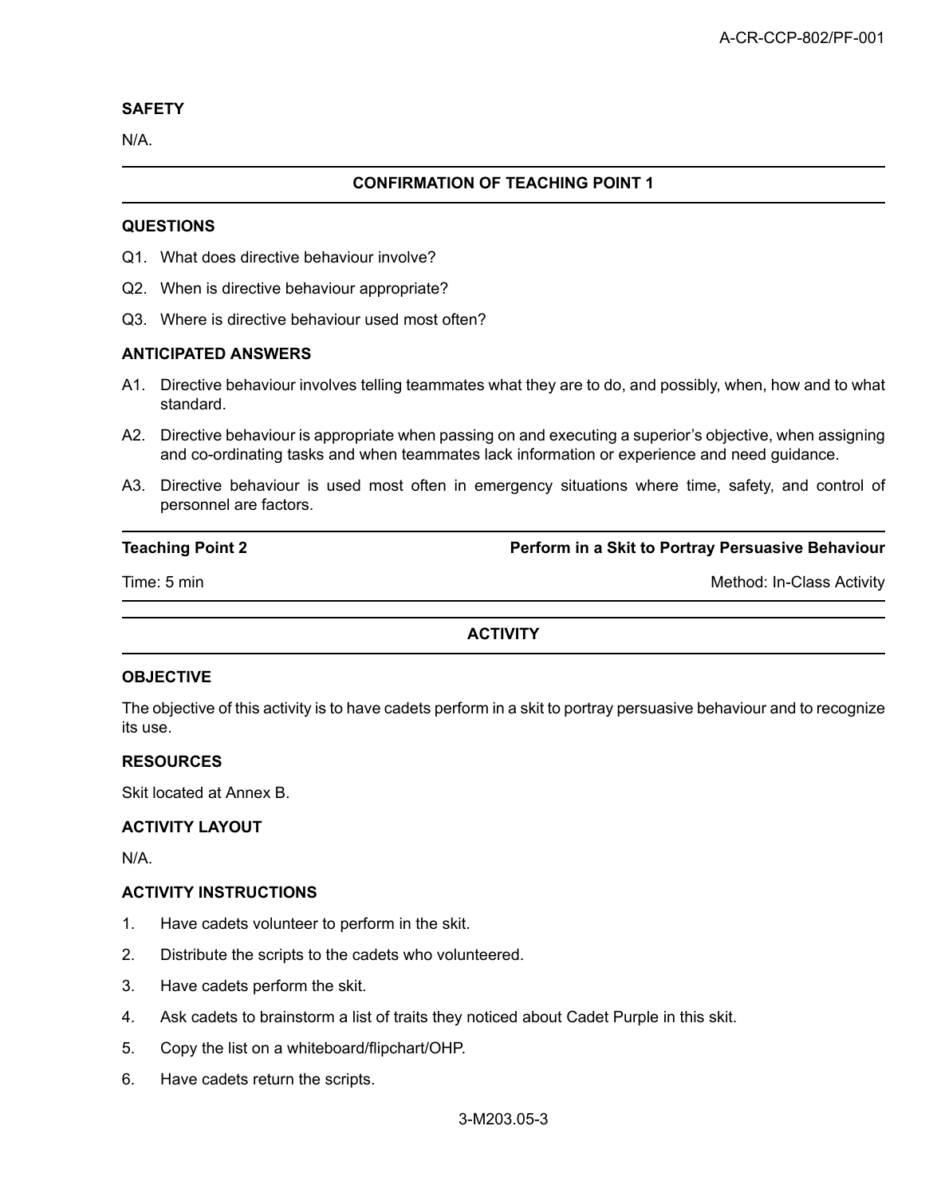**SAFETY**

N/A.

---

**CONFIRMATION OF TEACHING POINT 1**

---

**QUESTIONS**

Q1. What does directive behaviour involve?

Q2. When is directive behaviour appropriate?

Q3. Where is directive behaviour used most often?

**ANTICIPATED ANSWERS**

A1. Directive behaviour involves telling teammates what they are to do, and possibly, when, how and to what standard.

A2. Directive behaviour is appropriate when passing on and executing a superior's objective, when assigning and co-ordinating tasks and when teammates lack information or experience and need guidance.

A3. Directive behaviour is used most often in emergency situations where time, safety, and control of personnel are factors.

---

**Teaching Point 2** — **Perform in a Skit to Portray Persuasive Behaviour**

Time: 5 min — Method: In-Class Activity

---

**ACTIVITY**

---

**OBJECTIVE**

The objective of this activity is to have cadets perform in a skit to portray persuasive behaviour and to recognize its use.

**RESOURCES**

Skit located at Annex B.

**ACTIVITY LAYOUT**

N/A.

**ACTIVITY INSTRUCTIONS**

1. Have cadets volunteer to perform in the skit.
2. Distribute the scripts to the cadets who volunteered.
3. Have cadets perform the skit.
4. Ask cadets to brainstorm a list of traits they noticed about Cadet Purple in this skit.
5. Copy the list on a whiteboard/flipchart/OHP.
6. Have cadets return the scripts.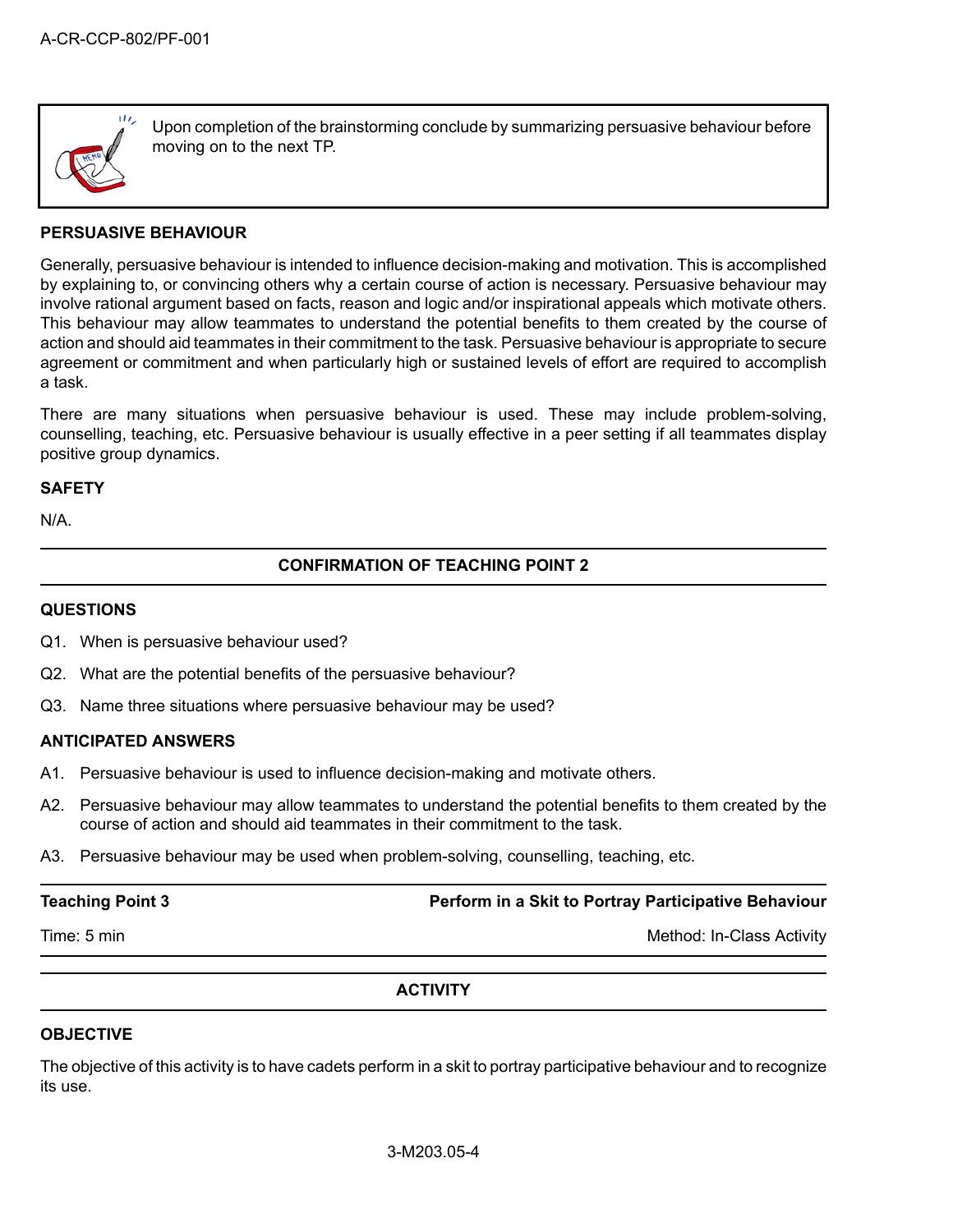> Upon completion of the brainstorming conclude by summarizing persuasive behaviour before moving on to the next TP.

**PERSUASIVE BEHAVIOUR**

Generally, persuasive behaviour is intended to influence decision-making and motivation. This is accomplished by explaining to, or convincing others why a certain course of action is necessary. Persuasive behaviour may involve rational argument based on facts, reason and logic and/or inspirational appeals which motivate others. This behaviour may allow teammates to understand the potential benefits to them created by the course of action and should aid teammates in their commitment to the task. Persuasive behaviour is appropriate to secure agreement or commitment and when particularly high or sustained levels of effort are required to accomplish a task.

There are many situations when persuasive behaviour is used. These may include problem-solving, counselling, teaching, etc. Persuasive behaviour is usually effective in a peer setting if all teammates display positive group dynamics.

**SAFETY**

N/A.

---

**CONFIRMATION OF TEACHING POINT 2**

---

**QUESTIONS**

Q1. When is persuasive behaviour used?

Q2. What are the potential benefits of the persuasive behaviour?

Q3. Name three situations where persuasive behaviour may be used?

**ANTICIPATED ANSWERS**

A1. Persuasive behaviour is used to influence decision-making and motivate others.

A2. Persuasive behaviour may allow teammates to understand the potential benefits to them created by the course of action and should aid teammates in their commitment to the task.

A3. Persuasive behaviour may be used when problem-solving, counselling, teaching, etc.

---

| **Teaching Point 3** | **Perform in a Skit to Portray Participative Behaviour** |
|---|---|
| Time: 5 min | Method: In-Class Activity |

---

**ACTIVITY**

---

**OBJECTIVE**

The objective of this activity is to have cadets perform in a skit to portray participative behaviour and to recognize its use.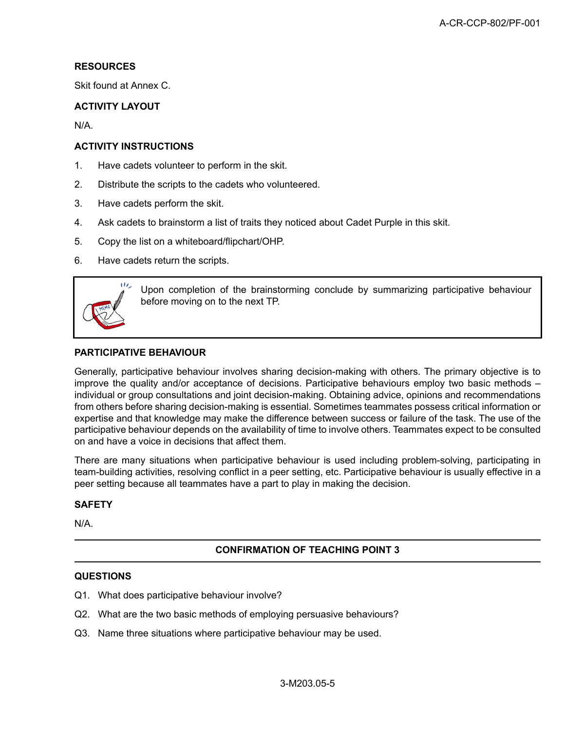**RESOURCES**

Skit found at Annex C.

**ACTIVITY LAYOUT**

N/A.

**ACTIVITY INSTRUCTIONS**

1. Have cadets volunteer to perform in the skit.
2. Distribute the scripts to the cadets who volunteered.
3. Have cadets perform the skit.
4. Ask cadets to brainstorm a list of traits they noticed about Cadet Purple in this skit.
5. Copy the list on a whiteboard/flipchart/OHP.
6. Have cadets return the scripts.

> Upon completion of the brainstorming conclude by summarizing participative behaviour before moving on to the next TP.

**PARTICIPATIVE BEHAVIOUR**

Generally, participative behaviour involves sharing decision-making with others. The primary objective is to improve the quality and/or acceptance of decisions. Participative behaviours employ two basic methods – individual or group consultations and joint decision-making. Obtaining advice, opinions and recommendations from others before sharing decision-making is essential. Sometimes teammates possess critical information or expertise and that knowledge may make the difference between success or failure of the task. The use of the participative behaviour depends on the availability of time to involve others. Teammates expect to be consulted on and have a voice in decisions that affect them.

There are many situations when participative behaviour is used including problem-solving, participating in team-building activities, resolving conflict in a peer setting, etc. Participative behaviour is usually effective in a peer setting because all teammates have a part to play in making the decision.

**SAFETY**

N/A.

---

**CONFIRMATION OF TEACHING POINT 3**

---

**QUESTIONS**

Q1. What does participative behaviour involve?

Q2. What are the two basic methods of employing persuasive behaviours?

Q3. Name three situations where participative behaviour may be used.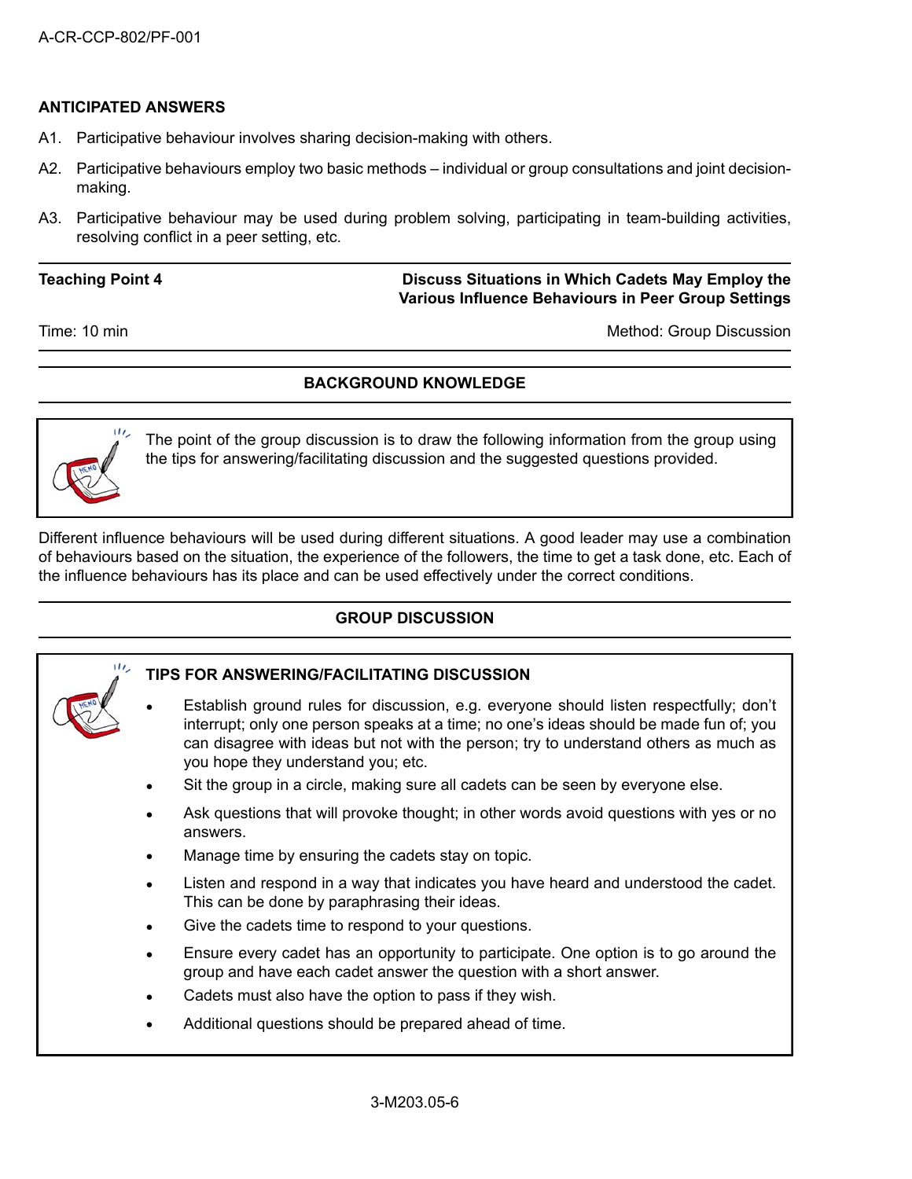**ANTICIPATED ANSWERS**

A1. Participative behaviour involves sharing decision-making with others.

A2. Participative behaviours employ two basic methods – individual or group consultations and joint decision-making.

A3. Participative behaviour may be used during problem solving, participating in team-building activities, resolving conflict in a peer setting, etc.

---

**Teaching Point 4** — **Discuss Situations in Which Cadets May Employ the Various Influence Behaviours in Peer Group Settings**

Time: 10 min — Method: Group Discussion

---

**BACKGROUND KNOWLEDGE**

> The point of the group discussion is to draw the following information from the group using the tips for answering/facilitating discussion and the suggested questions provided.

Different influence behaviours will be used during different situations. A good leader may use a combination of behaviours based on the situation, the experience of the followers, the time to get a task done, etc. Each of the influence behaviours has its place and can be used effectively under the correct conditions.

**GROUP DISCUSSION**

> **TIPS FOR ANSWERING/FACILITATING DISCUSSION**
>
> - Establish ground rules for discussion, e.g. everyone should listen respectfully; don't interrupt; only one person speaks at a time; no one's ideas should be made fun of; you can disagree with ideas but not with the person; try to understand others as much as you hope they understand you; etc.
> - Sit the group in a circle, making sure all cadets can be seen by everyone else.
> - Ask questions that will provoke thought; in other words avoid questions with yes or no answers.
> - Manage time by ensuring the cadets stay on topic.
> - Listen and respond in a way that indicates you have heard and understood the cadet. This can be done by paraphrasing their ideas.
> - Give the cadets time to respond to your questions.
> - Ensure every cadet has an opportunity to participate. One option is to go around the group and have each cadet answer the question with a short answer.
> - Cadets must also have the option to pass if they wish.
> - Additional questions should be prepared ahead of time.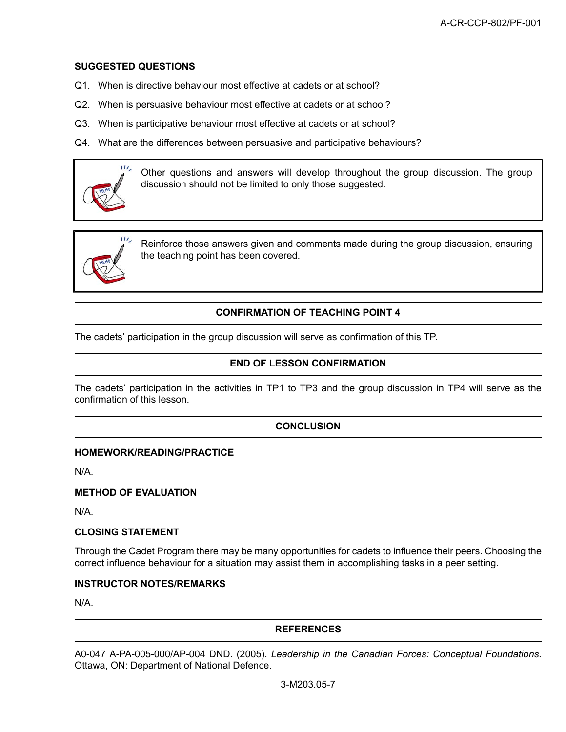**SUGGESTED QUESTIONS**

Q1. When is directive behaviour most effective at cadets or at school?

Q2. When is persuasive behaviour most effective at cadets or at school?

Q3. When is participative behaviour most effective at cadets or at school?

Q4. What are the differences between persuasive and participative behaviours?

> Other questions and answers will develop throughout the group discussion. The group discussion should not be limited to only those suggested.

> Reinforce those answers given and comments made during the group discussion, ensuring the teaching point has been covered.

## CONFIRMATION OF TEACHING POINT 4

The cadets' participation in the group discussion will serve as confirmation of this TP.

## END OF LESSON CONFIRMATION

The cadets' participation in the activities in TP1 to TP3 and the group discussion in TP4 will serve as the confirmation of this lesson.

## CONCLUSION

**HOMEWORK/READING/PRACTICE**

N/A.

**METHOD OF EVALUATION**

N/A.

**CLOSING STATEMENT**

Through the Cadet Program there may be many opportunities for cadets to influence their peers. Choosing the correct influence behaviour for a situation may assist them in accomplishing tasks in a peer setting.

**INSTRUCTOR NOTES/REMARKS**

N/A.

## REFERENCES

A0-047 A-PA-005-000/AP-004 DND. (2005). *Leadership in the Canadian Forces: Conceptual Foundations.* Ottawa, ON: Department of National Defence.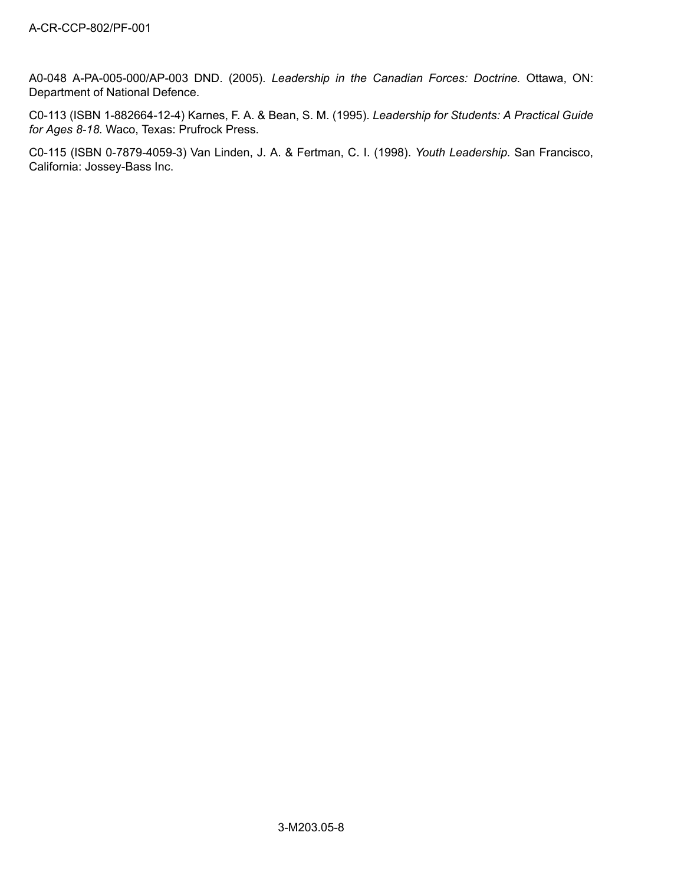A0-048 A-PA-005-000/AP-003 DND. (2005). *Leadership in the Canadian Forces: Doctrine.* Ottawa, ON: Department of National Defence.

C0-113 (ISBN 1-882664-12-4) Karnes, F. A. & Bean, S. M. (1995). *Leadership for Students: A Practical Guide for Ages 8-18.* Waco, Texas: Prufrock Press.

C0-115 (ISBN 0-7879-4059-3) Van Linden, J. A. & Fertman, C. I. (1998). *Youth Leadership.* San Francisco, California: Jossey-Bass Inc.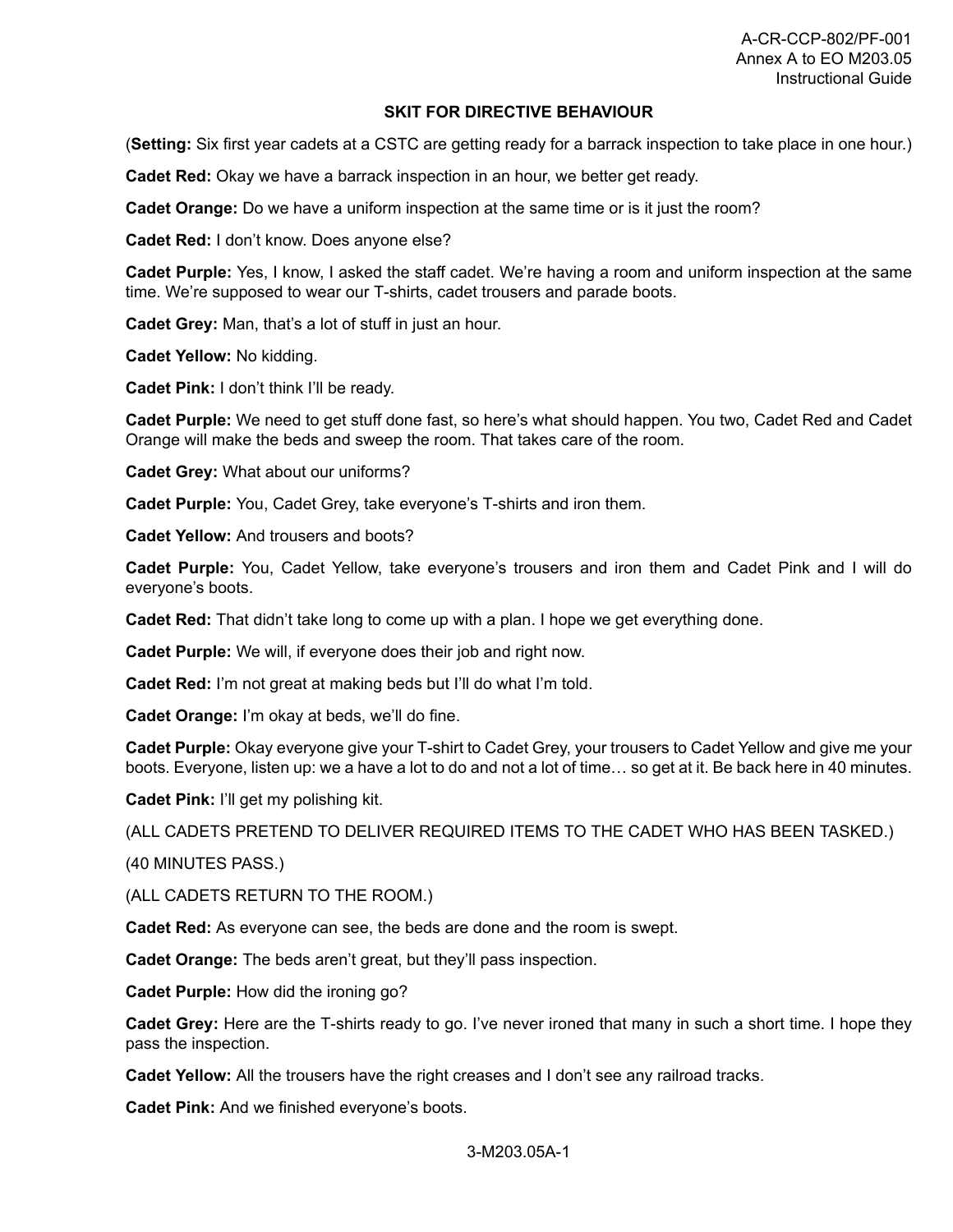## SKIT FOR DIRECTIVE BEHAVIOUR

(**Setting:** Six first year cadets at a CSTC are getting ready for a barrack inspection to take place in one hour.)

**Cadet Red:** Okay we have a barrack inspection in an hour, we better get ready.

**Cadet Orange:** Do we have a uniform inspection at the same time or is it just the room?

**Cadet Red:** I don't know. Does anyone else?

**Cadet Purple:** Yes, I know, I asked the staff cadet. We're having a room and uniform inspection at the same time. We're supposed to wear our T-shirts, cadet trousers and parade boots.

**Cadet Grey:** Man, that's a lot of stuff in just an hour.

**Cadet Yellow:** No kidding.

**Cadet Pink:** I don't think I'll be ready.

**Cadet Purple:** We need to get stuff done fast, so here's what should happen. You two, Cadet Red and Cadet Orange will make the beds and sweep the room. That takes care of the room.

**Cadet Grey:** What about our uniforms?

**Cadet Purple:** You, Cadet Grey, take everyone's T-shirts and iron them.

**Cadet Yellow:** And trousers and boots?

**Cadet Purple:** You, Cadet Yellow, take everyone's trousers and iron them and Cadet Pink and I will do everyone's boots.

**Cadet Red:** That didn't take long to come up with a plan. I hope we get everything done.

**Cadet Purple:** We will, if everyone does their job and right now.

**Cadet Red:** I'm not great at making beds but I'll do what I'm told.

**Cadet Orange:** I'm okay at beds, we'll do fine.

**Cadet Purple:** Okay everyone give your T-shirt to Cadet Grey, your trousers to Cadet Yellow and give me your boots. Everyone, listen up: we a have a lot to do and not a lot of time… so get at it. Be back here in 40 minutes.

**Cadet Pink:** I'll get my polishing kit.

(ALL CADETS PRETEND TO DELIVER REQUIRED ITEMS TO THE CADET WHO HAS BEEN TASKED.)

(40 MINUTES PASS.)

(ALL CADETS RETURN TO THE ROOM.)

**Cadet Red:** As everyone can see, the beds are done and the room is swept.

**Cadet Orange:** The beds aren't great, but they'll pass inspection.

**Cadet Purple:** How did the ironing go?

**Cadet Grey:** Here are the T-shirts ready to go. I've never ironed that many in such a short time. I hope they pass the inspection.

**Cadet Yellow:** All the trousers have the right creases and I don't see any railroad tracks.

**Cadet Pink:** And we finished everyone's boots.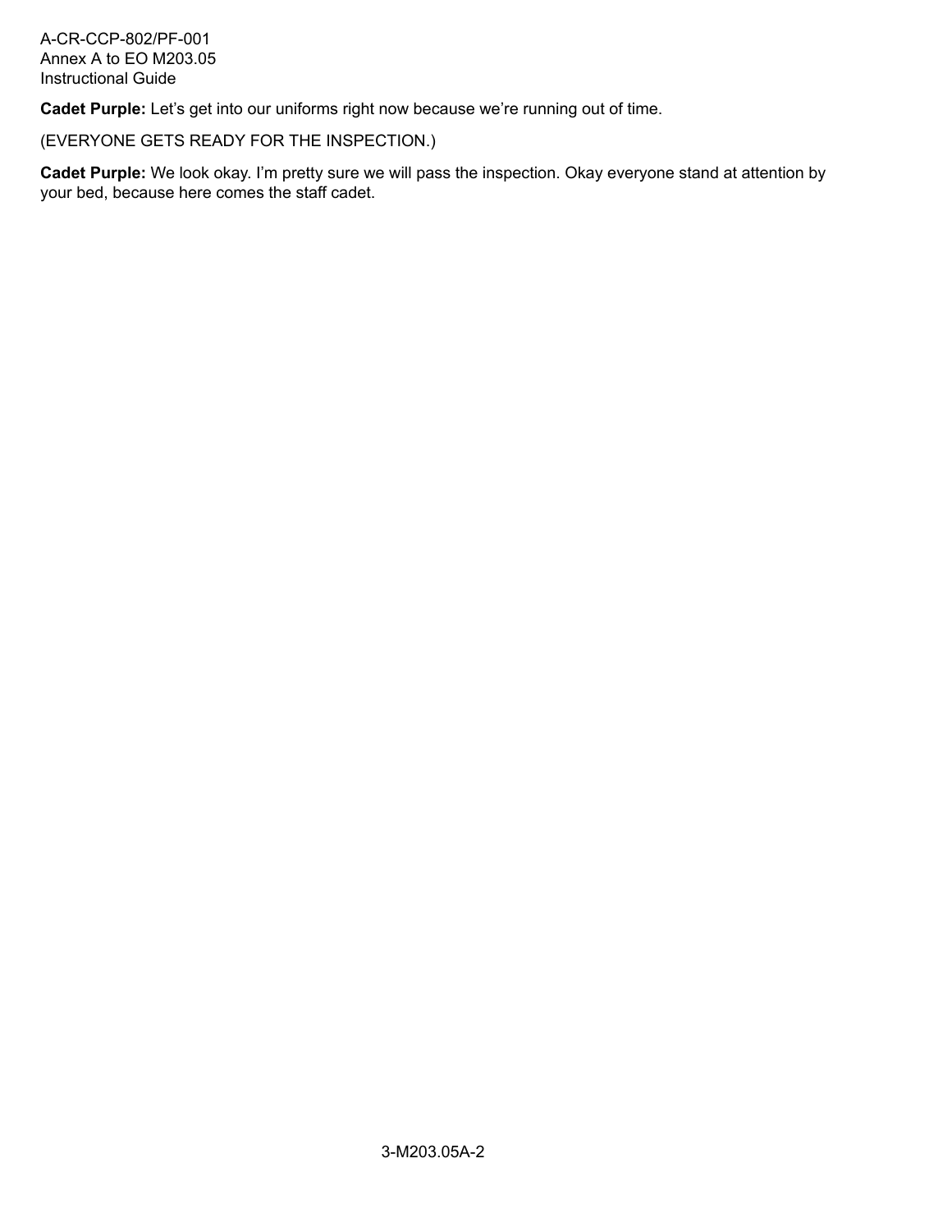**Cadet Purple:** Let’s get into our uniforms right now because we’re running out of time.

(EVERYONE GETS READY FOR THE INSPECTION.)

**Cadet Purple:** We look okay. I’m pretty sure we will pass the inspection. Okay everyone stand at attention by your bed, because here comes the staff cadet.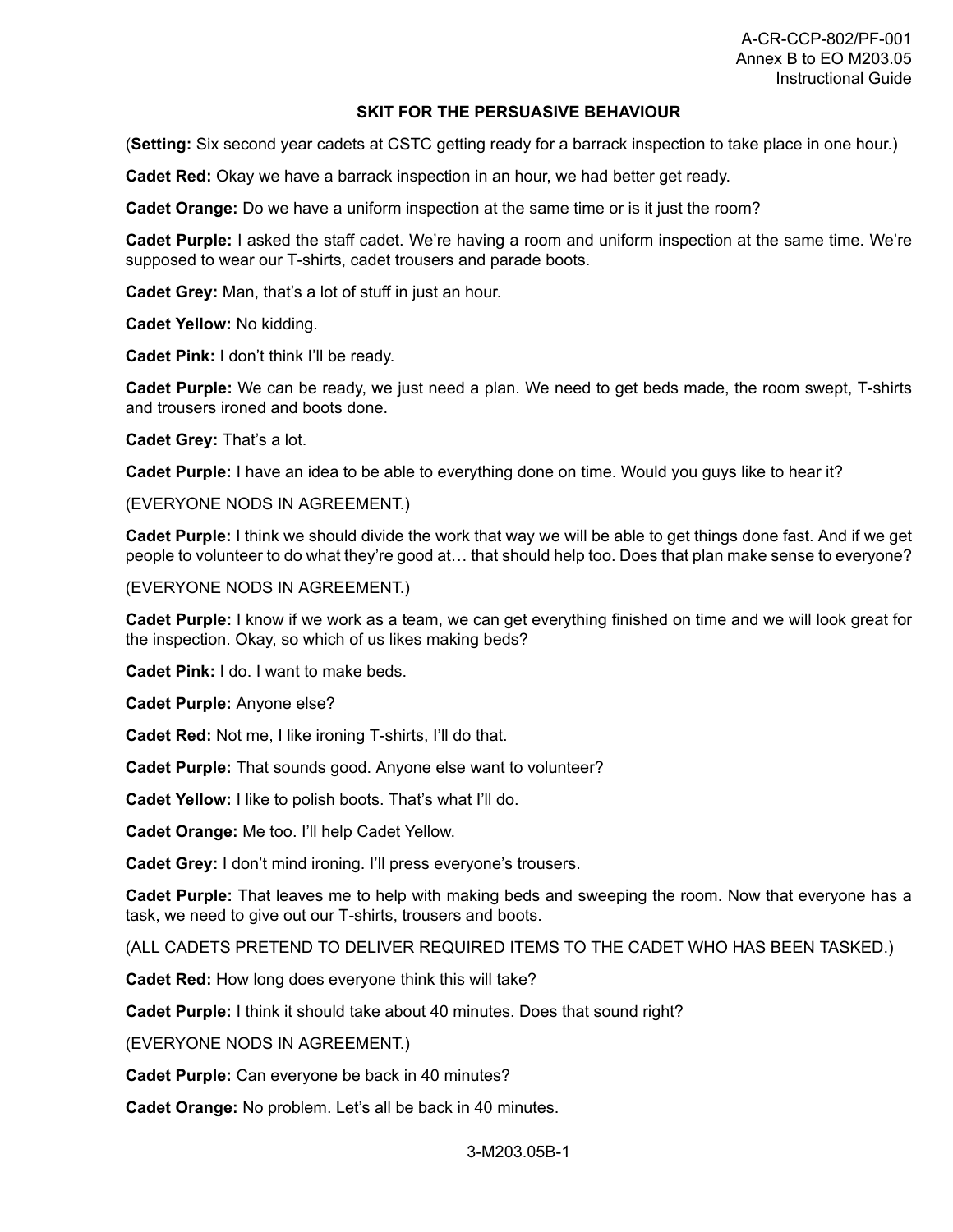## SKIT FOR THE PERSUASIVE BEHAVIOUR

(**Setting:** Six second year cadets at CSTC getting ready for a barrack inspection to take place in one hour.)

**Cadet Red:** Okay we have a barrack inspection in an hour, we had better get ready.

**Cadet Orange:** Do we have a uniform inspection at the same time or is it just the room?

**Cadet Purple:** I asked the staff cadet. We're having a room and uniform inspection at the same time. We're supposed to wear our T-shirts, cadet trousers and parade boots.

**Cadet Grey:** Man, that's a lot of stuff in just an hour.

**Cadet Yellow:** No kidding.

**Cadet Pink:** I don't think I'll be ready.

**Cadet Purple:** We can be ready, we just need a plan. We need to get beds made, the room swept, T-shirts and trousers ironed and boots done.

**Cadet Grey:** That's a lot.

**Cadet Purple:** I have an idea to be able to everything done on time. Would you guys like to hear it?

(EVERYONE NODS IN AGREEMENT.)

**Cadet Purple:** I think we should divide the work that way we will be able to get things done fast. And if we get people to volunteer to do what they're good at… that should help too. Does that plan make sense to everyone?

(EVERYONE NODS IN AGREEMENT.)

**Cadet Purple:** I know if we work as a team, we can get everything finished on time and we will look great for the inspection. Okay, so which of us likes making beds?

**Cadet Pink:** I do. I want to make beds.

**Cadet Purple:** Anyone else?

**Cadet Red:** Not me, I like ironing T-shirts, I'll do that.

**Cadet Purple:** That sounds good. Anyone else want to volunteer?

**Cadet Yellow:** I like to polish boots. That's what I'll do.

**Cadet Orange:** Me too. I'll help Cadet Yellow.

**Cadet Grey:** I don't mind ironing. I'll press everyone's trousers.

**Cadet Purple:** That leaves me to help with making beds and sweeping the room. Now that everyone has a task, we need to give out our T-shirts, trousers and boots.

(ALL CADETS PRETEND TO DELIVER REQUIRED ITEMS TO THE CADET WHO HAS BEEN TASKED.)

**Cadet Red:** How long does everyone think this will take?

**Cadet Purple:** I think it should take about 40 minutes. Does that sound right?

(EVERYONE NODS IN AGREEMENT.)

**Cadet Purple:** Can everyone be back in 40 minutes?

**Cadet Orange:** No problem. Let's all be back in 40 minutes.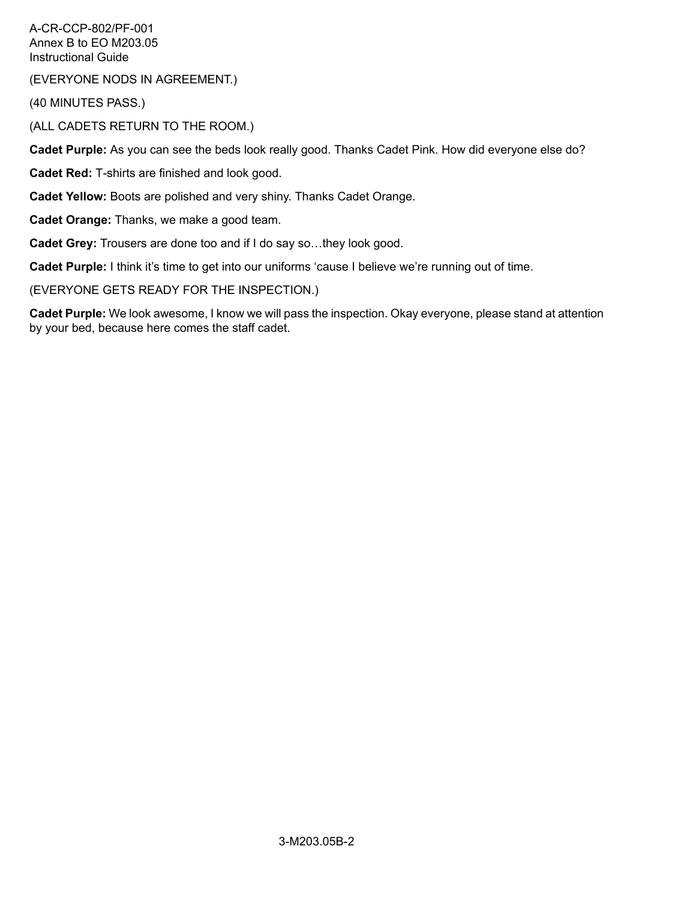(EVERYONE NODS IN AGREEMENT.)

(40 MINUTES PASS.)

(ALL CADETS RETURN TO THE ROOM.)

**Cadet Purple:** As you can see the beds look really good. Thanks Cadet Pink. How did everyone else do?

**Cadet Red:** T-shirts are finished and look good.

**Cadet Yellow:** Boots are polished and very shiny. Thanks Cadet Orange.

**Cadet Orange:** Thanks, we make a good team.

**Cadet Grey:** Trousers are done too and if I do say so…they look good.

**Cadet Purple:** I think it's time to get into our uniforms 'cause I believe we're running out of time.

(EVERYONE GETS READY FOR THE INSPECTION.)

**Cadet Purple:** We look awesome, I know we will pass the inspection. Okay everyone, please stand at attention by your bed, because here comes the staff cadet.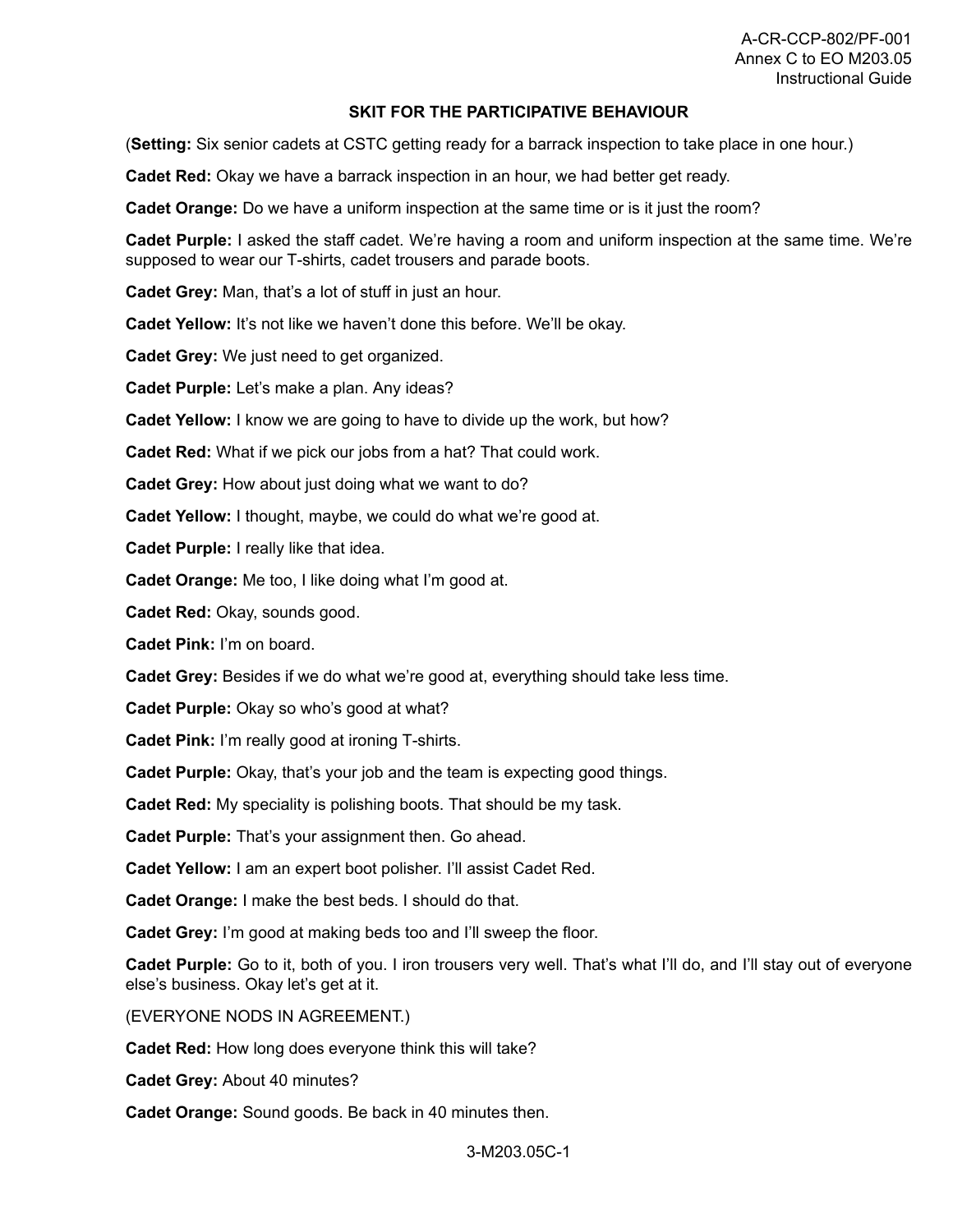## SKIT FOR THE PARTICIPATIVE BEHAVIOUR

(**Setting:** Six senior cadets at CSTC getting ready for a barrack inspection to take place in one hour.)

**Cadet Red:** Okay we have a barrack inspection in an hour, we had better get ready.

**Cadet Orange:** Do we have a uniform inspection at the same time or is it just the room?

**Cadet Purple:** I asked the staff cadet. We're having a room and uniform inspection at the same time. We're supposed to wear our T-shirts, cadet trousers and parade boots.

**Cadet Grey:** Man, that's a lot of stuff in just an hour.

**Cadet Yellow:** It's not like we haven't done this before. We'll be okay.

**Cadet Grey:** We just need to get organized.

**Cadet Purple:** Let's make a plan. Any ideas?

**Cadet Yellow:** I know we are going to have to divide up the work, but how?

**Cadet Red:** What if we pick our jobs from a hat? That could work.

**Cadet Grey:** How about just doing what we want to do?

**Cadet Yellow:** I thought, maybe, we could do what we're good at.

**Cadet Purple:** I really like that idea.

**Cadet Orange:** Me too, I like doing what I'm good at.

**Cadet Red:** Okay, sounds good.

**Cadet Pink:** I'm on board.

**Cadet Grey:** Besides if we do what we're good at, everything should take less time.

**Cadet Purple:** Okay so who's good at what?

**Cadet Pink:** I'm really good at ironing T-shirts.

**Cadet Purple:** Okay, that's your job and the team is expecting good things.

**Cadet Red:** My speciality is polishing boots. That should be my task.

**Cadet Purple:** That's your assignment then. Go ahead.

**Cadet Yellow:** I am an expert boot polisher. I'll assist Cadet Red.

**Cadet Orange:** I make the best beds. I should do that.

**Cadet Grey:** I'm good at making beds too and I'll sweep the floor.

**Cadet Purple:** Go to it, both of you. I iron trousers very well. That's what I'll do, and I'll stay out of everyone else's business. Okay let's get at it.

(EVERYONE NODS IN AGREEMENT.)

**Cadet Red:** How long does everyone think this will take?

**Cadet Grey:** About 40 minutes?

**Cadet Orange:** Sound goods. Be back in 40 minutes then.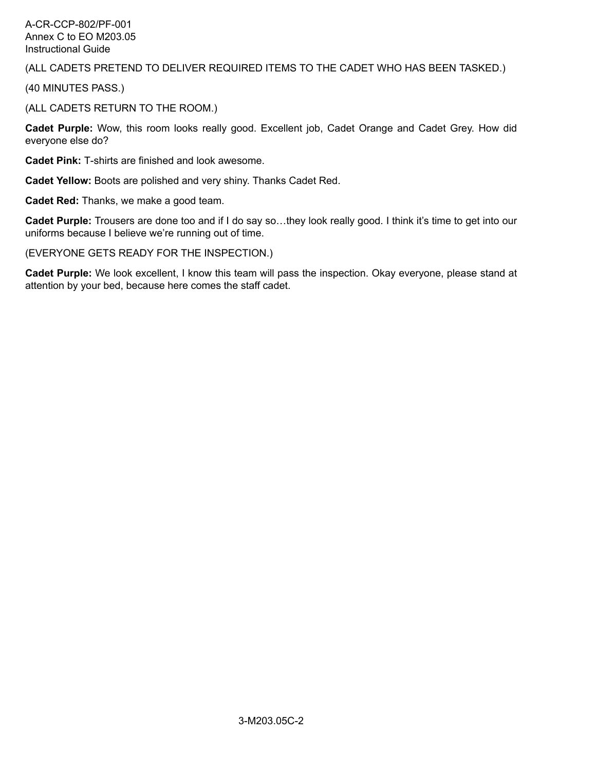(ALL CADETS PRETEND TO DELIVER REQUIRED ITEMS TO THE CADET WHO HAS BEEN TASKED.)

(40 MINUTES PASS.)

(ALL CADETS RETURN TO THE ROOM.)

**Cadet Purple:** Wow, this room looks really good. Excellent job, Cadet Orange and Cadet Grey. How did everyone else do?

**Cadet Pink:** T-shirts are finished and look awesome.

**Cadet Yellow:** Boots are polished and very shiny. Thanks Cadet Red.

**Cadet Red:** Thanks, we make a good team.

**Cadet Purple:** Trousers are done too and if I do say so…they look really good. I think it's time to get into our uniforms because I believe we're running out of time.

(EVERYONE GETS READY FOR THE INSPECTION.)

**Cadet Purple:** We look excellent, I know this team will pass the inspection. Okay everyone, please stand at attention by your bed, because here comes the staff cadet.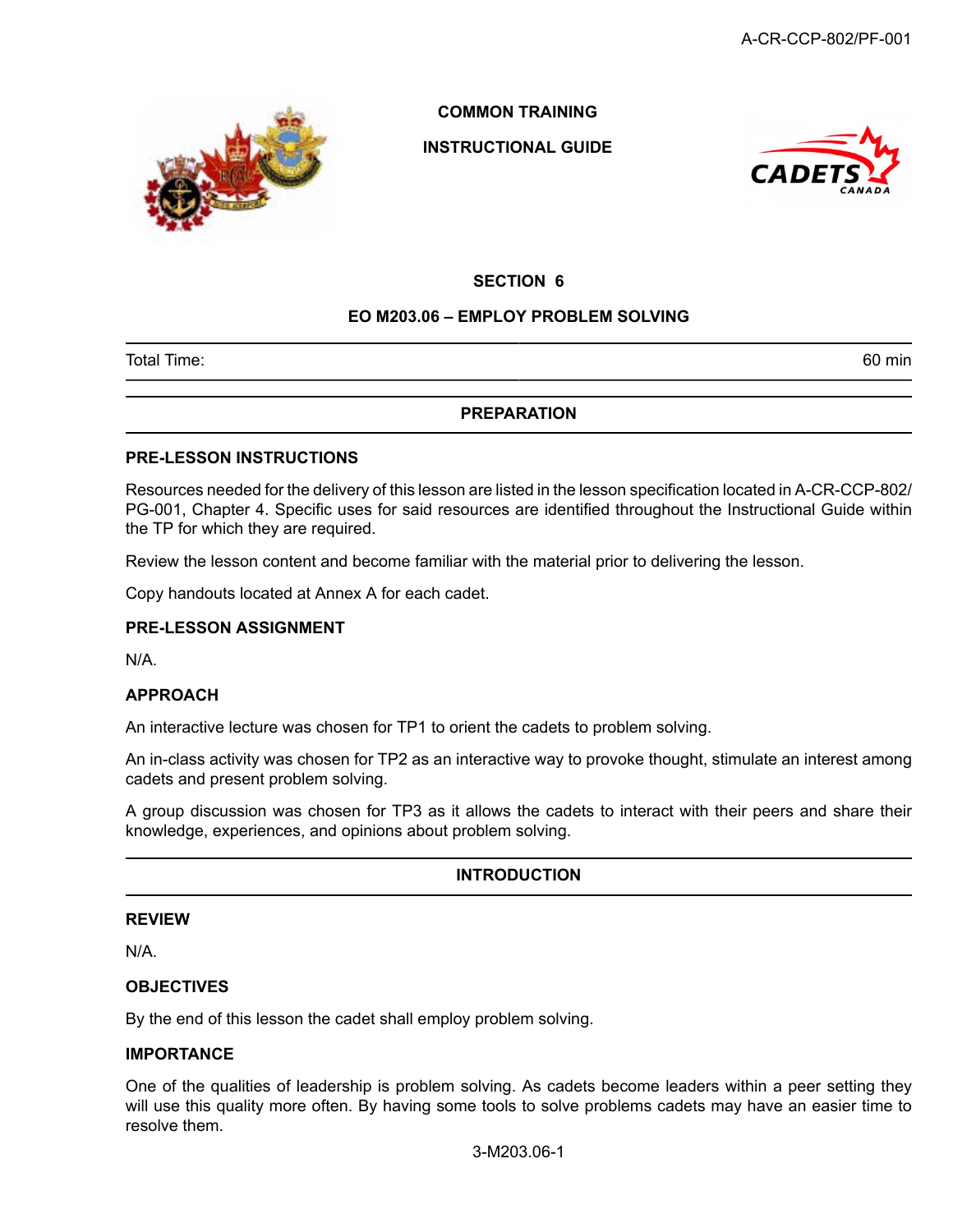COMMON TRAINING

INSTRUCTIONAL GUIDE

## SECTION 6

## EO M203.06 – EMPLOY PROBLEM SOLVING

| Total Time: | 60 min |
|---|---|

## PREPARATION

### PRE-LESSON INSTRUCTIONS

Resources needed for the delivery of this lesson are listed in the lesson specification located in A-CR-CCP-802/PG-001, Chapter 4. Specific uses for said resources are identified throughout the Instructional Guide within the TP for which they are required.

Review the lesson content and become familiar with the material prior to delivering the lesson.

Copy handouts located at Annex A for each cadet.

### PRE-LESSON ASSIGNMENT

N/A.

### APPROACH

An interactive lecture was chosen for TP1 to orient the cadets to problem solving.

An in-class activity was chosen for TP2 as an interactive way to provoke thought, stimulate an interest among cadets and present problem solving.

A group discussion was chosen for TP3 as it allows the cadets to interact with their peers and share their knowledge, experiences, and opinions about problem solving.

## INTRODUCTION

### REVIEW

N/A.

### OBJECTIVES

By the end of this lesson the cadet shall employ problem solving.

### IMPORTANCE

One of the qualities of leadership is problem solving. As cadets become leaders within a peer setting they will use this quality more often. By having some tools to solve problems cadets may have an easier time to resolve them.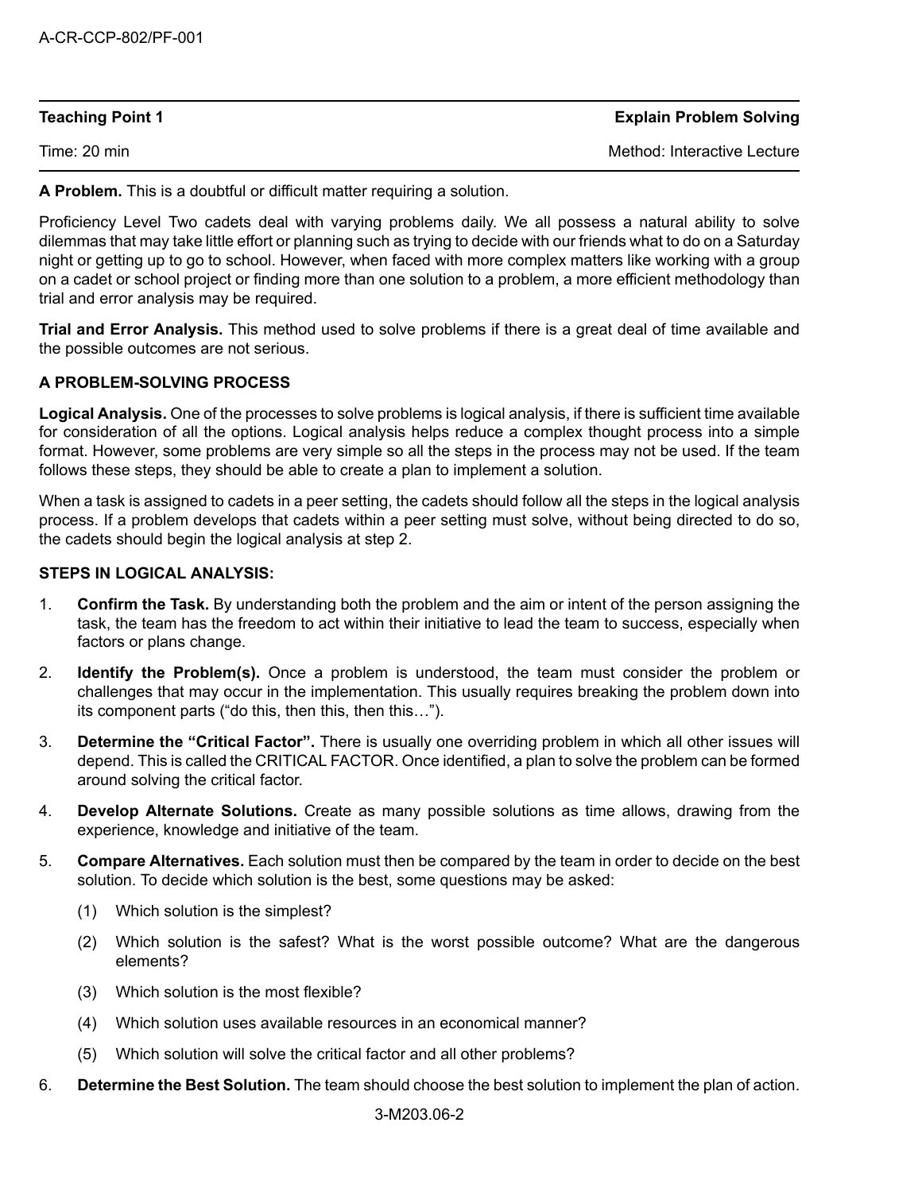| Teaching Point 1 | Explain Problem Solving |
| --- | --- |
| Time: 20 min | Method: Interactive Lecture |

**A Problem.** This is a doubtful or difficult matter requiring a solution.

Proficiency Level Two cadets deal with varying problems daily. We all possess a natural ability to solve dilemmas that may take little effort or planning such as trying to decide with our friends what to do on a Saturday night or getting up to go to school. However, when faced with more complex matters like working with a group on a cadet or school project or finding more than one solution to a problem, a more efficient methodology than trial and error analysis may be required.

**Trial and Error Analysis.** This method used to solve problems if there is a great deal of time available and the possible outcomes are not serious.

**A PROBLEM-SOLVING PROCESS**

**Logical Analysis.** One of the processes to solve problems is logical analysis, if there is sufficient time available for consideration of all the options. Logical analysis helps reduce a complex thought process into a simple format. However, some problems are very simple so all the steps in the process may not be used. If the team follows these steps, they should be able to create a plan to implement a solution.

When a task is assigned to cadets in a peer setting, the cadets should follow all the steps in the logical analysis process. If a problem develops that cadets within a peer setting must solve, without being directed to do so, the cadets should begin the logical analysis at step 2.

**STEPS IN LOGICAL ANALYSIS:**

1. **Confirm the Task.** By understanding both the problem and the aim or intent of the person assigning the task, the team has the freedom to act within their initiative to lead the team to success, especially when factors or plans change.
2. **Identify the Problem(s).** Once a problem is understood, the team must consider the problem or challenges that may occur in the implementation. This usually requires breaking the problem down into its component parts ("do this, then this, then this…").
3. **Determine the "Critical Factor".** There is usually one overriding problem in which all other issues will depend. This is called the CRITICAL FACTOR. Once identified, a plan to solve the problem can be formed around solving the critical factor.
4. **Develop Alternate Solutions.** Create as many possible solutions as time allows, drawing from the experience, knowledge and initiative of the team.
5. **Compare Alternatives.** Each solution must then be compared by the team in order to decide on the best solution. To decide which solution is the best, some questions may be asked:
   (1) Which solution is the simplest?
   (2) Which solution is the safest? What is the worst possible outcome? What are the dangerous elements?
   (3) Which solution is the most flexible?
   (4) Which solution uses available resources in an economical manner?
   (5) Which solution will solve the critical factor and all other problems?
6. **Determine the Best Solution.** The team should choose the best solution to implement the plan of action.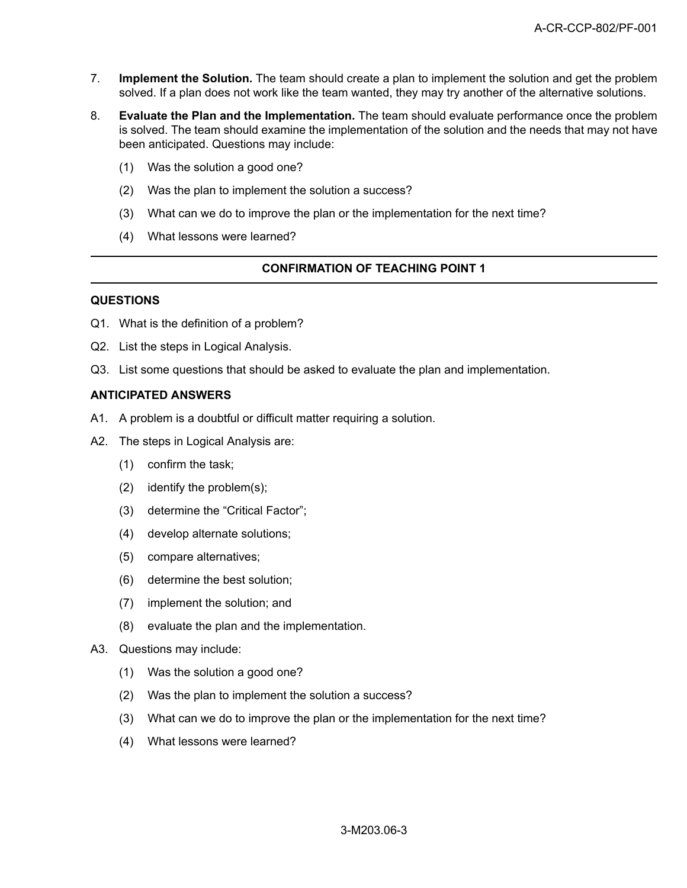7. **Implement the Solution.** The team should create a plan to implement the solution and get the problem solved. If a plan does not work like the team wanted, they may try another of the alternative solutions.

8. **Evaluate the Plan and the Implementation.** The team should evaluate performance once the problem is solved. The team should examine the implementation of the solution and the needs that may not have been anticipated. Questions may include:

   (1) Was the solution a good one?

   (2) Was the plan to implement the solution a success?

   (3) What can we do to improve the plan or the implementation for the next time?

   (4) What lessons were learned?

---

**CONFIRMATION OF TEACHING POINT 1**

---

**QUESTIONS**

Q1. What is the definition of a problem?

Q2. List the steps in Logical Analysis.

Q3. List some questions that should be asked to evaluate the plan and implementation.

**ANTICIPATED ANSWERS**

A1. A problem is a doubtful or difficult matter requiring a solution.

A2. The steps in Logical Analysis are:

   (1) confirm the task;

   (2) identify the problem(s);

   (3) determine the "Critical Factor";

   (4) develop alternate solutions;

   (5) compare alternatives;

   (6) determine the best solution;

   (7) implement the solution; and

   (8) evaluate the plan and the implementation.

A3. Questions may include:

   (1) Was the solution a good one?

   (2) Was the plan to implement the solution a success?

   (3) What can we do to improve the plan or the implementation for the next time?

   (4) What lessons were learned?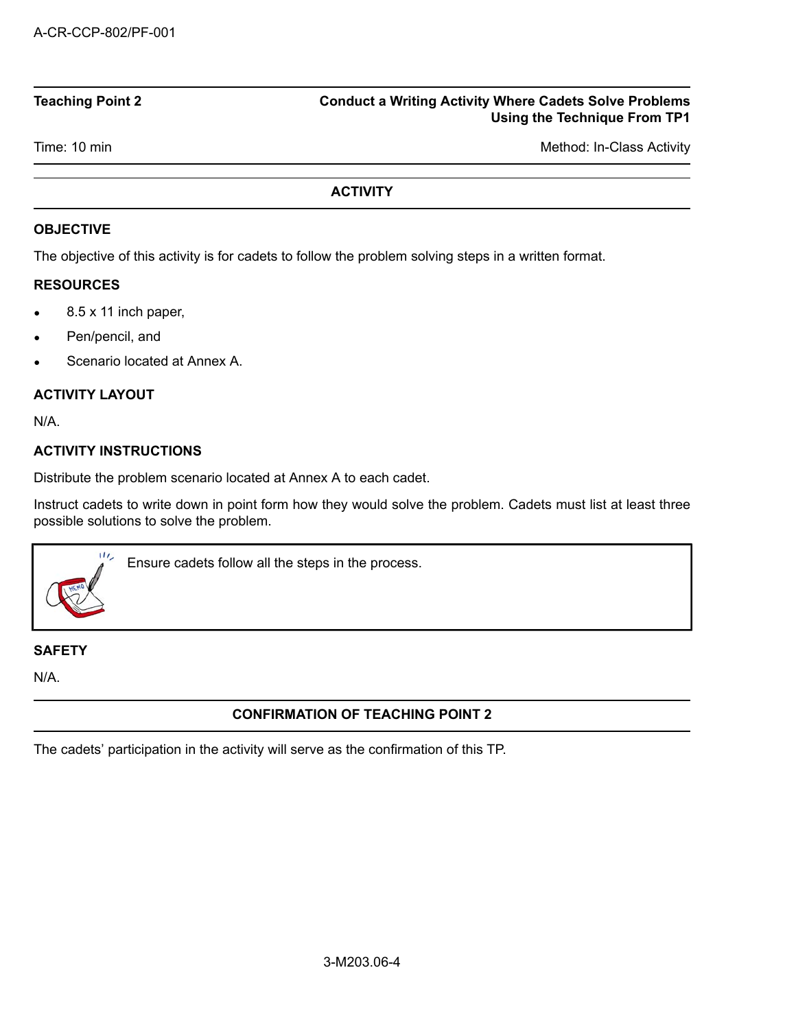| **Teaching Point 2** | **Conduct a Writing Activity Where Cadets Solve Problems Using the Technique From TP1** |
|---|---|
| Time: 10 min | Method: In-Class Activity |

## ACTIVITY

### OBJECTIVE

The objective of this activity is for cadets to follow the problem solving steps in a written format.

### RESOURCES

- 8.5 x 11 inch paper,
- Pen/pencil, and
- Scenario located at Annex A.

### ACTIVITY LAYOUT

N/A.

### ACTIVITY INSTRUCTIONS

Distribute the problem scenario located at Annex A to each cadet.

Instruct cadets to write down in point form how they would solve the problem. Cadets must list at least three possible solutions to solve the problem.

> Ensure cadets follow all the steps in the process.

### SAFETY

N/A.

## CONFIRMATION OF TEACHING POINT 2

The cadets' participation in the activity will serve as the confirmation of this TP.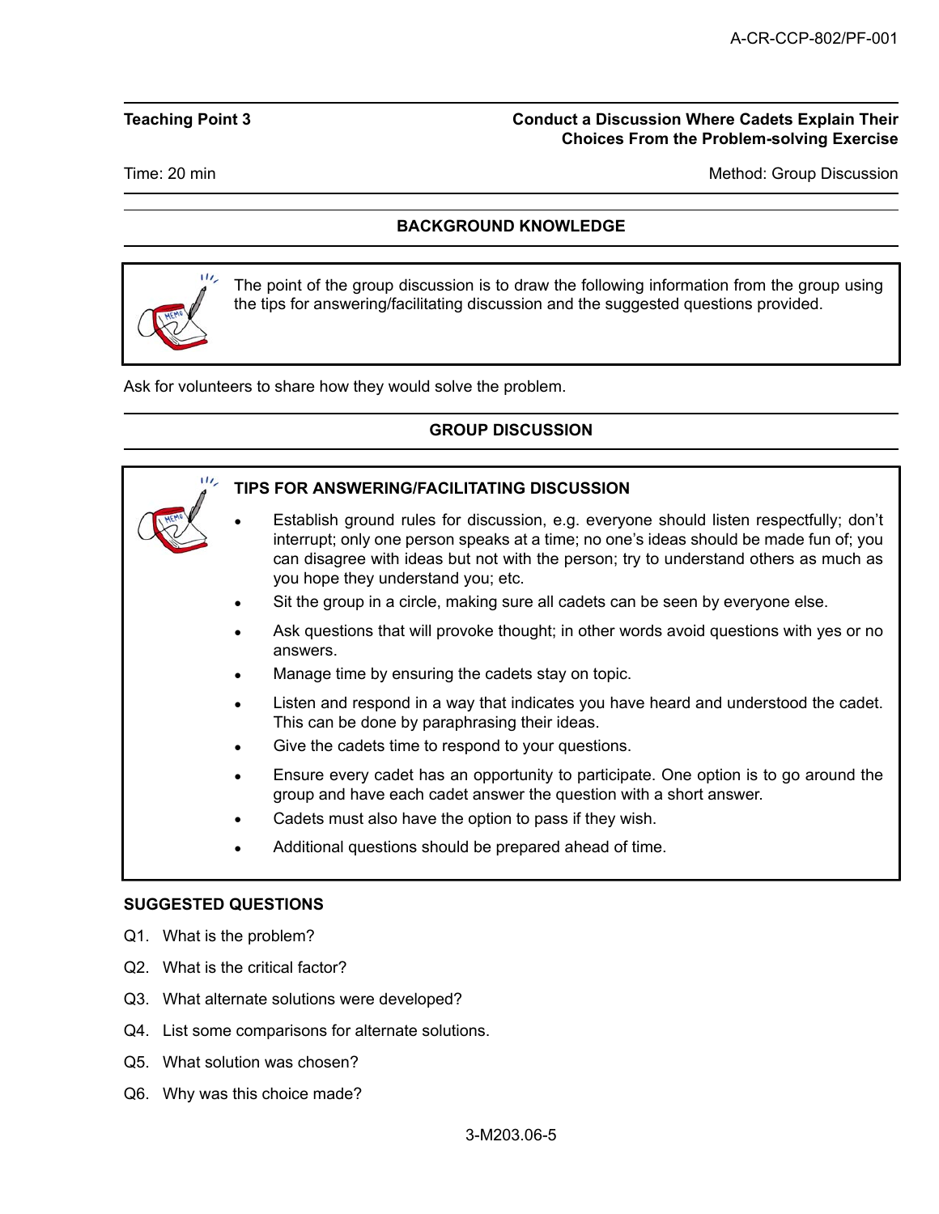**Teaching Point 3** | **Conduct a Discussion Where Cadets Explain Their Choices From the Problem-solving Exercise**

Time: 20 min | Method: Group Discussion

## BACKGROUND KNOWLEDGE

The point of the group discussion is to draw the following information from the group using the tips for answering/facilitating discussion and the suggested questions provided.

Ask for volunteers to share how they would solve the problem.

## GROUP DISCUSSION

**TIPS FOR ANSWERING/FACILITATING DISCUSSION**

- Establish ground rules for discussion, e.g. everyone should listen respectfully; don't interrupt; only one person speaks at a time; no one's ideas should be made fun of; you can disagree with ideas but not with the person; try to understand others as much as you hope they understand you; etc.
- Sit the group in a circle, making sure all cadets can be seen by everyone else.
- Ask questions that will provoke thought; in other words avoid questions with yes or no answers.
- Manage time by ensuring the cadets stay on topic.
- Listen and respond in a way that indicates you have heard and understood the cadet. This can be done by paraphrasing their ideas.
- Give the cadets time to respond to your questions.
- Ensure every cadet has an opportunity to participate. One option is to go around the group and have each cadet answer the question with a short answer.
- Cadets must also have the option to pass if they wish.
- Additional questions should be prepared ahead of time.

**SUGGESTED QUESTIONS**

Q1. What is the problem?

Q2. What is the critical factor?

Q3. What alternate solutions were developed?

Q4. List some comparisons for alternate solutions.

Q5. What solution was chosen?

Q6. Why was this choice made?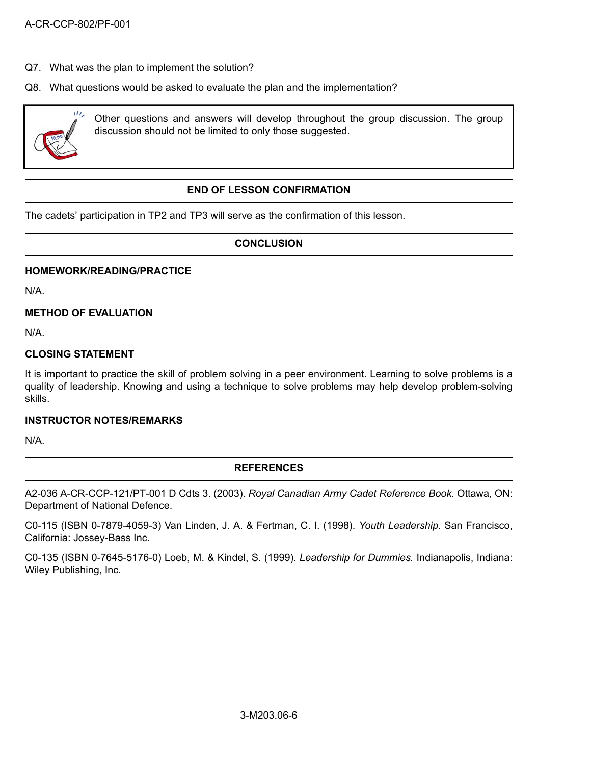Q7. What was the plan to implement the solution?

Q8. What questions would be asked to evaluate the plan and the implementation?

> Other questions and answers will develop throughout the group discussion. The group discussion should not be limited to only those suggested.

## END OF LESSON CONFIRMATION

The cadets' participation in TP2 and TP3 will serve as the confirmation of this lesson.

## CONCLUSION

### HOMEWORK/READING/PRACTICE

N/A.

### METHOD OF EVALUATION

N/A.

### CLOSING STATEMENT

It is important to practice the skill of problem solving in a peer environment. Learning to solve problems is a quality of leadership. Knowing and using a technique to solve problems may help develop problem-solving skills.

### INSTRUCTOR NOTES/REMARKS

N/A.

## REFERENCES

A2-036 A-CR-CCP-121/PT-001 D Cdts 3. (2003). *Royal Canadian Army Cadet Reference Book.* Ottawa, ON: Department of National Defence.

C0-115 (ISBN 0-7879-4059-3) Van Linden, J. A. & Fertman, C. I. (1998). *Youth Leadership.* San Francisco, California: Jossey-Bass Inc.

C0-135 (ISBN 0-7645-5176-0) Loeb, M. & Kindel, S. (1999). *Leadership for Dummies.* Indianapolis, Indiana: Wiley Publishing, Inc.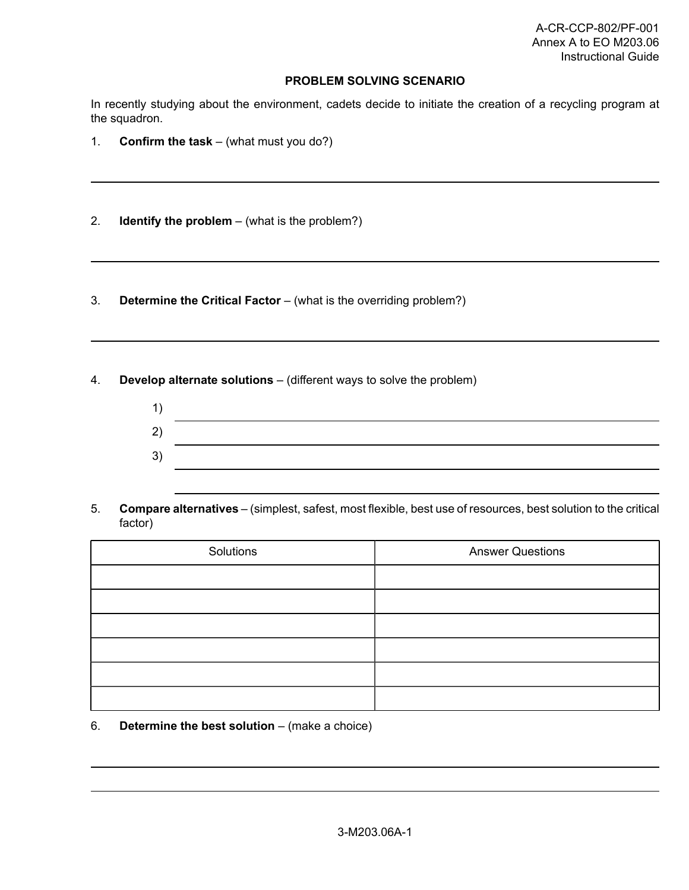A-CR-CCP-802/PF-001
Annex A to EO M203.06
Instructional Guide

**PROBLEM SOLVING SCENARIO**

In recently studying about the environment, cadets decide to initiate the creation of a recycling program at the squadron.

1. **Confirm the task** – (what must you do?)

___

2. **Identify the problem** – (what is the problem?)

___

3. **Determine the Critical Factor** – (what is the overriding problem?)

___

4. **Develop alternate solutions** – (different ways to solve the problem)

   1) ___
   2) ___
   3) ___

   ___

5. **Compare alternatives** – (simplest, safest, most flexible, best use of resources, best solution to the critical factor)

| Solutions | Answer Questions |
|---|---|
| | |
| | |
| | |
| | |
| | |
| | |

6. **Determine the best solution** – (make a choice)

___

___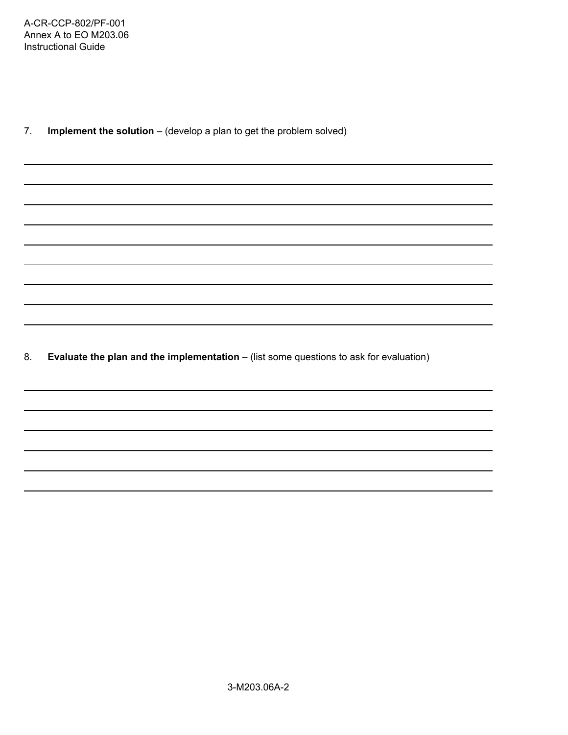7. **Implement the solution** – (develop a plan to get the problem solved)

8. **Evaluate the plan and the implementation** – (list some questions to ask for evaluation)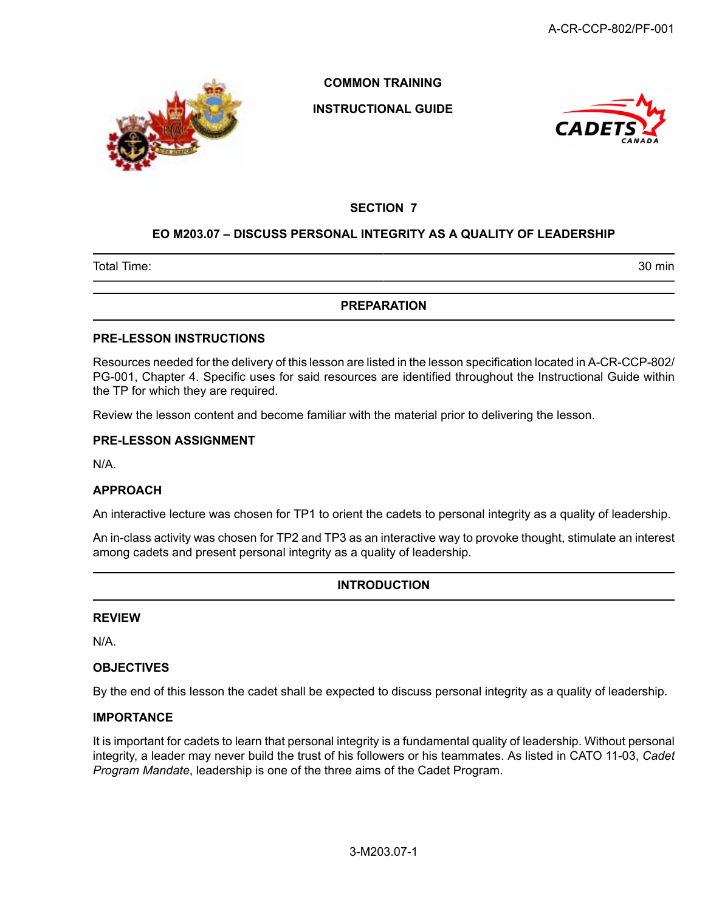COMMON TRAINING

INSTRUCTIONAL GUIDE

## SECTION 7

## EO M203.07 – DISCUSS PERSONAL INTEGRITY AS A QUALITY OF LEADERSHIP

| Total Time: | 30 min |
|---|---|

## PREPARATION

### PRE-LESSON INSTRUCTIONS

Resources needed for the delivery of this lesson are listed in the lesson specification located in A-CR-CCP-802/PG-001, Chapter 4. Specific uses for said resources are identified throughout the Instructional Guide within the TP for which they are required.

Review the lesson content and become familiar with the material prior to delivering the lesson.

### PRE-LESSON ASSIGNMENT

N/A.

### APPROACH

An interactive lecture was chosen for TP1 to orient the cadets to personal integrity as a quality of leadership.

An in-class activity was chosen for TP2 and TP3 as an interactive way to provoke thought, stimulate an interest among cadets and present personal integrity as a quality of leadership.

## INTRODUCTION

### REVIEW

N/A.

### OBJECTIVES

By the end of this lesson the cadet shall be expected to discuss personal integrity as a quality of leadership.

### IMPORTANCE

It is important for cadets to learn that personal integrity is a fundamental quality of leadership. Without personal integrity, a leader may never build the trust of his followers or his teammates. As listed in CATO 11-03, *Cadet Program Mandate*, leadership is one of the three aims of the Cadet Program.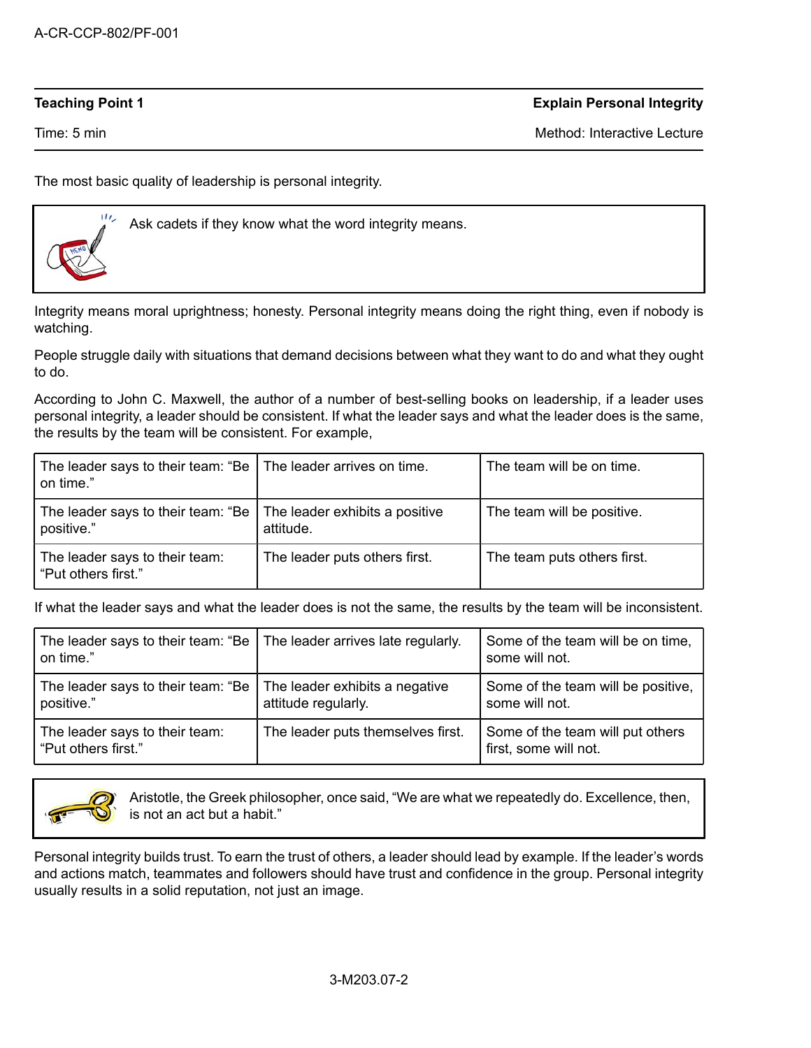**Teaching Point 1** | **Explain Personal Integrity**

Time: 5 min | Method: Interactive Lecture

The most basic quality of leadership is personal integrity.

> Ask cadets if they know what the word integrity means.

Integrity means moral uprightness; honesty. Personal integrity means doing the right thing, even if nobody is watching.

People struggle daily with situations that demand decisions between what they want to do and what they ought to do.

According to John C. Maxwell, the author of a number of best-selling books on leadership, if a leader uses personal integrity, a leader should be consistent. If what the leader says and what the leader does is the same, the results by the team will be consistent. For example,

| | | |
|---|---|---|
| The leader says to their team: "Be on time." | The leader arrives on time. | The team will be on time. |
| The leader says to their team: "Be positive." | The leader exhibits a positive attitude. | The team will be positive. |
| The leader says to their team: "Put others first." | The leader puts others first. | The team puts others first. |

If what the leader says and what the leader does is not the same, the results by the team will be inconsistent.

| | | |
|---|---|---|
| The leader says to their team: "Be on time." | The leader arrives late regularly. | Some of the team will be on time, some will not. |
| The leader says to their team: "Be positive." | The leader exhibits a negative attitude regularly. | Some of the team will be positive, some will not. |
| The leader says to their team: "Put others first." | The leader puts themselves first. | Some of the team will put others first, some will not. |

> Aristotle, the Greek philosopher, once said, "We are what we repeatedly do. Excellence, then, is not an act but a habit."

Personal integrity builds trust. To earn the trust of others, a leader should lead by example. If the leader's words and actions match, teammates and followers should have trust and confidence in the group. Personal integrity usually results in a solid reputation, not just an image.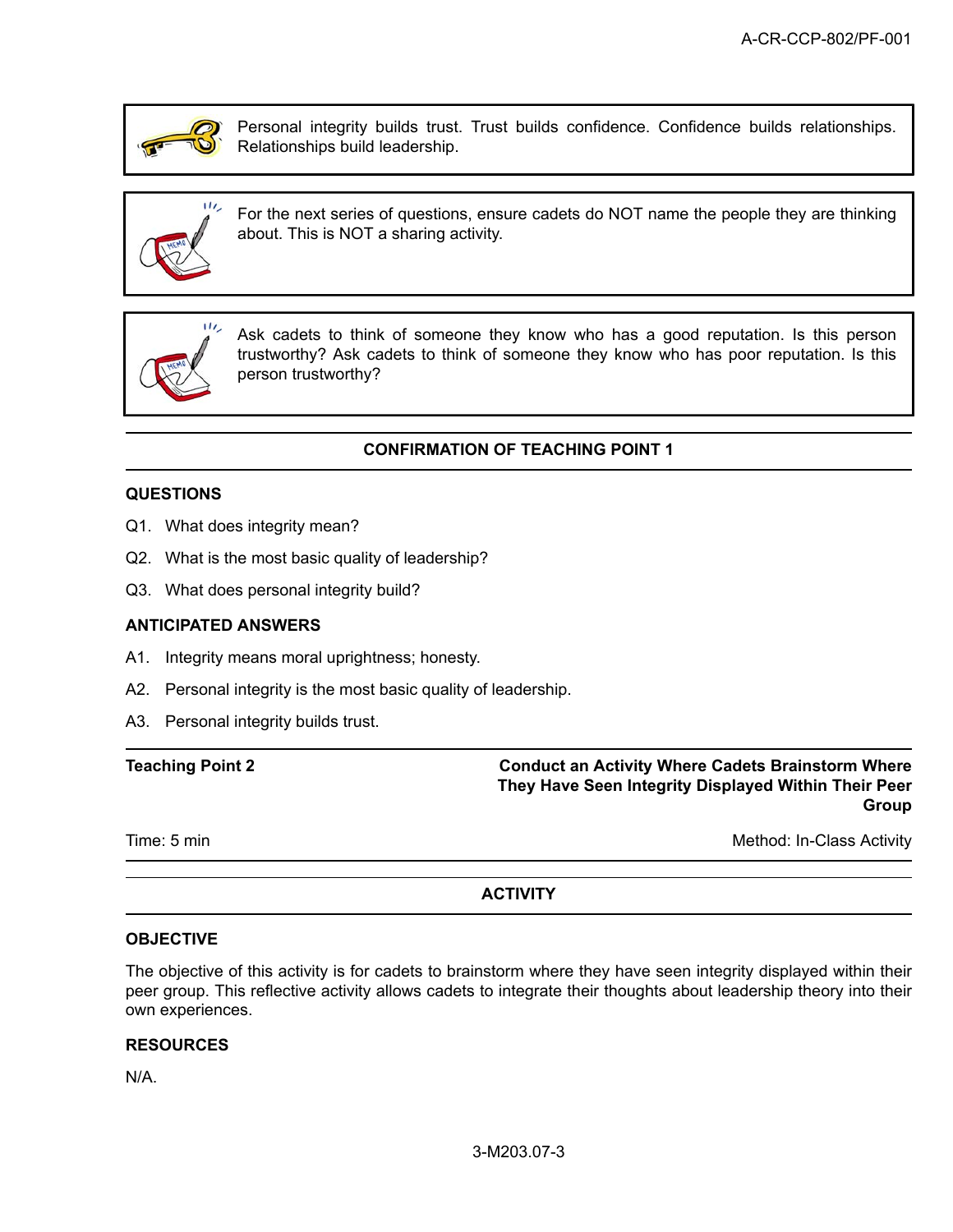> Personal integrity builds trust. Trust builds confidence. Confidence builds relationships. Relationships build leadership.

> For the next series of questions, ensure cadets do NOT name the people they are thinking about. This is NOT a sharing activity.

> Ask cadets to think of someone they know who has a good reputation. Is this person trustworthy? Ask cadets to think of someone they know who has poor reputation. Is this person trustworthy?

## CONFIRMATION OF TEACHING POINT 1

### QUESTIONS

Q1. What does integrity mean?

Q2. What is the most basic quality of leadership?

Q3. What does personal integrity build?

### ANTICIPATED ANSWERS

A1. Integrity means moral uprightness; honesty.

A2. Personal integrity is the most basic quality of leadership.

A3. Personal integrity builds trust.

**Teaching Point 2** — **Conduct an Activity Where Cadets Brainstorm Where They Have Seen Integrity Displayed Within Their Peer Group**

Time: 5 min — Method: In-Class Activity

## ACTIVITY

### OBJECTIVE

The objective of this activity is for cadets to brainstorm where they have seen integrity displayed within their peer group. This reflective activity allows cadets to integrate their thoughts about leadership theory into their own experiences.

### RESOURCES

N/A.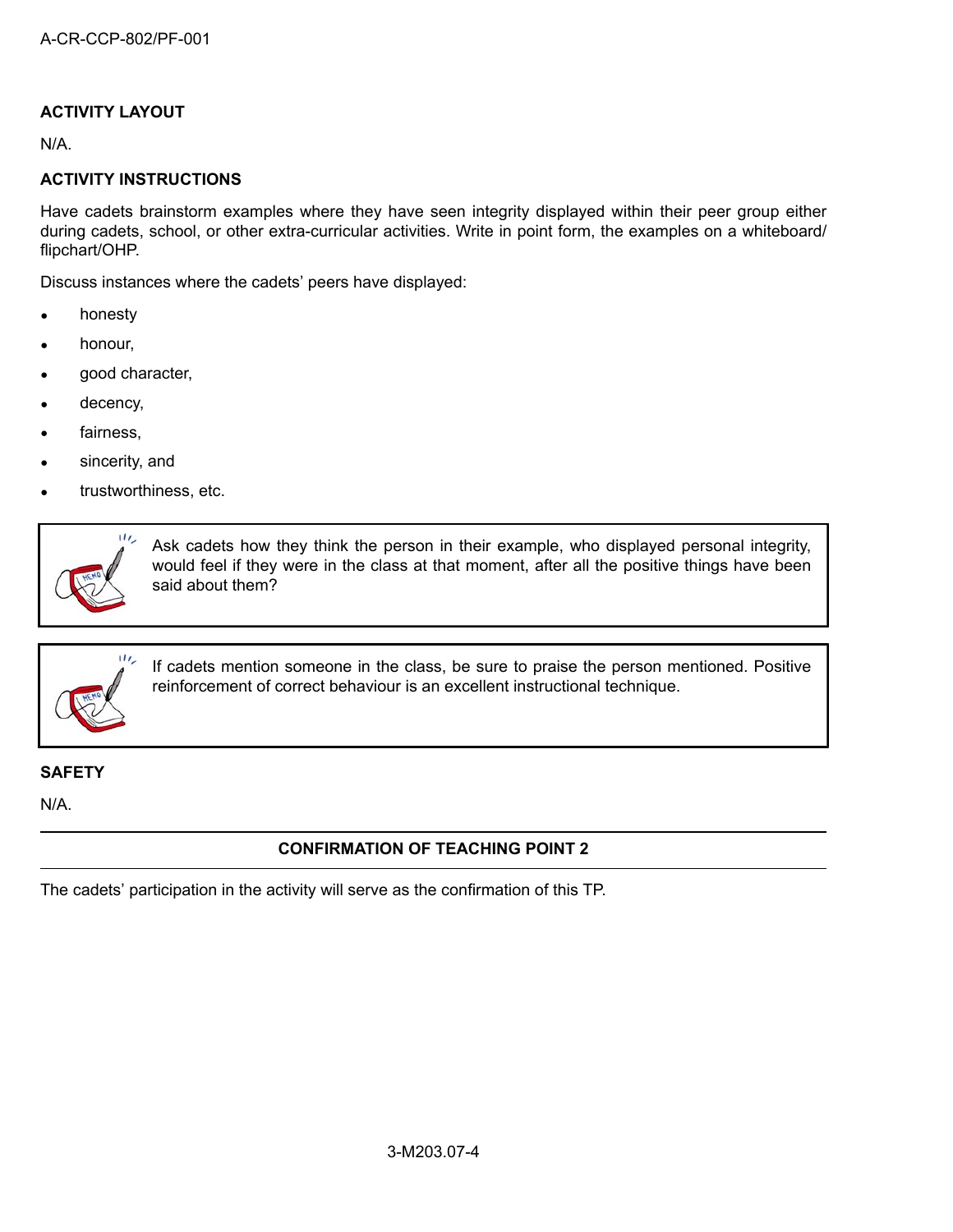### ACTIVITY LAYOUT

N/A.

### ACTIVITY INSTRUCTIONS

Have cadets brainstorm examples where they have seen integrity displayed within their peer group either during cadets, school, or other extra-curricular activities. Write in point form, the examples on a whiteboard/flipchart/OHP.

Discuss instances where the cadets' peers have displayed:

- honesty
- honour,
- good character,
- decency,
- fairness,
- sincerity, and
- trustworthiness, etc.

> Ask cadets how they think the person in their example, who displayed personal integrity, would feel if they were in the class at that moment, after all the positive things have been said about them?

> If cadets mention someone in the class, be sure to praise the person mentioned. Positive reinforcement of correct behaviour is an excellent instructional technique.

### SAFETY

N/A.

---

**CONFIRMATION OF TEACHING POINT 2**

---

The cadets' participation in the activity will serve as the confirmation of this TP.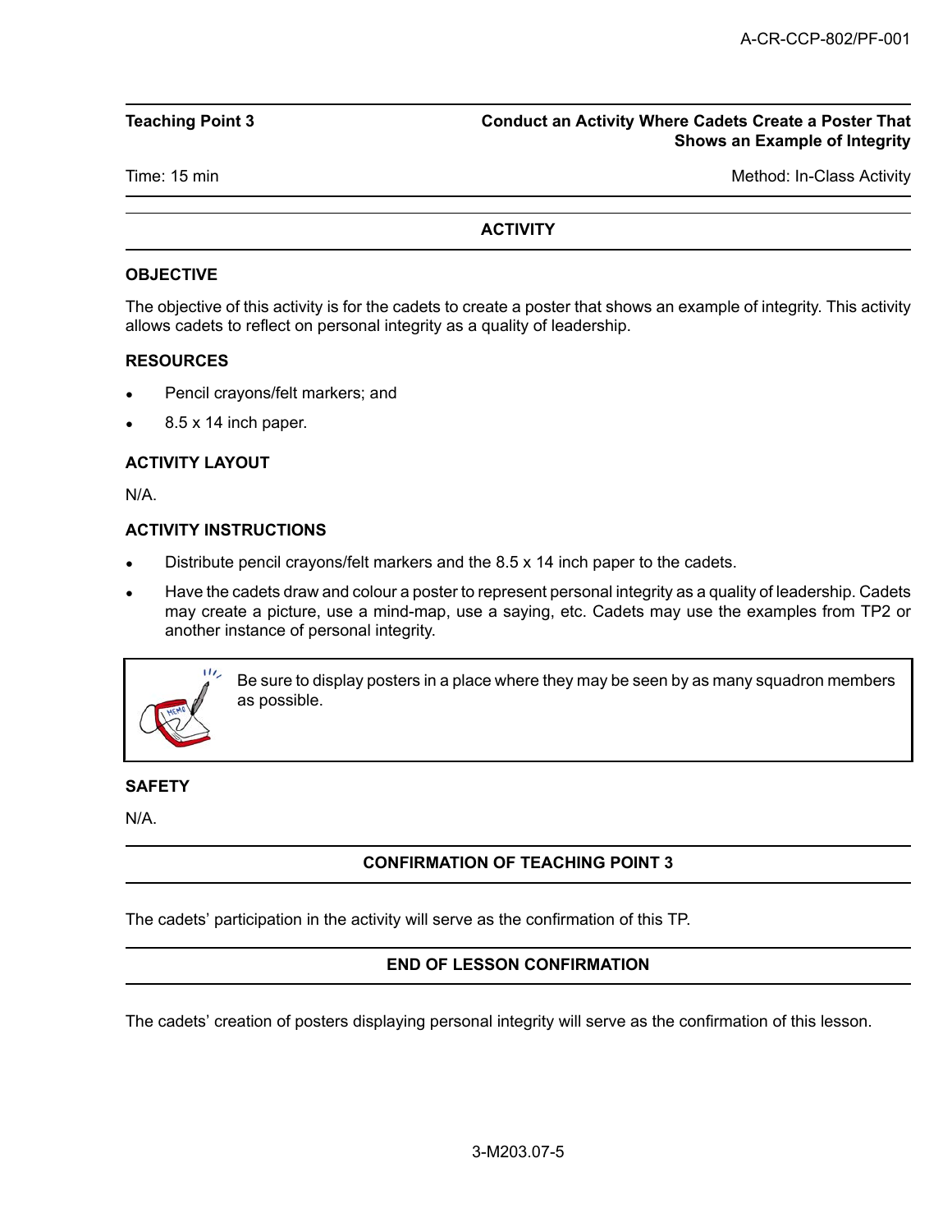**Teaching Point 3** — **Conduct an Activity Where Cadets Create a Poster That Shows an Example of Integrity**

Time: 15 min — Method: In-Class Activity

## ACTIVITY

### OBJECTIVE

The objective of this activity is for the cadets to create a poster that shows an example of integrity. This activity allows cadets to reflect on personal integrity as a quality of leadership.

### RESOURCES

- Pencil crayons/felt markers; and
- 8.5 x 14 inch paper.

### ACTIVITY LAYOUT

N/A.

### ACTIVITY INSTRUCTIONS

- Distribute pencil crayons/felt markers and the 8.5 x 14 inch paper to the cadets.
- Have the cadets draw and colour a poster to represent personal integrity as a quality of leadership. Cadets may create a picture, use a mind-map, use a saying, etc. Cadets may use the examples from TP2 or another instance of personal integrity.

> Be sure to display posters in a place where they may be seen by as many squadron members as possible.

### SAFETY

N/A.

## CONFIRMATION OF TEACHING POINT 3

The cadets' participation in the activity will serve as the confirmation of this TP.

## END OF LESSON CONFIRMATION

The cadets' creation of posters displaying personal integrity will serve as the confirmation of this lesson.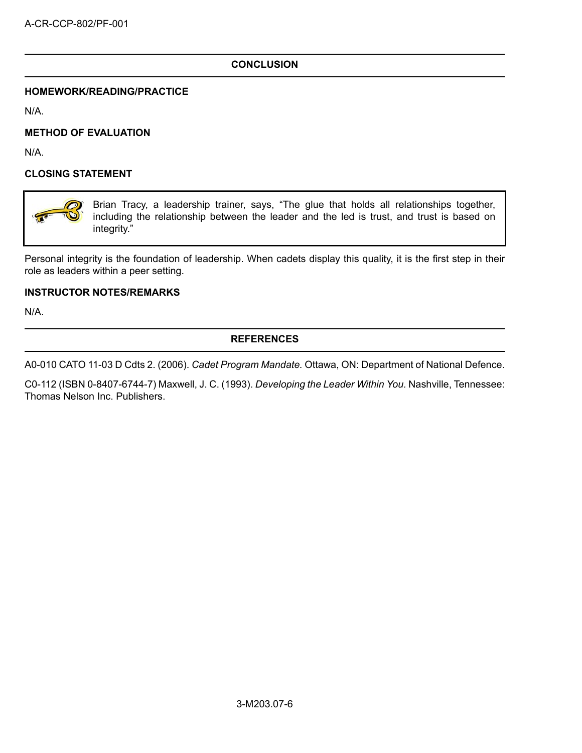## CONCLUSION

### HOMEWORK/READING/PRACTICE

N/A.

### METHOD OF EVALUATION

N/A.

### CLOSING STATEMENT

> Brian Tracy, a leadership trainer, says, "The glue that holds all relationships together, including the relationship between the leader and the led is trust, and trust is based on integrity."

Personal integrity is the foundation of leadership. When cadets display this quality, it is the first step in their role as leaders within a peer setting.

### INSTRUCTOR NOTES/REMARKS

N/A.

## REFERENCES

A0-010 CATO 11-03 D Cdts 2. (2006). *Cadet Program Mandate.* Ottawa, ON: Department of National Defence.

C0-112 (ISBN 0-8407-6744-7) Maxwell, J. C. (1993). *Developing the Leader Within You.* Nashville, Tennessee: Thomas Nelson Inc. Publishers.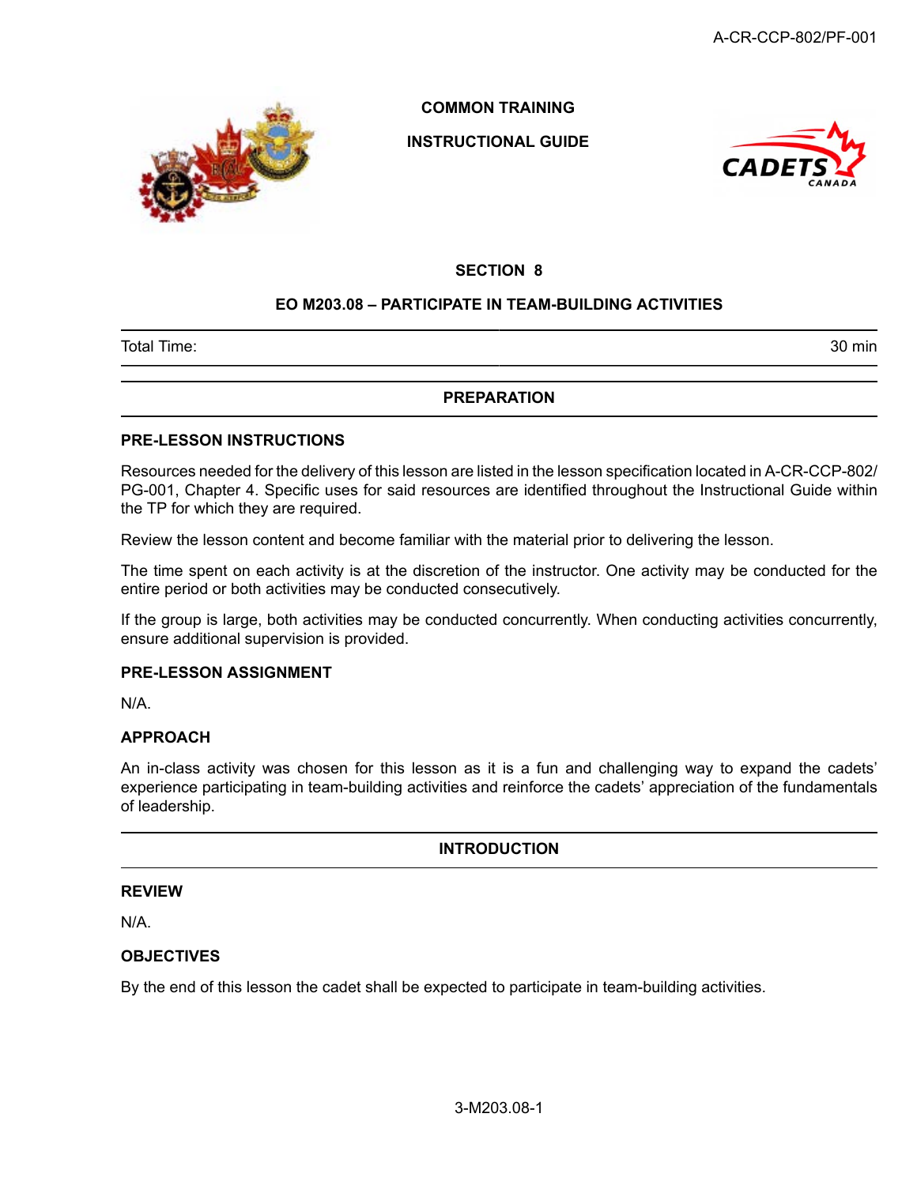COMMON TRAINING

INSTRUCTIONAL GUIDE

## SECTION 8

## EO M203.08 – PARTICIPATE IN TEAM-BUILDING ACTIVITIES

| Total Time: | 30 min |
|---|---|

## PREPARATION

### PRE-LESSON INSTRUCTIONS

Resources needed for the delivery of this lesson are listed in the lesson specification located in A-CR-CCP-802/PG-001, Chapter 4. Specific uses for said resources are identified throughout the Instructional Guide within the TP for which they are required.

Review the lesson content and become familiar with the material prior to delivering the lesson.

The time spent on each activity is at the discretion of the instructor. One activity may be conducted for the entire period or both activities may be conducted consecutively.

If the group is large, both activities may be conducted concurrently. When conducting activities concurrently, ensure additional supervision is provided.

### PRE-LESSON ASSIGNMENT

N/A.

### APPROACH

An in-class activity was chosen for this lesson as it is a fun and challenging way to expand the cadets' experience participating in team-building activities and reinforce the cadets' appreciation of the fundamentals of leadership.

## INTRODUCTION

### REVIEW

N/A.

### OBJECTIVES

By the end of this lesson the cadet shall be expected to participate in team-building activities.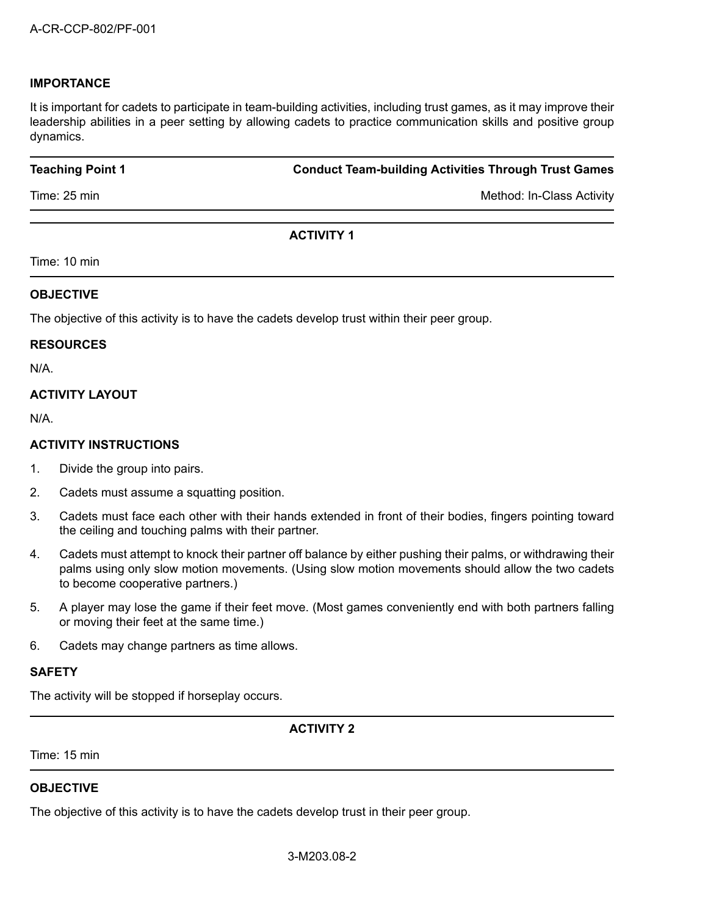**IMPORTANCE**

It is important for cadets to participate in team-building activities, including trust games, as it may improve their leadership abilities in a peer setting by allowing cadets to practice communication skills and positive group dynamics.

---

**Teaching Point 1** — **Conduct Team-building Activities Through Trust Games**

Time: 25 min — Method: In-Class Activity

---

**ACTIVITY 1**

Time: 10 min

**OBJECTIVE**

The objective of this activity is to have the cadets develop trust within their peer group.

**RESOURCES**

N/A.

**ACTIVITY LAYOUT**

N/A.

**ACTIVITY INSTRUCTIONS**

1. Divide the group into pairs.
2. Cadets must assume a squatting position.
3. Cadets must face each other with their hands extended in front of their bodies, fingers pointing toward the ceiling and touching palms with their partner.
4. Cadets must attempt to knock their partner off balance by either pushing their palms, or withdrawing their palms using only slow motion movements. (Using slow motion movements should allow the two cadets to become cooperative partners.)
5. A player may lose the game if their feet move. (Most games conveniently end with both partners falling or moving their feet at the same time.)
6. Cadets may change partners as time allows.

**SAFETY**

The activity will be stopped if horseplay occurs.

---

**ACTIVITY 2**

Time: 15 min

**OBJECTIVE**

The objective of this activity is to have the cadets develop trust in their peer group.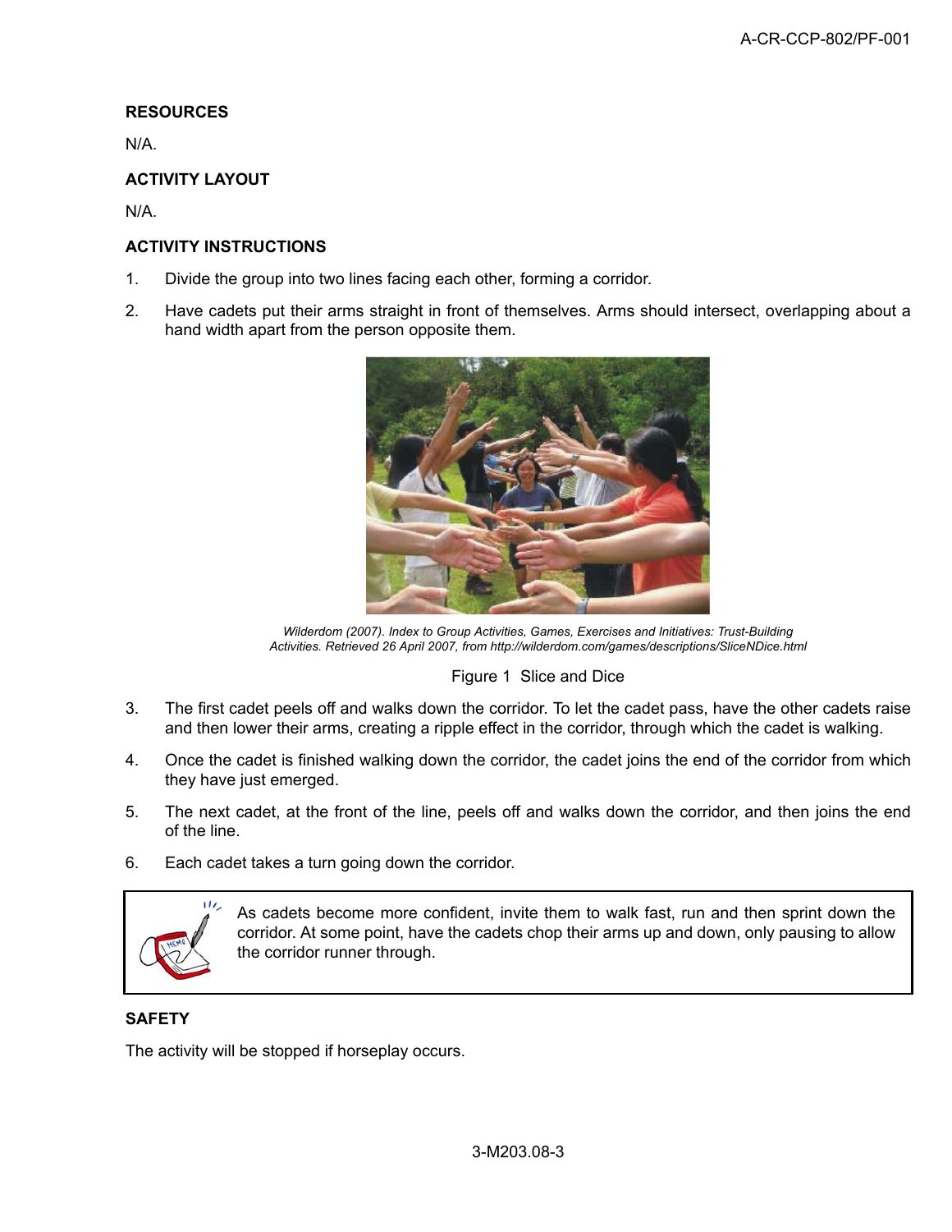**RESOURCES**

N/A.

**ACTIVITY LAYOUT**

N/A.

**ACTIVITY INSTRUCTIONS**

1. Divide the group into two lines facing each other, forming a corridor.
2. Have cadets put their arms straight in front of themselves. Arms should intersect, overlapping about a hand width apart from the person opposite them.

*Wilderdom (2007). Index to Group Activities, Games, Exercises and Initiatives: Trust-Building Activities. Retrieved 26 April 2007, from http://wilderdom.com/games/descriptions/SliceNDice.html*

Figure 1 Slice and Dice

3. The first cadet peels off and walks down the corridor. To let the cadet pass, have the other cadets raise and then lower their arms, creating a ripple effect in the corridor, through which the cadet is walking.
4. Once the cadet is finished walking down the corridor, the cadet joins the end of the corridor from which they have just emerged.
5. The next cadet, at the front of the line, peels off and walks down the corridor, and then joins the end of the line.
6. Each cadet takes a turn going down the corridor.

> As cadets become more confident, invite them to walk fast, run and then sprint down the corridor. At some point, have the cadets chop their arms up and down, only pausing to allow the corridor runner through.

**SAFETY**

The activity will be stopped if horseplay occurs.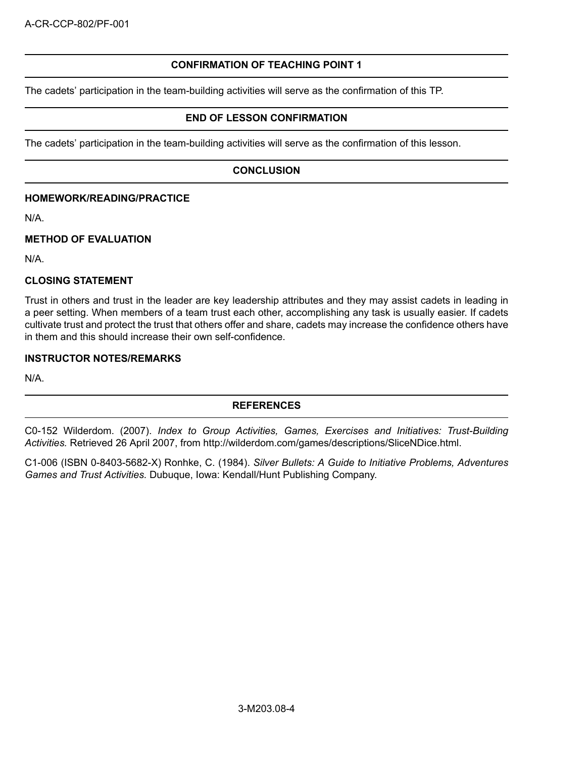## CONFIRMATION OF TEACHING POINT 1

The cadets' participation in the team-building activities will serve as the confirmation of this TP.

## END OF LESSON CONFIRMATION

The cadets' participation in the team-building activities will serve as the confirmation of this lesson.

## CONCLUSION

### HOMEWORK/READING/PRACTICE

N/A.

### METHOD OF EVALUATION

N/A.

### CLOSING STATEMENT

Trust in others and trust in the leader are key leadership attributes and they may assist cadets in leading in a peer setting. When members of a team trust each other, accomplishing any task is usually easier. If cadets cultivate trust and protect the trust that others offer and share, cadets may increase the confidence others have in them and this should increase their own self-confidence.

### INSTRUCTOR NOTES/REMARKS

N/A.

## REFERENCES

C0-152 Wilderdom. (2007). *Index to Group Activities, Games, Exercises and Initiatives: Trust-Building Activities.* Retrieved 26 April 2007, from http://wilderdom.com/games/descriptions/SliceNDice.html.

C1-006 (ISBN 0-8403-5682-X) Ronhke, C. (1984). *Silver Bullets: A Guide to Initiative Problems, Adventures Games and Trust Activities.* Dubuque, Iowa: Kendall/Hunt Publishing Company.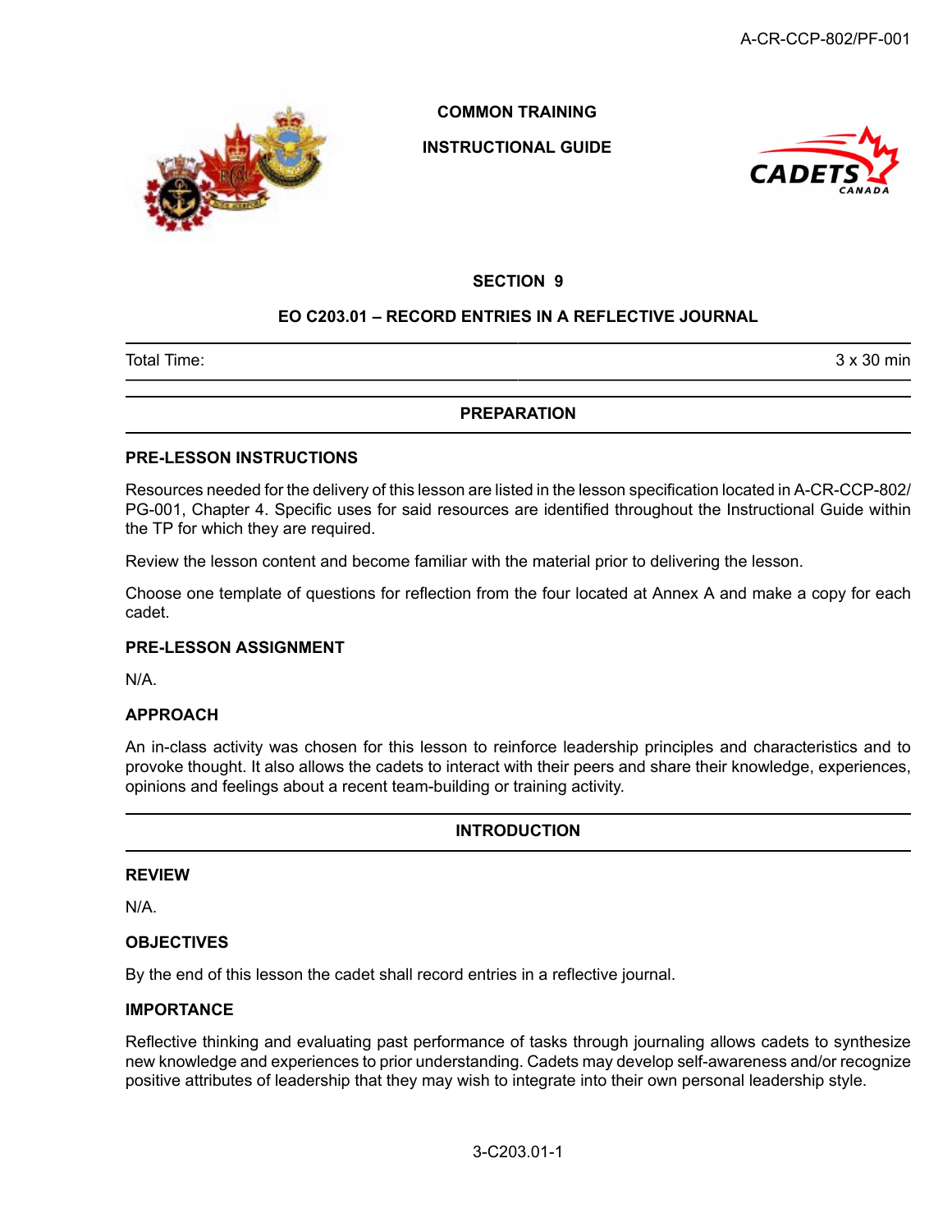COMMON TRAINING

INSTRUCTIONAL GUIDE

## SECTION 9

## EO C203.01 – RECORD ENTRIES IN A REFLECTIVE JOURNAL

| Total Time: | 3 x 30 min |
|---|---|

## PREPARATION

### PRE-LESSON INSTRUCTIONS

Resources needed for the delivery of this lesson are listed in the lesson specification located in A-CR-CCP-802/PG-001, Chapter 4. Specific uses for said resources are identified throughout the Instructional Guide within the TP for which they are required.

Review the lesson content and become familiar with the material prior to delivering the lesson.

Choose one template of questions for reflection from the four located at Annex A and make a copy for each cadet.

### PRE-LESSON ASSIGNMENT

N/A.

### APPROACH

An in-class activity was chosen for this lesson to reinforce leadership principles and characteristics and to provoke thought. It also allows the cadets to interact with their peers and share their knowledge, experiences, opinions and feelings about a recent team-building or training activity.

## INTRODUCTION

### REVIEW

N/A.

### OBJECTIVES

By the end of this lesson the cadet shall record entries in a reflective journal.

### IMPORTANCE

Reflective thinking and evaluating past performance of tasks through journaling allows cadets to synthesize new knowledge and experiences to prior understanding. Cadets may develop self-awareness and/or recognize positive attributes of leadership that they may wish to integrate into their own personal leadership style.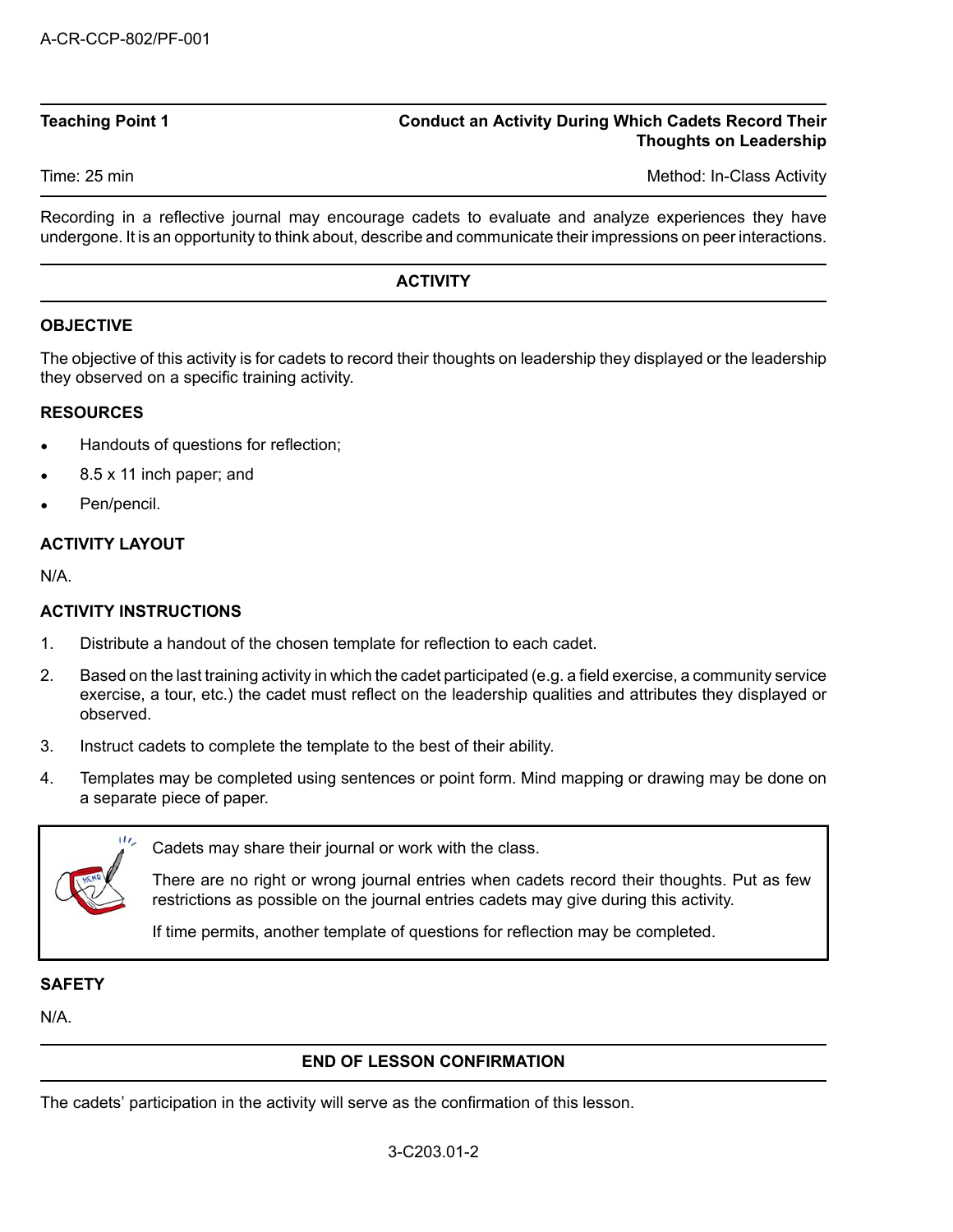**Teaching Point 1** — **Conduct an Activity During Which Cadets Record Their Thoughts on Leadership**

Time: 25 min — Method: In-Class Activity

Recording in a reflective journal may encourage cadets to evaluate and analyze experiences they have undergone. It is an opportunity to think about, describe and communicate their impressions on peer interactions.

## ACTIVITY

### OBJECTIVE

The objective of this activity is for cadets to record their thoughts on leadership they displayed or the leadership they observed on a specific training activity.

### RESOURCES

- Handouts of questions for reflection;
- 8.5 x 11 inch paper; and
- Pen/pencil.

### ACTIVITY LAYOUT

N/A.

### ACTIVITY INSTRUCTIONS

1. Distribute a handout of the chosen template for reflection to each cadet.
2. Based on the last training activity in which the cadet participated (e.g. a field exercise, a community service exercise, a tour, etc.) the cadet must reflect on the leadership qualities and attributes they displayed or observed.
3. Instruct cadets to complete the template to the best of their ability.
4. Templates may be completed using sentences or point form. Mind mapping or drawing may be done on a separate piece of paper.

> Cadets may share their journal or work with the class.
>
> There are no right or wrong journal entries when cadets record their thoughts. Put as few restrictions as possible on the journal entries cadets may give during this activity.
>
> If time permits, another template of questions for reflection may be completed.

### SAFETY

N/A.

## END OF LESSON CONFIRMATION

The cadets' participation in the activity will serve as the confirmation of this lesson.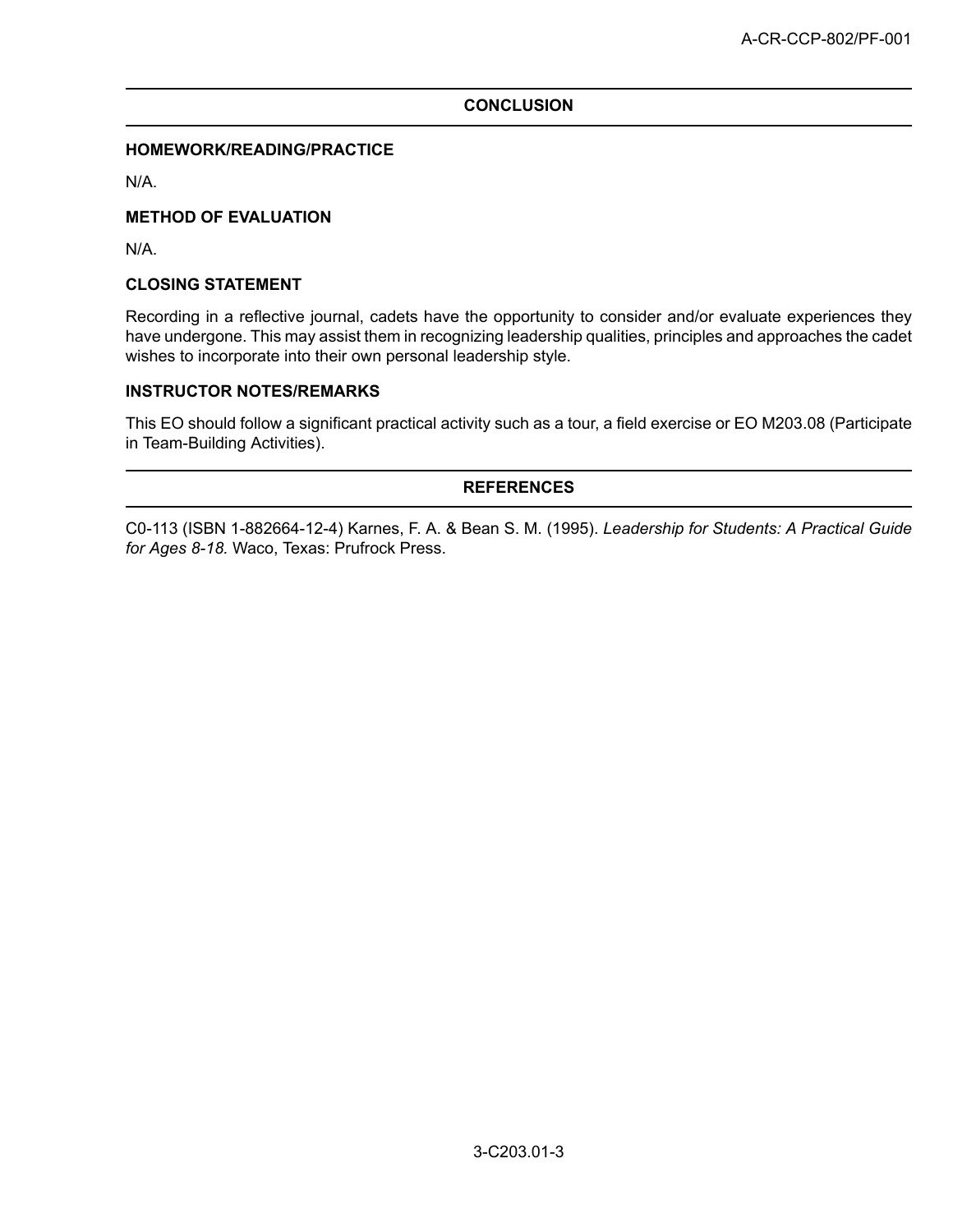## CONCLUSION

### HOMEWORK/READING/PRACTICE

N/A.

### METHOD OF EVALUATION

N/A.

### CLOSING STATEMENT

Recording in a reflective journal, cadets have the opportunity to consider and/or evaluate experiences they have undergone. This may assist them in recognizing leadership qualities, principles and approaches the cadet wishes to incorporate into their own personal leadership style.

### INSTRUCTOR NOTES/REMARKS

This EO should follow a significant practical activity such as a tour, a field exercise or EO M203.08 (Participate in Team-Building Activities).

## REFERENCES

C0-113 (ISBN 1-882664-12-4) Karnes, F. A. & Bean S. M. (1995). *Leadership for Students: A Practical Guide for Ages 8-18.* Waco, Texas: Prufrock Press.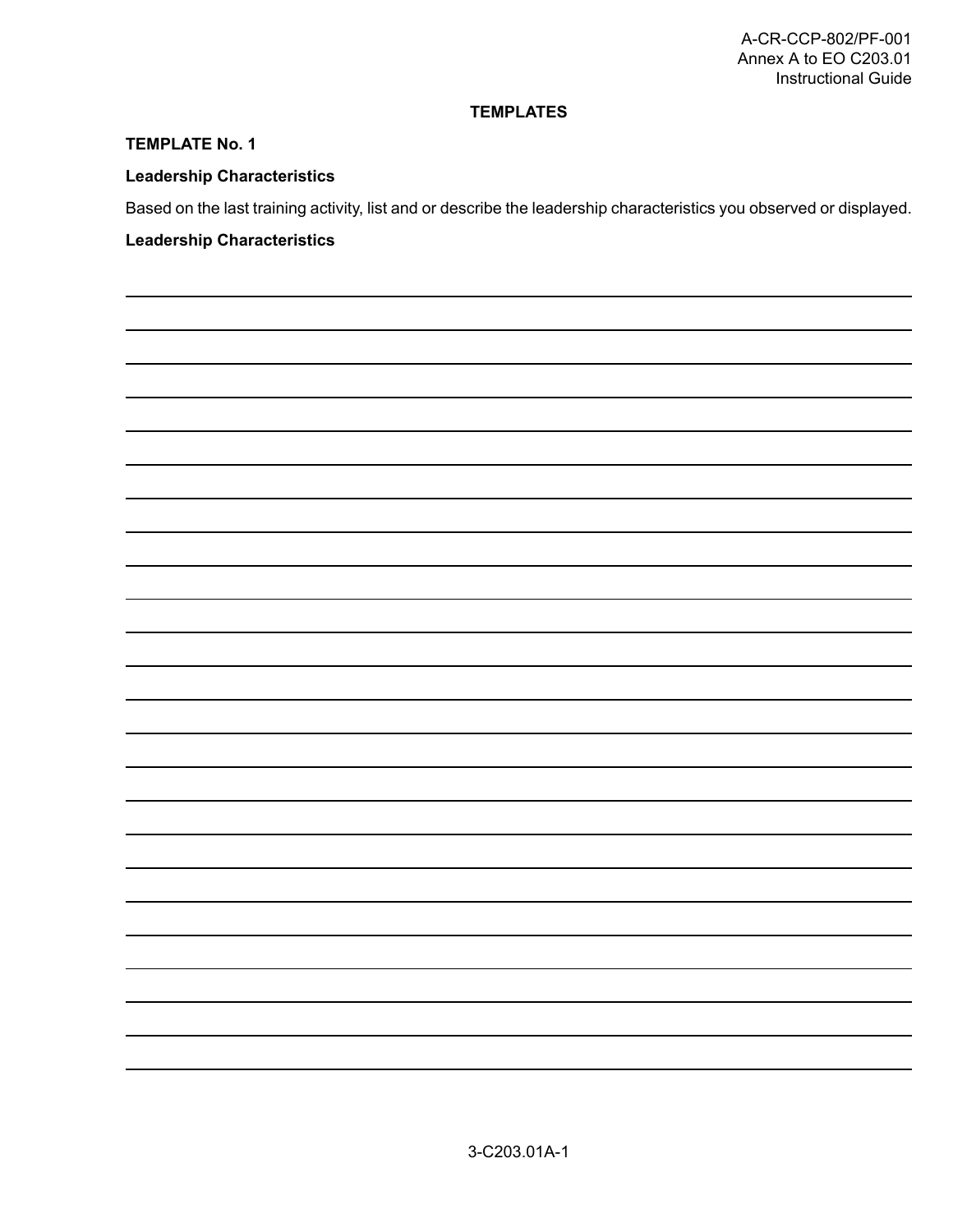# TEMPLATES

## TEMPLATE No. 1

**Leadership Characteristics**

Based on the last training activity, list and or describe the leadership characteristics you observed or displayed.

**Leadership Characteristics**

______________________________________________________________________________

______________________________________________________________________________

______________________________________________________________________________

______________________________________________________________________________

______________________________________________________________________________

______________________________________________________________________________

______________________________________________________________________________

______________________________________________________________________________

______________________________________________________________________________

______________________________________________________________________________

______________________________________________________________________________

______________________________________________________________________________

______________________________________________________________________________

______________________________________________________________________________

______________________________________________________________________________

______________________________________________________________________________

______________________________________________________________________________

______________________________________________________________________________

______________________________________________________________________________

______________________________________________________________________________

______________________________________________________________________________

______________________________________________________________________________

______________________________________________________________________________

______________________________________________________________________________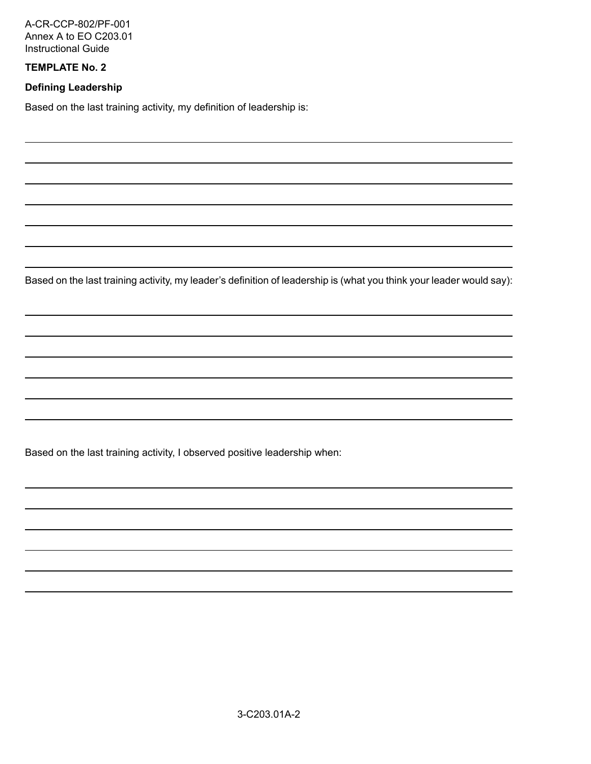**TEMPLATE No. 2**

**Defining Leadership**

Based on the last training activity, my definition of leadership is:

\_\_\_\_\_\_\_\_\_\_\_\_\_\_\_\_\_\_\_\_\_\_\_\_\_\_\_\_\_\_\_\_\_\_\_\_\_\_\_\_\_\_\_\_\_\_\_\_\_\_\_\_\_\_\_\_\_\_\_\_\_\_\_\_\_\_\_\_\_\_\_\_\_\_\_\_\_\_

\_\_\_\_\_\_\_\_\_\_\_\_\_\_\_\_\_\_\_\_\_\_\_\_\_\_\_\_\_\_\_\_\_\_\_\_\_\_\_\_\_\_\_\_\_\_\_\_\_\_\_\_\_\_\_\_\_\_\_\_\_\_\_\_\_\_\_\_\_\_\_\_\_\_\_\_\_\_

\_\_\_\_\_\_\_\_\_\_\_\_\_\_\_\_\_\_\_\_\_\_\_\_\_\_\_\_\_\_\_\_\_\_\_\_\_\_\_\_\_\_\_\_\_\_\_\_\_\_\_\_\_\_\_\_\_\_\_\_\_\_\_\_\_\_\_\_\_\_\_\_\_\_\_\_\_\_

\_\_\_\_\_\_\_\_\_\_\_\_\_\_\_\_\_\_\_\_\_\_\_\_\_\_\_\_\_\_\_\_\_\_\_\_\_\_\_\_\_\_\_\_\_\_\_\_\_\_\_\_\_\_\_\_\_\_\_\_\_\_\_\_\_\_\_\_\_\_\_\_\_\_\_\_\_\_

\_\_\_\_\_\_\_\_\_\_\_\_\_\_\_\_\_\_\_\_\_\_\_\_\_\_\_\_\_\_\_\_\_\_\_\_\_\_\_\_\_\_\_\_\_\_\_\_\_\_\_\_\_\_\_\_\_\_\_\_\_\_\_\_\_\_\_\_\_\_\_\_\_\_\_\_\_\_

\_\_\_\_\_\_\_\_\_\_\_\_\_\_\_\_\_\_\_\_\_\_\_\_\_\_\_\_\_\_\_\_\_\_\_\_\_\_\_\_\_\_\_\_\_\_\_\_\_\_\_\_\_\_\_\_\_\_\_\_\_\_\_\_\_\_\_\_\_\_\_\_\_\_\_\_\_\_

\_\_\_\_\_\_\_\_\_\_\_\_\_\_\_\_\_\_\_\_\_\_\_\_\_\_\_\_\_\_\_\_\_\_\_\_\_\_\_\_\_\_\_\_\_\_\_\_\_\_\_\_\_\_\_\_\_\_\_\_\_\_\_\_\_\_\_\_\_\_\_\_\_\_\_\_\_\_

Based on the last training activity, my leader's definition of leadership is (what you think your leader would say):

\_\_\_\_\_\_\_\_\_\_\_\_\_\_\_\_\_\_\_\_\_\_\_\_\_\_\_\_\_\_\_\_\_\_\_\_\_\_\_\_\_\_\_\_\_\_\_\_\_\_\_\_\_\_\_\_\_\_\_\_\_\_\_\_\_\_\_\_\_\_\_\_\_\_\_\_\_\_

\_\_\_\_\_\_\_\_\_\_\_\_\_\_\_\_\_\_\_\_\_\_\_\_\_\_\_\_\_\_\_\_\_\_\_\_\_\_\_\_\_\_\_\_\_\_\_\_\_\_\_\_\_\_\_\_\_\_\_\_\_\_\_\_\_\_\_\_\_\_\_\_\_\_\_\_\_\_

\_\_\_\_\_\_\_\_\_\_\_\_\_\_\_\_\_\_\_\_\_\_\_\_\_\_\_\_\_\_\_\_\_\_\_\_\_\_\_\_\_\_\_\_\_\_\_\_\_\_\_\_\_\_\_\_\_\_\_\_\_\_\_\_\_\_\_\_\_\_\_\_\_\_\_\_\_\_

\_\_\_\_\_\_\_\_\_\_\_\_\_\_\_\_\_\_\_\_\_\_\_\_\_\_\_\_\_\_\_\_\_\_\_\_\_\_\_\_\_\_\_\_\_\_\_\_\_\_\_\_\_\_\_\_\_\_\_\_\_\_\_\_\_\_\_\_\_\_\_\_\_\_\_\_\_\_

\_\_\_\_\_\_\_\_\_\_\_\_\_\_\_\_\_\_\_\_\_\_\_\_\_\_\_\_\_\_\_\_\_\_\_\_\_\_\_\_\_\_\_\_\_\_\_\_\_\_\_\_\_\_\_\_\_\_\_\_\_\_\_\_\_\_\_\_\_\_\_\_\_\_\_\_\_\_

\_\_\_\_\_\_\_\_\_\_\_\_\_\_\_\_\_\_\_\_\_\_\_\_\_\_\_\_\_\_\_\_\_\_\_\_\_\_\_\_\_\_\_\_\_\_\_\_\_\_\_\_\_\_\_\_\_\_\_\_\_\_\_\_\_\_\_\_\_\_\_\_\_\_\_\_\_\_

Based on the last training activity, I observed positive leadership when:

\_\_\_\_\_\_\_\_\_\_\_\_\_\_\_\_\_\_\_\_\_\_\_\_\_\_\_\_\_\_\_\_\_\_\_\_\_\_\_\_\_\_\_\_\_\_\_\_\_\_\_\_\_\_\_\_\_\_\_\_\_\_\_\_\_\_\_\_\_\_\_\_\_\_\_\_\_\_

\_\_\_\_\_\_\_\_\_\_\_\_\_\_\_\_\_\_\_\_\_\_\_\_\_\_\_\_\_\_\_\_\_\_\_\_\_\_\_\_\_\_\_\_\_\_\_\_\_\_\_\_\_\_\_\_\_\_\_\_\_\_\_\_\_\_\_\_\_\_\_\_\_\_\_\_\_\_

\_\_\_\_\_\_\_\_\_\_\_\_\_\_\_\_\_\_\_\_\_\_\_\_\_\_\_\_\_\_\_\_\_\_\_\_\_\_\_\_\_\_\_\_\_\_\_\_\_\_\_\_\_\_\_\_\_\_\_\_\_\_\_\_\_\_\_\_\_\_\_\_\_\_\_\_\_\_

\_\_\_\_\_\_\_\_\_\_\_\_\_\_\_\_\_\_\_\_\_\_\_\_\_\_\_\_\_\_\_\_\_\_\_\_\_\_\_\_\_\_\_\_\_\_\_\_\_\_\_\_\_\_\_\_\_\_\_\_\_\_\_\_\_\_\_\_\_\_\_\_\_\_\_\_\_\_

\_\_\_\_\_\_\_\_\_\_\_\_\_\_\_\_\_\_\_\_\_\_\_\_\_\_\_\_\_\_\_\_\_\_\_\_\_\_\_\_\_\_\_\_\_\_\_\_\_\_\_\_\_\_\_\_\_\_\_\_\_\_\_\_\_\_\_\_\_\_\_\_\_\_\_\_\_\_

\_\_\_\_\_\_\_\_\_\_\_\_\_\_\_\_\_\_\_\_\_\_\_\_\_\_\_\_\_\_\_\_\_\_\_\_\_\_\_\_\_\_\_\_\_\_\_\_\_\_\_\_\_\_\_\_\_\_\_\_\_\_\_\_\_\_\_\_\_\_\_\_\_\_\_\_\_\_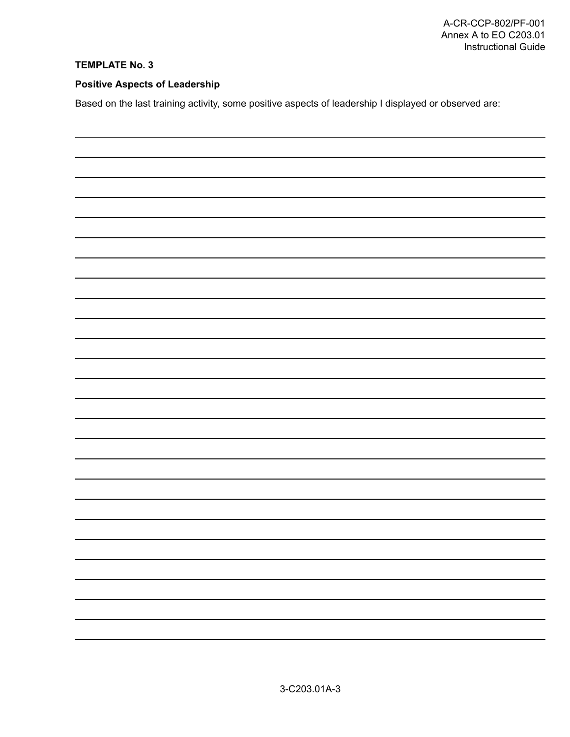**TEMPLATE No. 3**

**Positive Aspects of Leadership**

Based on the last training activity, some positive aspects of leadership I displayed or observed are: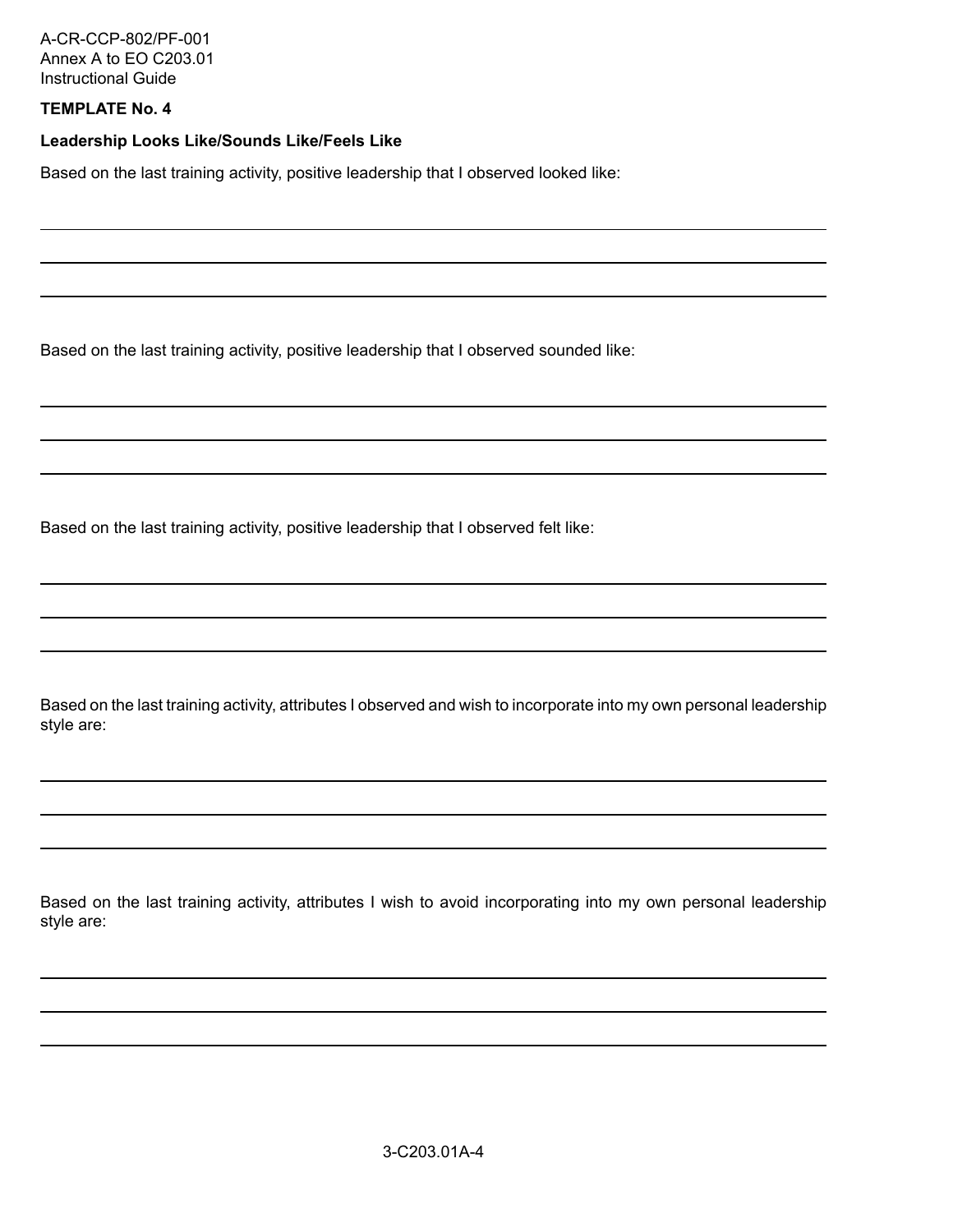**TEMPLATE No. 4**

**Leadership Looks Like/Sounds Like/Feels Like**

Based on the last training activity, positive leadership that I observed looked like:

___________________________________________________________________________

___________________________________________________________________________

___________________________________________________________________________

Based on the last training activity, positive leadership that I observed sounded like:

___________________________________________________________________________

___________________________________________________________________________

___________________________________________________________________________

Based on the last training activity, positive leadership that I observed felt like:

___________________________________________________________________________

___________________________________________________________________________

___________________________________________________________________________

Based on the last training activity, attributes I observed and wish to incorporate into my own personal leadership style are:

___________________________________________________________________________

___________________________________________________________________________

___________________________________________________________________________

Based on the last training activity, attributes I wish to avoid incorporating into my own personal leadership style are:

___________________________________________________________________________

___________________________________________________________________________

___________________________________________________________________________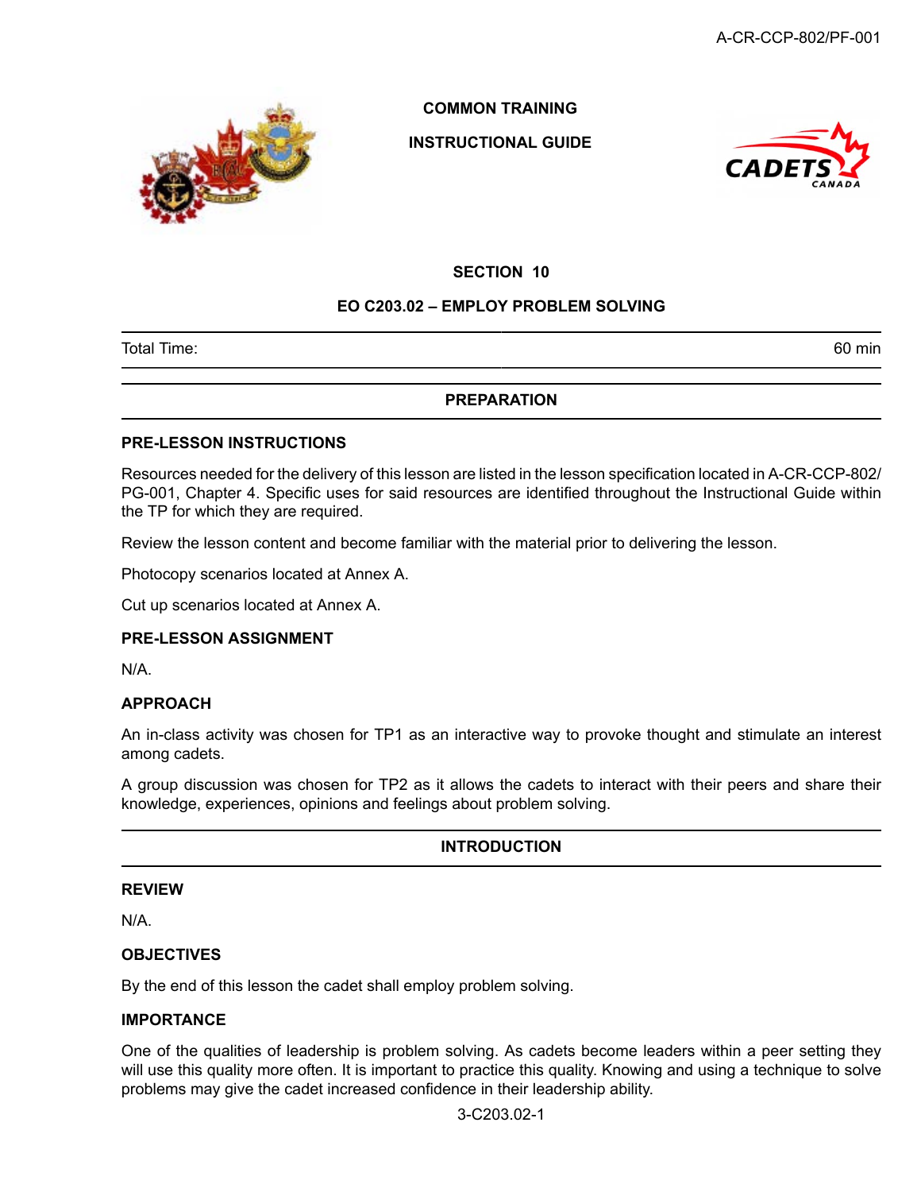**COMMON TRAINING**

**INSTRUCTIONAL GUIDE**

**SECTION 10**

**EO C203.02 – EMPLOY PROBLEM SOLVING**

| Total Time: | 60 min |
|---|---|

## PREPARATION

### PRE-LESSON INSTRUCTIONS

Resources needed for the delivery of this lesson are listed in the lesson specification located in A-CR-CCP-802/PG-001, Chapter 4. Specific uses for said resources are identified throughout the Instructional Guide within the TP for which they are required.

Review the lesson content and become familiar with the material prior to delivering the lesson.

Photocopy scenarios located at Annex A.

Cut up scenarios located at Annex A.

### PRE-LESSON ASSIGNMENT

N/A.

### APPROACH

An in-class activity was chosen for TP1 as an interactive way to provoke thought and stimulate an interest among cadets.

A group discussion was chosen for TP2 as it allows the cadets to interact with their peers and share their knowledge, experiences, opinions and feelings about problem solving.

## INTRODUCTION

### REVIEW

N/A.

### OBJECTIVES

By the end of this lesson the cadet shall employ problem solving.

### IMPORTANCE

One of the qualities of leadership is problem solving. As cadets become leaders within a peer setting they will use this quality more often. It is important to practice this quality. Knowing and using a technique to solve problems may give the cadet increased confidence in their leadership ability.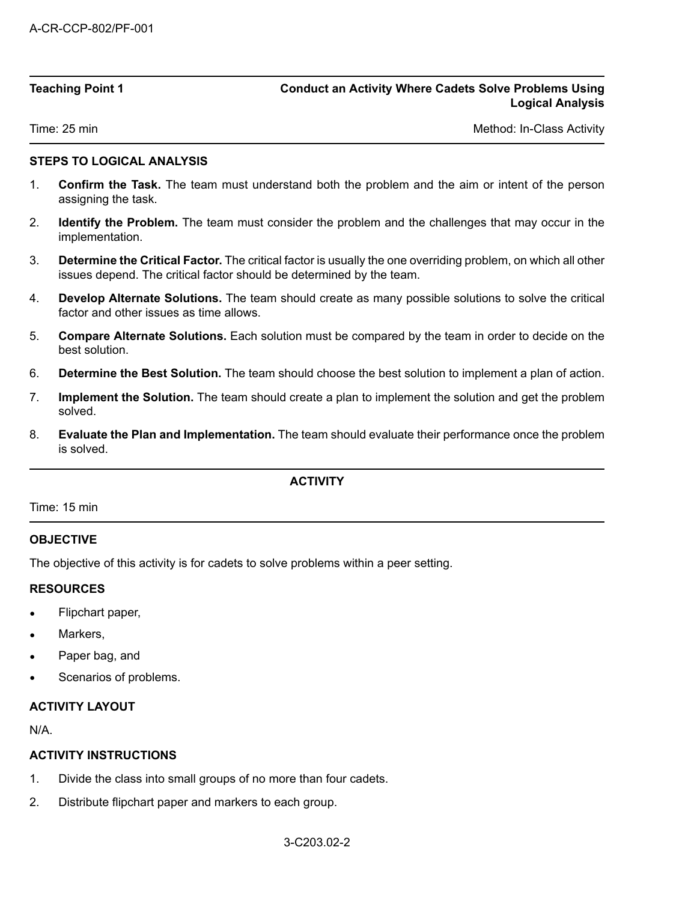**Teaching Point 1** — **Conduct an Activity Where Cadets Solve Problems Using Logical Analysis**

Time: 25 min — Method: In-Class Activity

**STEPS TO LOGICAL ANALYSIS**

1. **Confirm the Task.** The team must understand both the problem and the aim or intent of the person assigning the task.
2. **Identify the Problem.** The team must consider the problem and the challenges that may occur in the implementation.
3. **Determine the Critical Factor.** The critical factor is usually the one overriding problem, on which all other issues depend. The critical factor should be determined by the team.
4. **Develop Alternate Solutions.** The team should create as many possible solutions to solve the critical factor and other issues as time allows.
5. **Compare Alternate Solutions.** Each solution must be compared by the team in order to decide on the best solution.
6. **Determine the Best Solution.** The team should choose the best solution to implement a plan of action.
7. **Implement the Solution.** The team should create a plan to implement the solution and get the problem solved.
8. **Evaluate the Plan and Implementation.** The team should evaluate their performance once the problem is solved.

**ACTIVITY**

Time: 15 min

**OBJECTIVE**

The objective of this activity is for cadets to solve problems within a peer setting.

**RESOURCES**

- Flipchart paper,
- Markers,
- Paper bag, and
- Scenarios of problems.

**ACTIVITY LAYOUT**

N/A.

**ACTIVITY INSTRUCTIONS**

1. Divide the class into small groups of no more than four cadets.
2. Distribute flipchart paper and markers to each group.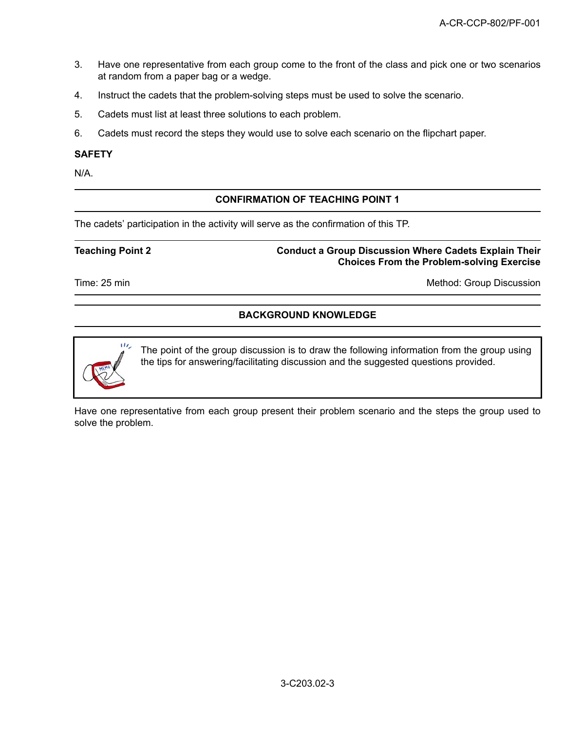3. Have one representative from each group come to the front of the class and pick one or two scenarios at random from a paper bag or a wedge.
4. Instruct the cadets that the problem-solving steps must be used to solve the scenario.
5. Cadets must list at least three solutions to each problem.
6. Cadets must record the steps they would use to solve each scenario on the flipchart paper.

**SAFETY**

N/A.

**CONFIRMATION OF TEACHING POINT 1**

The cadets' participation in the activity will serve as the confirmation of this TP.

| **Teaching Point 2** | **Conduct a Group Discussion Where Cadets Explain Their Choices From the Problem-solving Exercise** |
|---|---|
| Time: 25 min | Method: Group Discussion |

**BACKGROUND KNOWLEDGE**

> The point of the group discussion is to draw the following information from the group using the tips for answering/facilitating discussion and the suggested questions provided.

Have one representative from each group present their problem scenario and the steps the group used to solve the problem.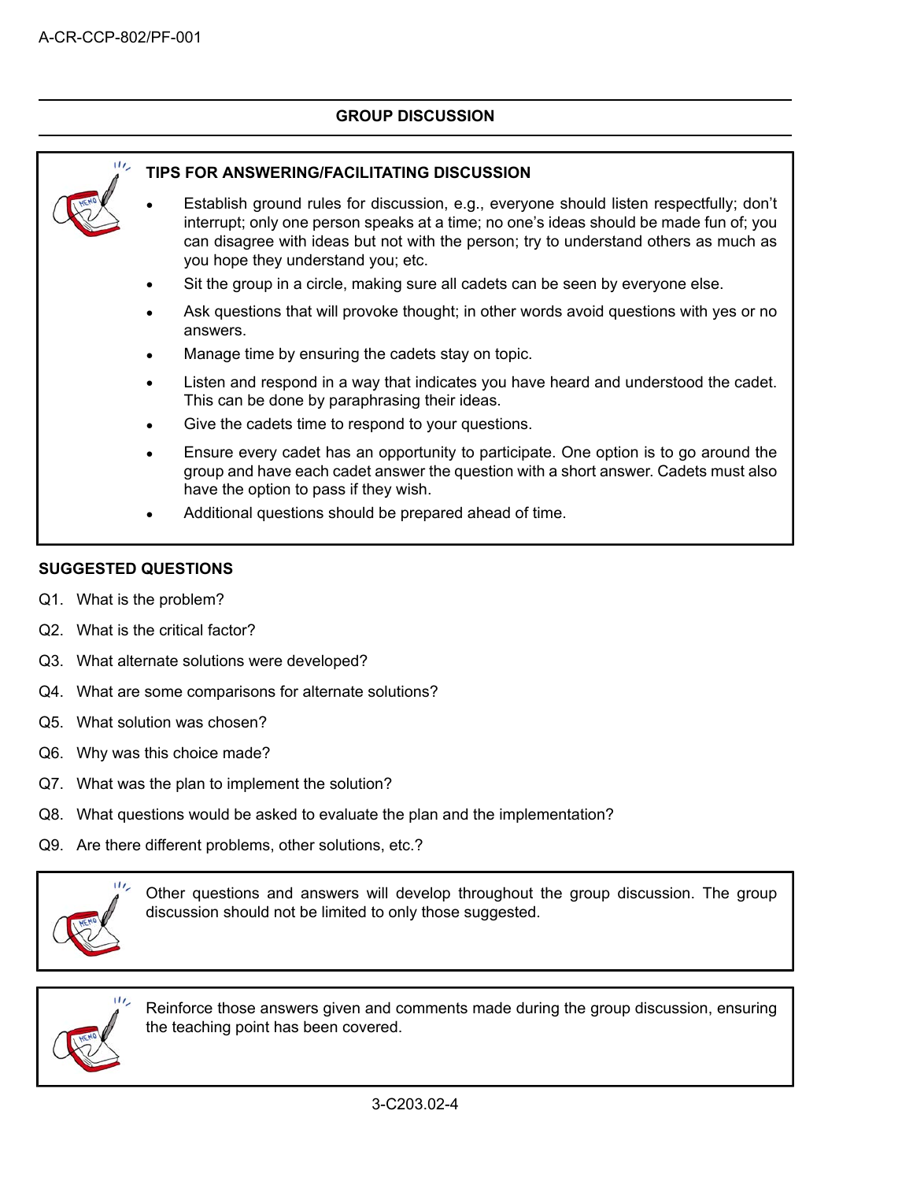## GROUP DISCUSSION

**TIPS FOR ANSWERING/FACILITATING DISCUSSION**

- Establish ground rules for discussion, e.g., everyone should listen respectfully; don't interrupt; only one person speaks at a time; no one's ideas should be made fun of; you can disagree with ideas but not with the person; try to understand others as much as you hope they understand you; etc.
- Sit the group in a circle, making sure all cadets can be seen by everyone else.
- Ask questions that will provoke thought; in other words avoid questions with yes or no answers.
- Manage time by ensuring the cadets stay on topic.
- Listen and respond in a way that indicates you have heard and understood the cadet. This can be done by paraphrasing their ideas.
- Give the cadets time to respond to your questions.
- Ensure every cadet has an opportunity to participate. One option is to go around the group and have each cadet answer the question with a short answer. Cadets must also have the option to pass if they wish.
- Additional questions should be prepared ahead of time.

**SUGGESTED QUESTIONS**

Q1. What is the problem?

Q2. What is the critical factor?

Q3. What alternate solutions were developed?

Q4. What are some comparisons for alternate solutions?

Q5. What solution was chosen?

Q6. Why was this choice made?

Q7. What was the plan to implement the solution?

Q8. What questions would be asked to evaluate the plan and the implementation?

Q9. Are there different problems, other solutions, etc.?

Other questions and answers will develop throughout the group discussion. The group discussion should not be limited to only those suggested.

Reinforce those answers given and comments made during the group discussion, ensuring the teaching point has been covered.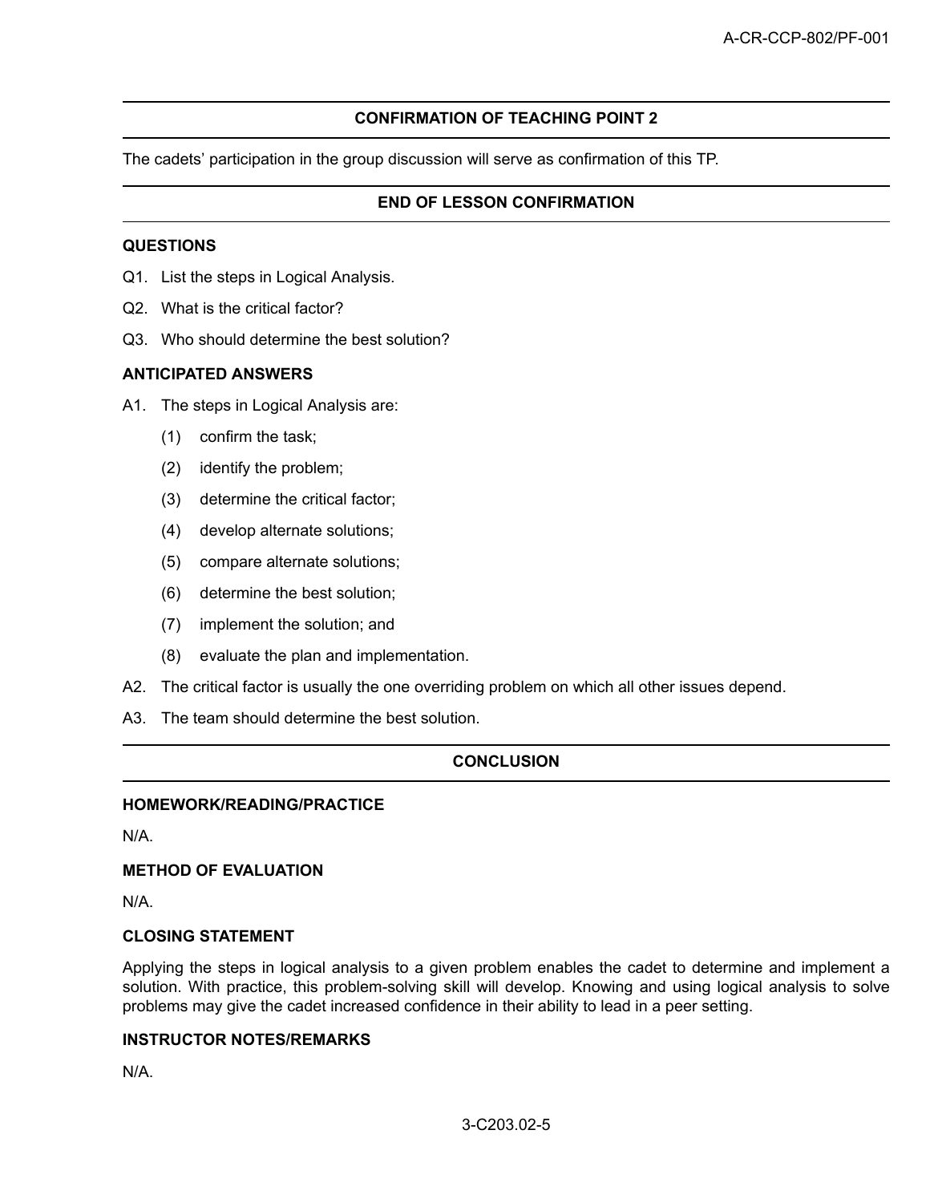## CONFIRMATION OF TEACHING POINT 2

The cadets' participation in the group discussion will serve as confirmation of this TP.

## END OF LESSON CONFIRMATION

### QUESTIONS

Q1. List the steps in Logical Analysis.

Q2. What is the critical factor?

Q3. Who should determine the best solution?

### ANTICIPATED ANSWERS

A1. The steps in Logical Analysis are:

(1) confirm the task;

(2) identify the problem;

(3) determine the critical factor;

(4) develop alternate solutions;

(5) compare alternate solutions;

(6) determine the best solution;

(7) implement the solution; and

(8) evaluate the plan and implementation.

A2. The critical factor is usually the one overriding problem on which all other issues depend.

A3. The team should determine the best solution.

## CONCLUSION

### HOMEWORK/READING/PRACTICE

N/A.

### METHOD OF EVALUATION

N/A.

### CLOSING STATEMENT

Applying the steps in logical analysis to a given problem enables the cadet to determine and implement a solution. With practice, this problem-solving skill will develop. Knowing and using logical analysis to solve problems may give the cadet increased confidence in their ability to lead in a peer setting.

### INSTRUCTOR NOTES/REMARKS

N/A.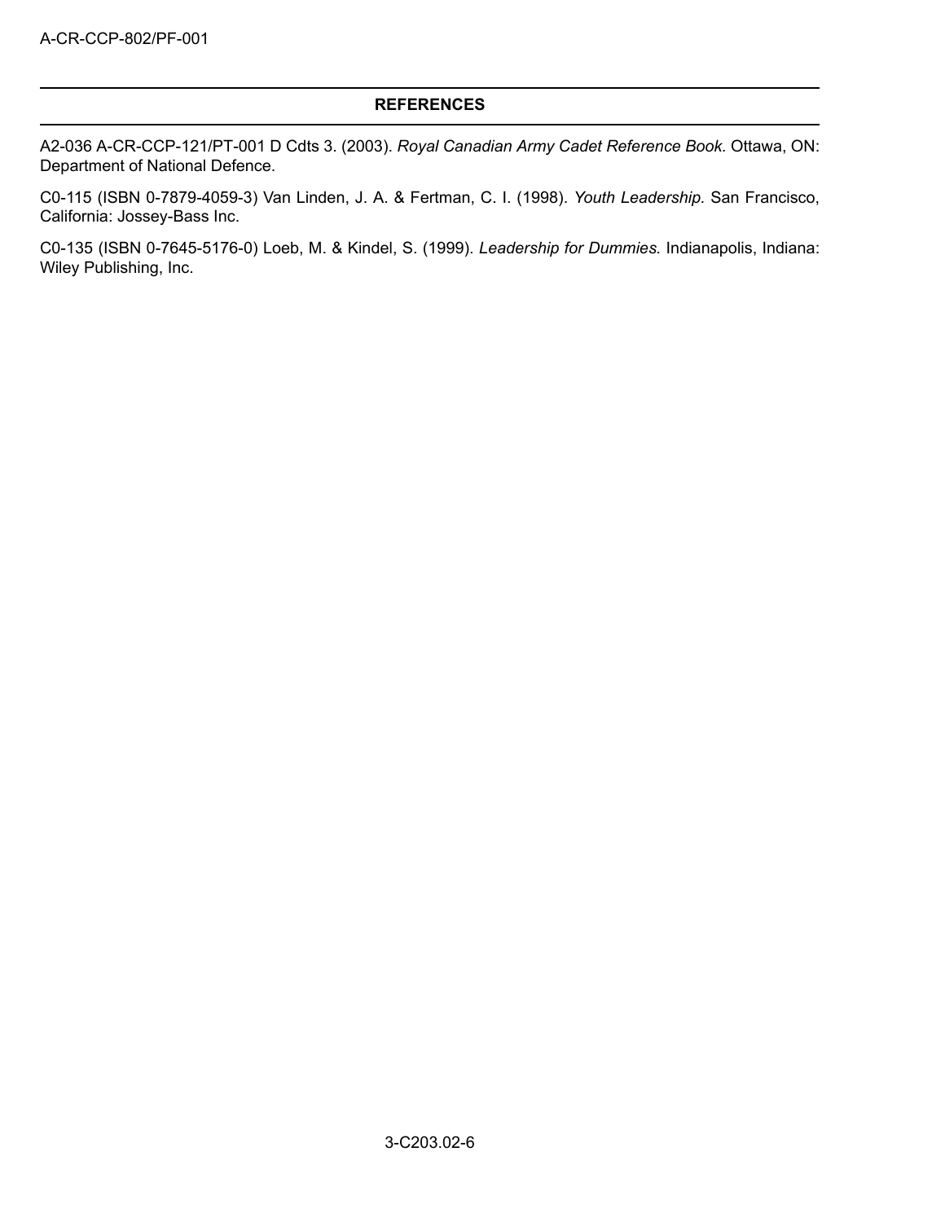## REFERENCES

A2-036 A-CR-CCP-121/PT-001 D Cdts 3. (2003). *Royal Canadian Army Cadet Reference Book.* Ottawa, ON: Department of National Defence.

C0-115 (ISBN 0-7879-4059-3) Van Linden, J. A. & Fertman, C. I. (1998). *Youth Leadership.* San Francisco, California: Jossey-Bass Inc.

C0-135 (ISBN 0-7645-5176-0) Loeb, M. & Kindel, S. (1999). *Leadership for Dummies.* Indianapolis, Indiana: Wiley Publishing, Inc.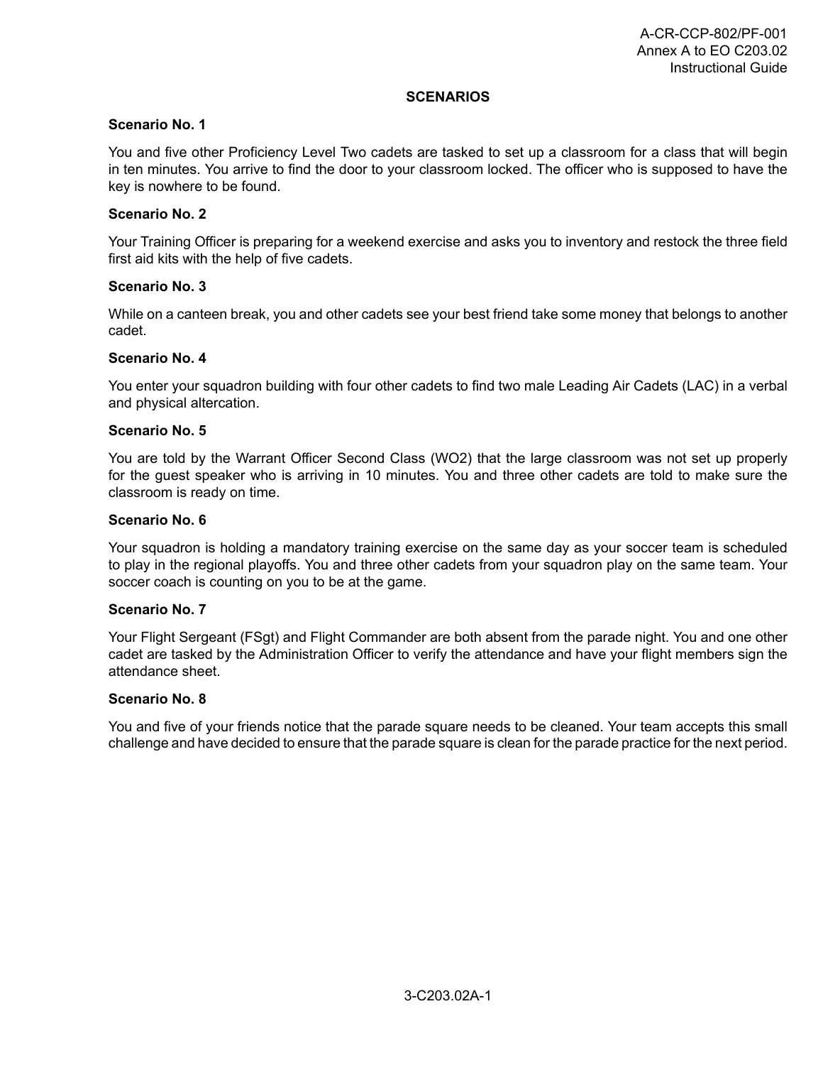## SCENARIOS

**Scenario No. 1**

You and five other Proficiency Level Two cadets are tasked to set up a classroom for a class that will begin in ten minutes. You arrive to find the door to your classroom locked. The officer who is supposed to have the key is nowhere to be found.

**Scenario No. 2**

Your Training Officer is preparing for a weekend exercise and asks you to inventory and restock the three field first aid kits with the help of five cadets.

**Scenario No. 3**

While on a canteen break, you and other cadets see your best friend take some money that belongs to another cadet.

**Scenario No. 4**

You enter your squadron building with four other cadets to find two male Leading Air Cadets (LAC) in a verbal and physical altercation.

**Scenario No. 5**

You are told by the Warrant Officer Second Class (WO2) that the large classroom was not set up properly for the guest speaker who is arriving in 10 minutes. You and three other cadets are told to make sure the classroom is ready on time.

**Scenario No. 6**

Your squadron is holding a mandatory training exercise on the same day as your soccer team is scheduled to play in the regional playoffs. You and three other cadets from your squadron play on the same team. Your soccer coach is counting on you to be at the game.

**Scenario No. 7**

Your Flight Sergeant (FSgt) and Flight Commander are both absent from the parade night. You and one other cadet are tasked by the Administration Officer to verify the attendance and have your flight members sign the attendance sheet.

**Scenario No. 8**

You and five of your friends notice that the parade square needs to be cleaned. Your team accepts this small challenge and have decided to ensure that the parade square is clean for the parade practice for the next period.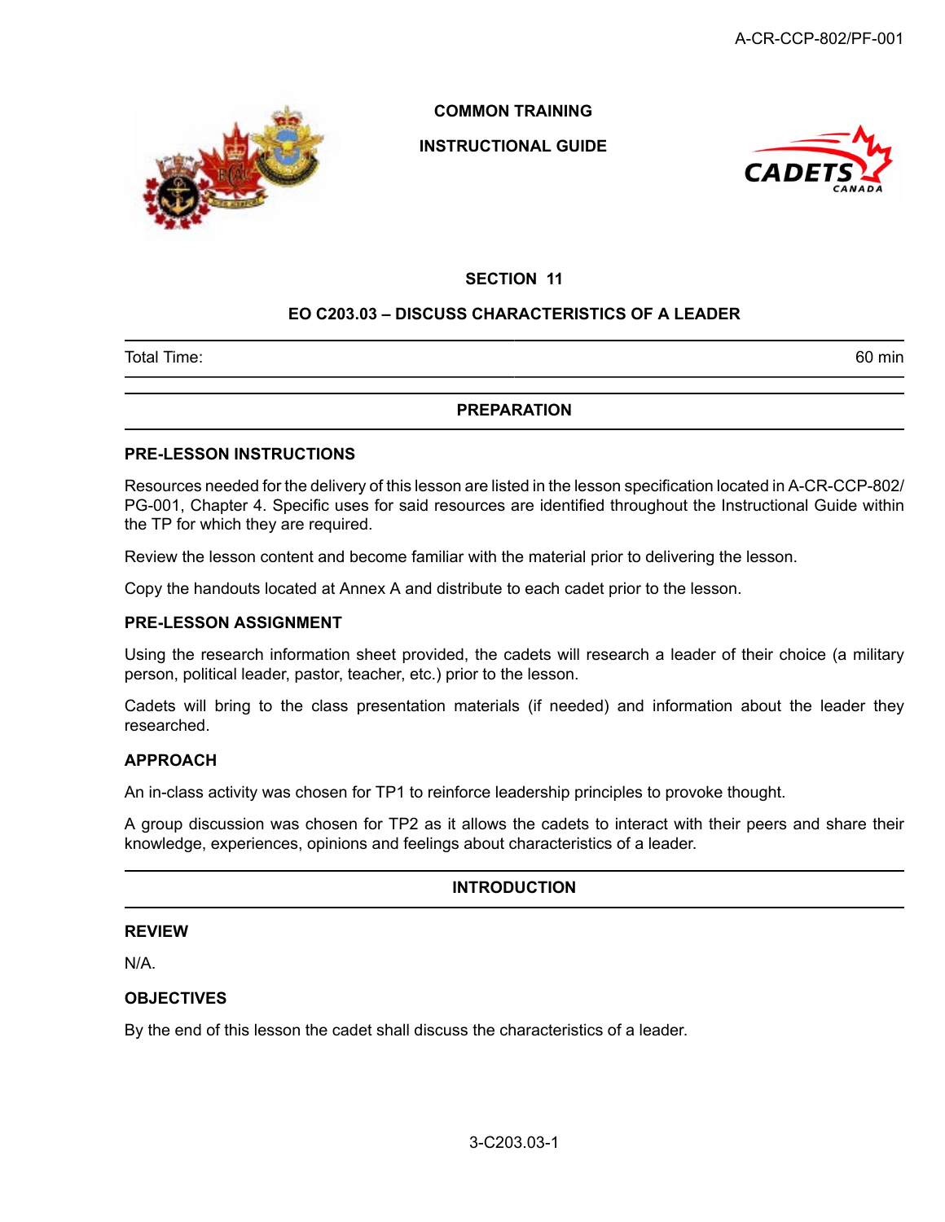COMMON TRAINING

INSTRUCTIONAL GUIDE

## SECTION 11

## EO C203.03 – DISCUSS CHARACTERISTICS OF A LEADER

| Total Time: | 60 min |
|---|---|

## PREPARATION

### PRE-LESSON INSTRUCTIONS

Resources needed for the delivery of this lesson are listed in the lesson specification located in A-CR-CCP-802/PG-001, Chapter 4. Specific uses for said resources are identified throughout the Instructional Guide within the TP for which they are required.

Review the lesson content and become familiar with the material prior to delivering the lesson.

Copy the handouts located at Annex A and distribute to each cadet prior to the lesson.

### PRE-LESSON ASSIGNMENT

Using the research information sheet provided, the cadets will research a leader of their choice (a military person, political leader, pastor, teacher, etc.) prior to the lesson.

Cadets will bring to the class presentation materials (if needed) and information about the leader they researched.

### APPROACH

An in-class activity was chosen for TP1 to reinforce leadership principles to provoke thought.

A group discussion was chosen for TP2 as it allows the cadets to interact with their peers and share their knowledge, experiences, opinions and feelings about characteristics of a leader.

## INTRODUCTION

### REVIEW

N/A.

### OBJECTIVES

By the end of this lesson the cadet shall discuss the characteristics of a leader.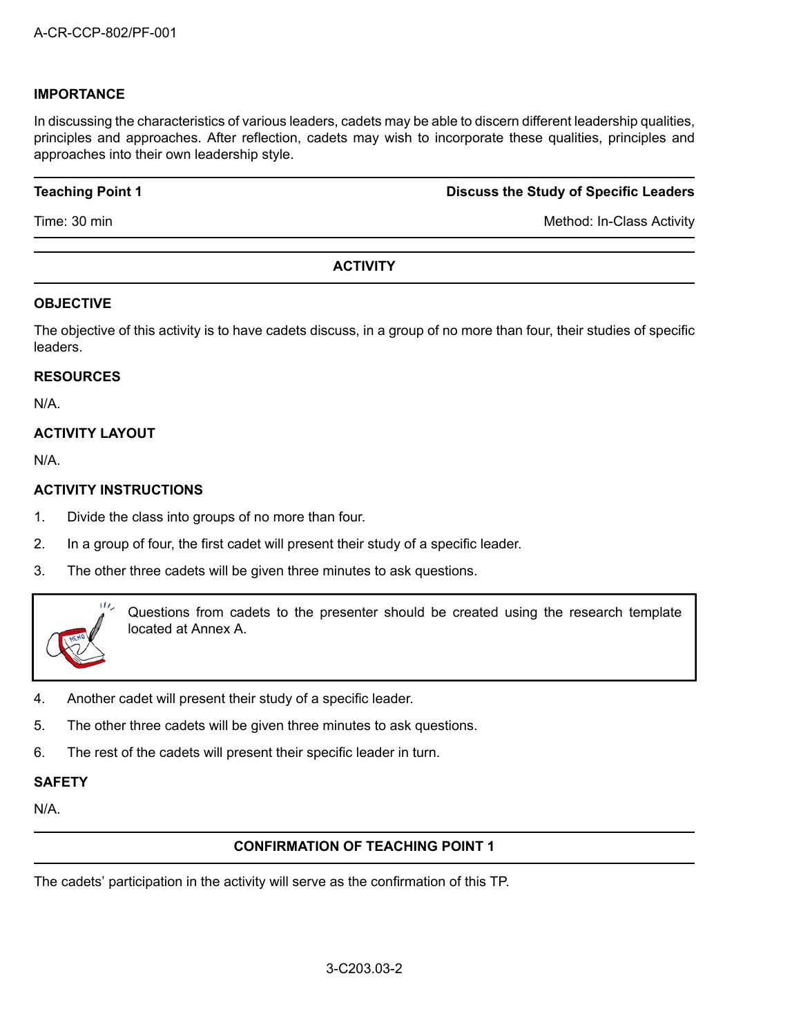## IMPORTANCE

In discussing the characteristics of various leaders, cadets may be able to discern different leadership qualities, principles and approaches. After reflection, cadets may wish to incorporate these qualities, principles and approaches into their own leadership style.

| **Teaching Point 1** | **Discuss the Study of Specific Leaders** |
|---|---|
| Time: 30 min | Method: In-Class Activity |

### ACTIVITY

**OBJECTIVE**

The objective of this activity is to have cadets discuss, in a group of no more than four, their studies of specific leaders.

**RESOURCES**

N/A.

**ACTIVITY LAYOUT**

N/A.

**ACTIVITY INSTRUCTIONS**

1. Divide the class into groups of no more than four.
2. In a group of four, the first cadet will present their study of a specific leader.
3. The other three cadets will be given three minutes to ask questions.

> Questions from cadets to the presenter should be created using the research template located at Annex A.

4. Another cadet will present their study of a specific leader.
5. The other three cadets will be given three minutes to ask questions.
6. The rest of the cadets will present their specific leader in turn.

**SAFETY**

N/A.

### CONFIRMATION OF TEACHING POINT 1

The cadets' participation in the activity will serve as the confirmation of this TP.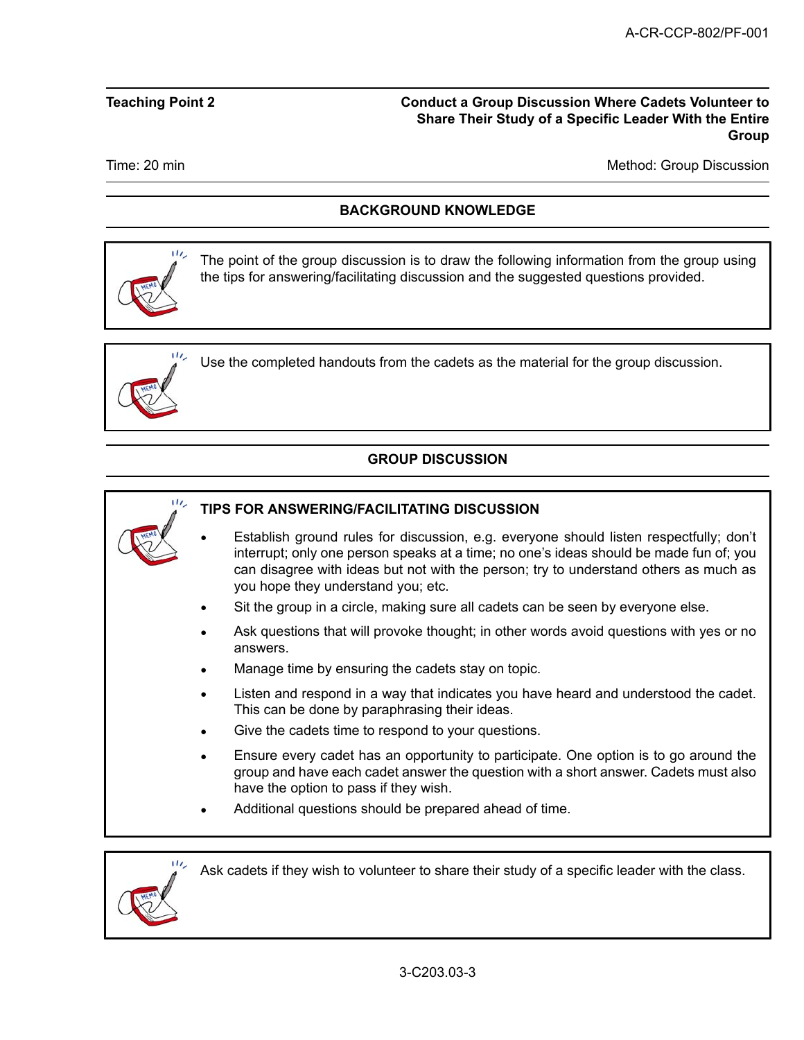| Teaching Point 2 | Conduct a Group Discussion Where Cadets Volunteer to Share Their Study of a Specific Leader With the Entire Group |
| --- | --- |
| Time: 20 min | Method: Group Discussion |

## BACKGROUND KNOWLEDGE

> The point of the group discussion is to draw the following information from the group using the tips for answering/facilitating discussion and the suggested questions provided.

> Use the completed handouts from the cadets as the material for the group discussion.

## GROUP DISCUSSION

> **TIPS FOR ANSWERING/FACILITATING DISCUSSION**
>
> - Establish ground rules for discussion, e.g. everyone should listen respectfully; don't interrupt; only one person speaks at a time; no one's ideas should be made fun of; you can disagree with ideas but not with the person; try to understand others as much as you hope they understand you; etc.
> - Sit the group in a circle, making sure all cadets can be seen by everyone else.
> - Ask questions that will provoke thought; in other words avoid questions with yes or no answers.
> - Manage time by ensuring the cadets stay on topic.
> - Listen and respond in a way that indicates you have heard and understood the cadet. This can be done by paraphrasing their ideas.
> - Give the cadets time to respond to your questions.
> - Ensure every cadet has an opportunity to participate. One option is to go around the group and have each cadet answer the question with a short answer. Cadets must also have the option to pass if they wish.
> - Additional questions should be prepared ahead of time.

> Ask cadets if they wish to volunteer to share their study of a specific leader with the class.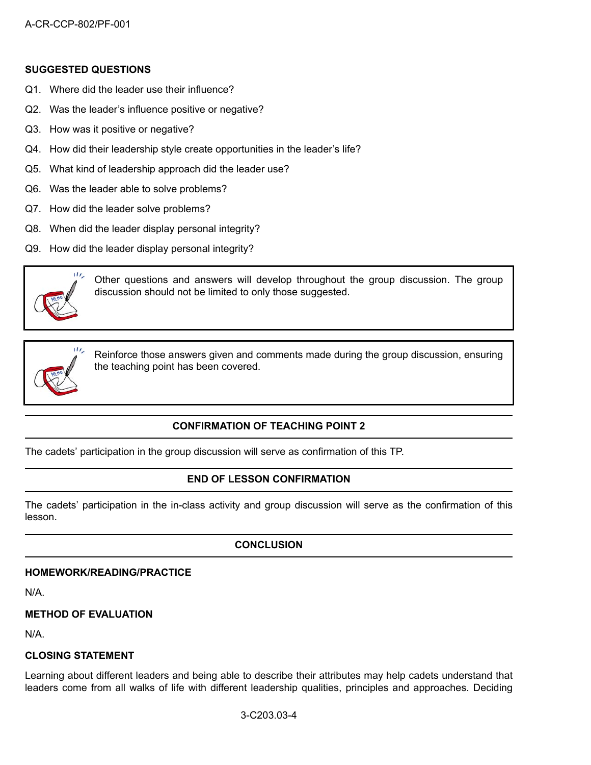**SUGGESTED QUESTIONS**

Q1. Where did the leader use their influence?

Q2. Was the leader's influence positive or negative?

Q3. How was it positive or negative?

Q4. How did their leadership style create opportunities in the leader's life?

Q5. What kind of leadership approach did the leader use?

Q6. Was the leader able to solve problems?

Q7. How did the leader solve problems?

Q8. When did the leader display personal integrity?

Q9. How did the leader display personal integrity?

> Other questions and answers will develop throughout the group discussion. The group discussion should not be limited to only those suggested.

> Reinforce those answers given and comments made during the group discussion, ensuring the teaching point has been covered.

**CONFIRMATION OF TEACHING POINT 2**

The cadets' participation in the group discussion will serve as confirmation of this TP.

**END OF LESSON CONFIRMATION**

The cadets' participation in the in-class activity and group discussion will serve as the confirmation of this lesson.

**CONCLUSION**

**HOMEWORK/READING/PRACTICE**

N/A.

**METHOD OF EVALUATION**

N/A.

**CLOSING STATEMENT**

Learning about different leaders and being able to describe their attributes may help cadets understand that leaders come from all walks of life with different leadership qualities, principles and approaches. Deciding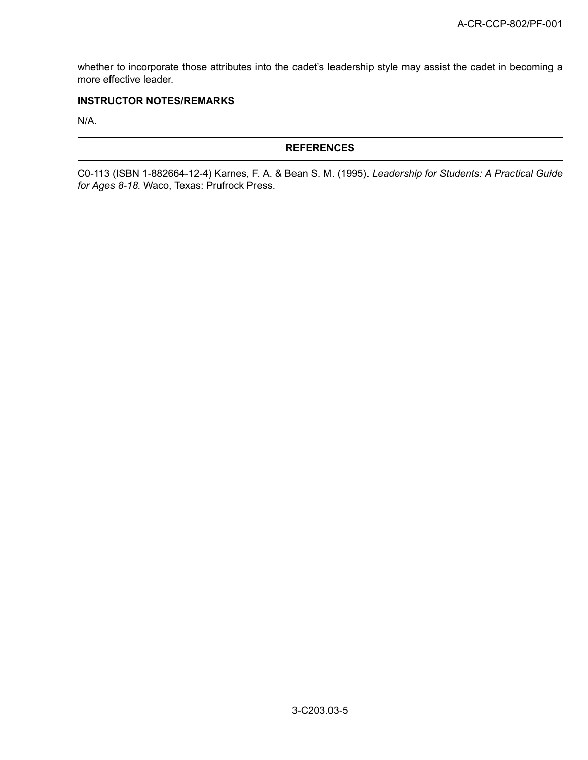whether to incorporate those attributes into the cadet's leadership style may assist the cadet in becoming a more effective leader.

**INSTRUCTOR NOTES/REMARKS**

N/A.

## REFERENCES

C0-113 (ISBN 1-882664-12-4) Karnes, F. A. & Bean S. M. (1995). *Leadership for Students: A Practical Guide for Ages 8-18.* Waco, Texas: Prufrock Press.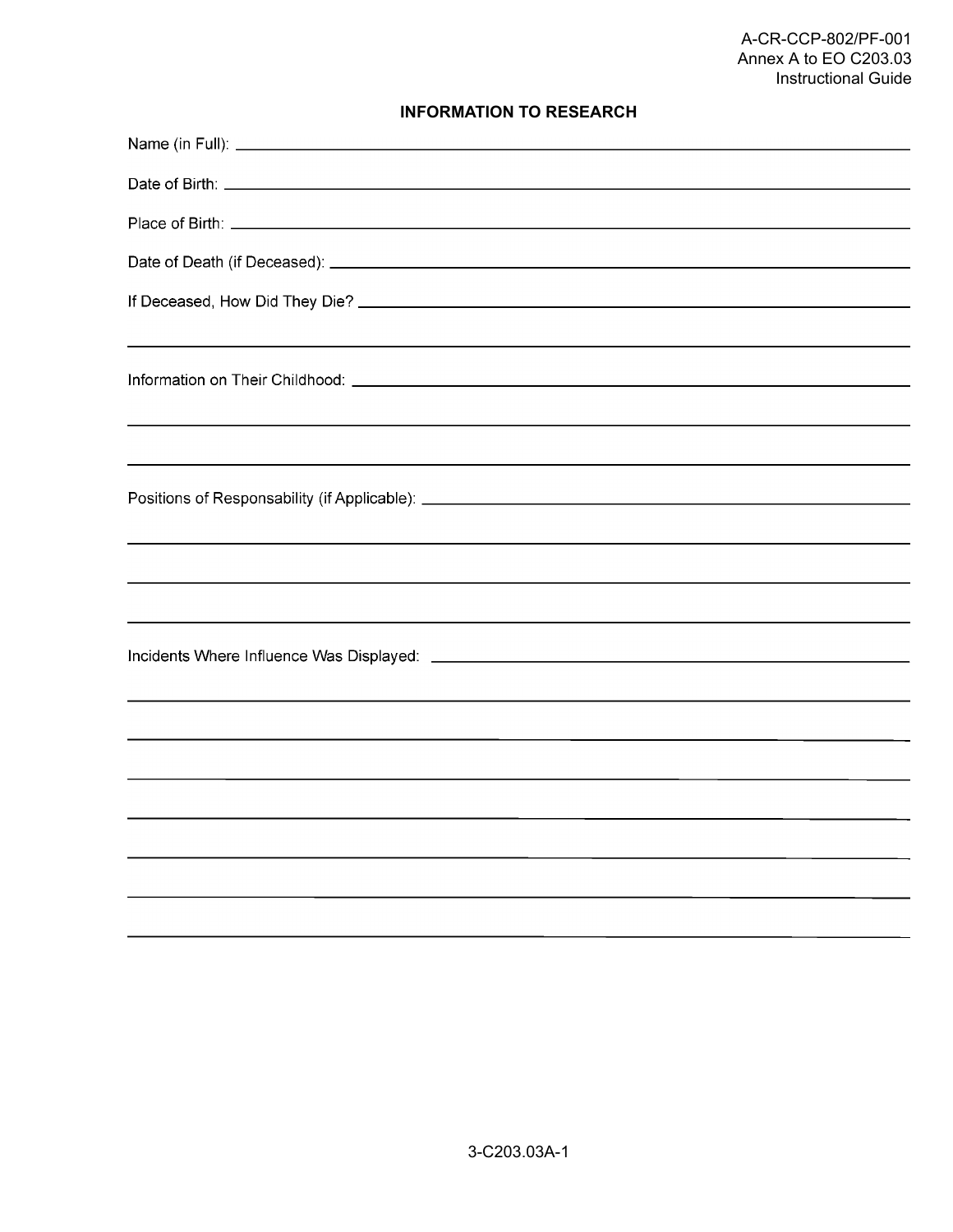A-CR-CCP-802/PF-001
Annex A to EO C203.03
Instructional Guide

## INFORMATION TO RESEARCH

Name (in Full): ____________________________________________

Date of Birth: ____________________________________________

Place of Birth: ____________________________________________

Date of Death (if Deceased): ____________________________________________

If Deceased, How Did They Die? ____________________________________________

____________________________________________

Information on Their Childhood: ____________________________________________

____________________________________________

____________________________________________

Positions of Responsability (if Applicable): ____________________________________________

____________________________________________

____________________________________________

____________________________________________

Incidents Where Influence Was Displayed: ____________________________________________

____________________________________________

____________________________________________

____________________________________________

____________________________________________

____________________________________________

____________________________________________

____________________________________________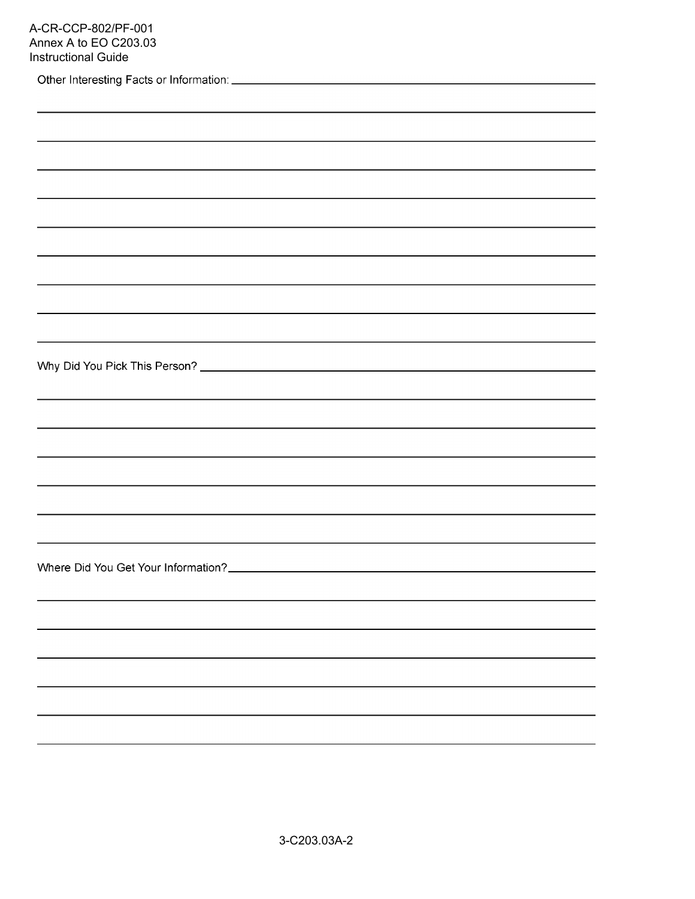Other Interesting Facts or Information: ____________________________________________

______________________________________________________________________

______________________________________________________________________

______________________________________________________________________

______________________________________________________________________

______________________________________________________________________

______________________________________________________________________

______________________________________________________________________

______________________________________________________________________

______________________________________________________________________

Why Did You Pick This Person? ____________________________________________

______________________________________________________________________

______________________________________________________________________

______________________________________________________________________

______________________________________________________________________

______________________________________________________________________

______________________________________________________________________

Where Did You Get Your Information? ____________________________________________

______________________________________________________________________

______________________________________________________________________

______________________________________________________________________

______________________________________________________________________

______________________________________________________________________

______________________________________________________________________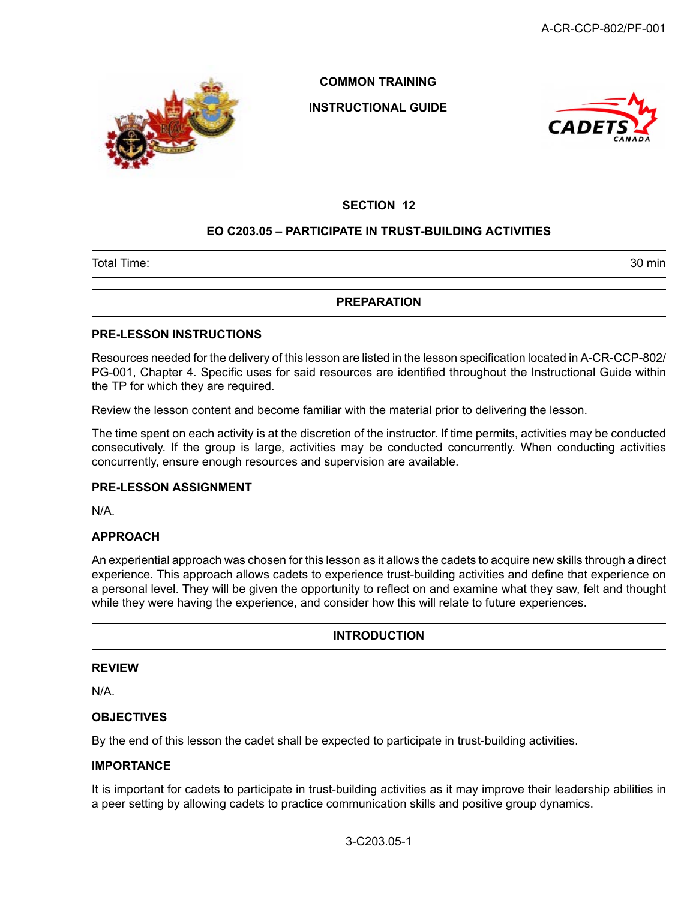COMMON TRAINING

INSTRUCTIONAL GUIDE

## SECTION 12

## EO C203.05 – PARTICIPATE IN TRUST-BUILDING ACTIVITIES

| Total Time: | 30 min |
|---|---|

## PREPARATION

### PRE-LESSON INSTRUCTIONS

Resources needed for the delivery of this lesson are listed in the lesson specification located in A-CR-CCP-802/PG-001, Chapter 4. Specific uses for said resources are identified throughout the Instructional Guide within the TP for which they are required.

Review the lesson content and become familiar with the material prior to delivering the lesson.

The time spent on each activity is at the discretion of the instructor. If time permits, activities may be conducted consecutively. If the group is large, activities may be conducted concurrently. When conducting activities concurrently, ensure enough resources and supervision are available.

### PRE-LESSON ASSIGNMENT

N/A.

### APPROACH

An experiential approach was chosen for this lesson as it allows the cadets to acquire new skills through a direct experience. This approach allows cadets to experience trust-building activities and define that experience on a personal level. They will be given the opportunity to reflect on and examine what they saw, felt and thought while they were having the experience, and consider how this will relate to future experiences.

## INTRODUCTION

### REVIEW

N/A.

### OBJECTIVES

By the end of this lesson the cadet shall be expected to participate in trust-building activities.

### IMPORTANCE

It is important for cadets to participate in trust-building activities as it may improve their leadership abilities in a peer setting by allowing cadets to practice communication skills and positive group dynamics.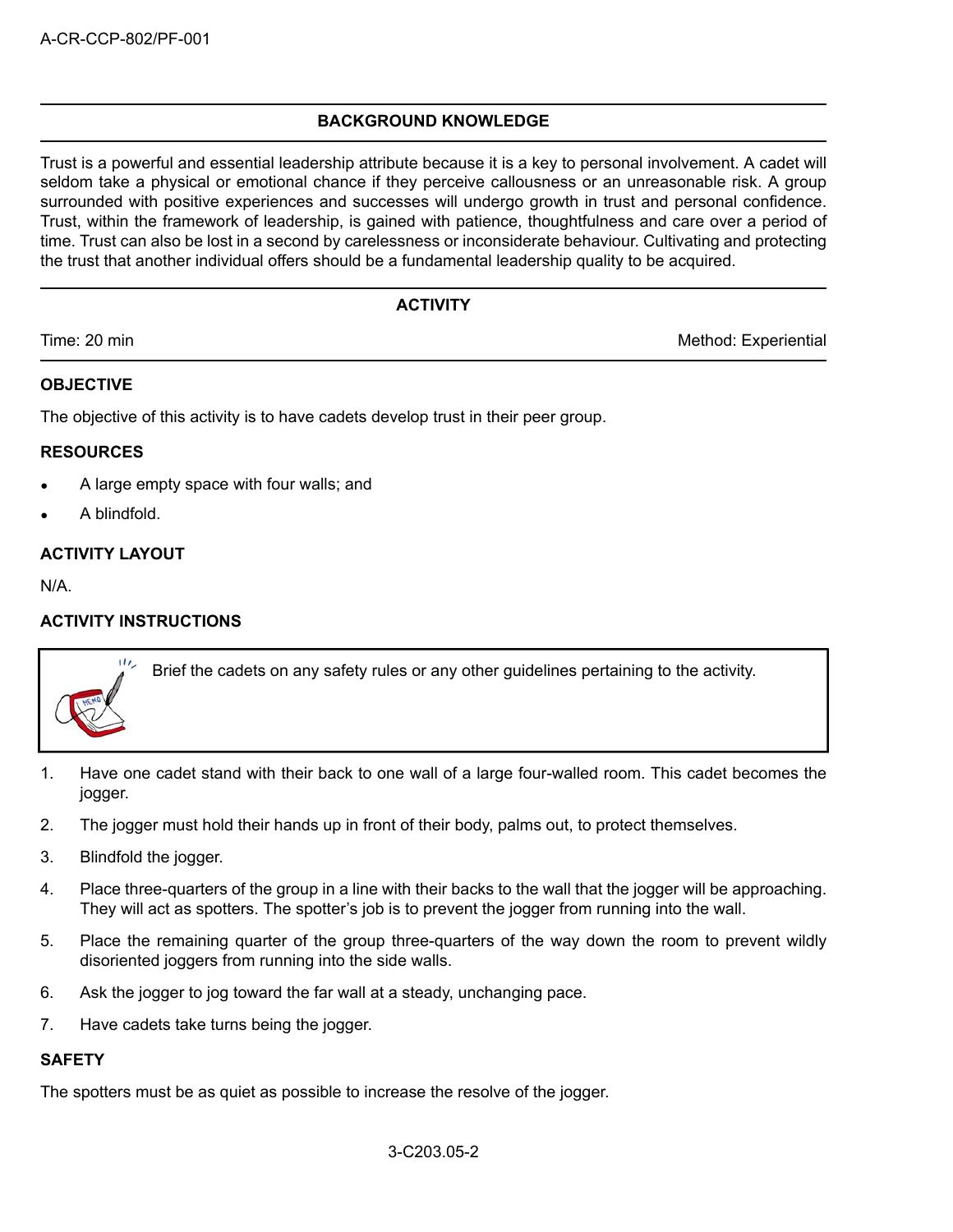## BACKGROUND KNOWLEDGE

Trust is a powerful and essential leadership attribute because it is a key to personal involvement. A cadet will seldom take a physical or emotional chance if they perceive callousness or an unreasonable risk. A group surrounded with positive experiences and successes will undergo growth in trust and personal confidence. Trust, within the framework of leadership, is gained with patience, thoughtfulness and care over a period of time. Trust can also be lost in a second by carelessness or inconsiderate behaviour. Cultivating and protecting the trust that another individual offers should be a fundamental leadership quality to be acquired.

## ACTIVITY

Time: 20 min

Method: Experiential

### OBJECTIVE

The objective of this activity is to have cadets develop trust in their peer group.

### RESOURCES

- A large empty space with four walls; and
- A blindfold.

### ACTIVITY LAYOUT

N/A.

### ACTIVITY INSTRUCTIONS

Brief the cadets on any safety rules or any other guidelines pertaining to the activity.

1. Have one cadet stand with their back to one wall of a large four-walled room. This cadet becomes the jogger.
2. The jogger must hold their hands up in front of their body, palms out, to protect themselves.
3. Blindfold the jogger.
4. Place three-quarters of the group in a line with their backs to the wall that the jogger will be approaching. They will act as spotters. The spotter's job is to prevent the jogger from running into the wall.
5. Place the remaining quarter of the group three-quarters of the way down the room to prevent wildly disoriented joggers from running into the side walls.
6. Ask the jogger to jog toward the far wall at a steady, unchanging pace.
7. Have cadets take turns being the jogger.

### SAFETY

The spotters must be as quiet as possible to increase the resolve of the jogger.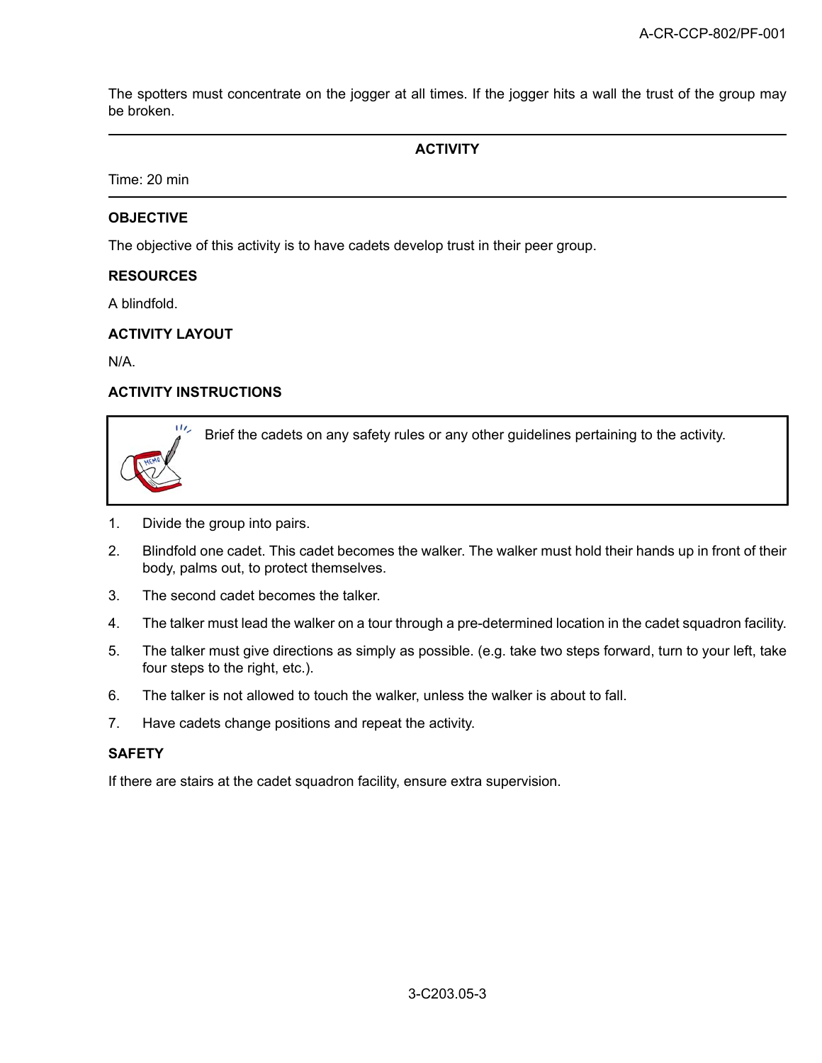The spotters must concentrate on the jogger at all times. If the jogger hits a wall the trust of the group may be broken.

---

**ACTIVITY**

Time: 20 min

---

**OBJECTIVE**

The objective of this activity is to have cadets develop trust in their peer group.

**RESOURCES**

A blindfold.

**ACTIVITY LAYOUT**

N/A.

**ACTIVITY INSTRUCTIONS**

> Brief the cadets on any safety rules or any other guidelines pertaining to the activity.

1. Divide the group into pairs.
2. Blindfold one cadet. This cadet becomes the walker. The walker must hold their hands up in front of their body, palms out, to protect themselves.
3. The second cadet becomes the talker.
4. The talker must lead the walker on a tour through a pre-determined location in the cadet squadron facility.
5. The talker must give directions as simply as possible. (e.g. take two steps forward, turn to your left, take four steps to the right, etc.).
6. The talker is not allowed to touch the walker, unless the walker is about to fall.
7. Have cadets change positions and repeat the activity.

**SAFETY**

If there are stairs at the cadet squadron facility, ensure extra supervision.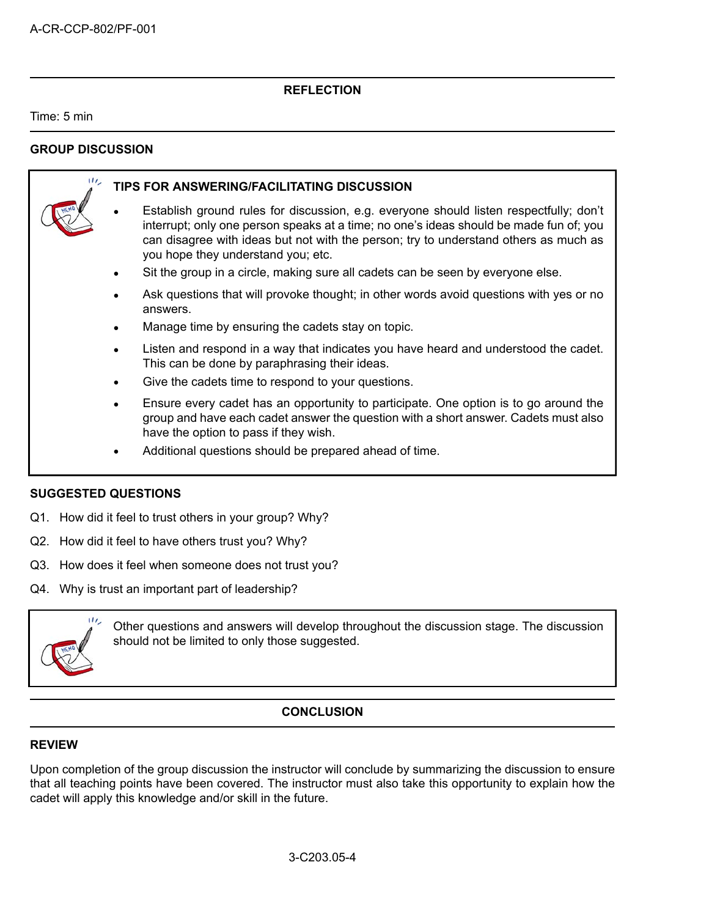## REFLECTION

Time: 5 min

### GROUP DISCUSSION

**TIPS FOR ANSWERING/FACILITATING DISCUSSION**

- Establish ground rules for discussion, e.g. everyone should listen respectfully; don't interrupt; only one person speaks at a time; no one's ideas should be made fun of; you can disagree with ideas but not with the person; try to understand others as much as you hope they understand you; etc.
- Sit the group in a circle, making sure all cadets can be seen by everyone else.
- Ask questions that will provoke thought; in other words avoid questions with yes or no answers.
- Manage time by ensuring the cadets stay on topic.
- Listen and respond in a way that indicates you have heard and understood the cadet. This can be done by paraphrasing their ideas.
- Give the cadets time to respond to your questions.
- Ensure every cadet has an opportunity to participate. One option is to go around the group and have each cadet answer the question with a short answer. Cadets must also have the option to pass if they wish.
- Additional questions should be prepared ahead of time.

### SUGGESTED QUESTIONS

Q1. How did it feel to trust others in your group? Why?

Q2. How did it feel to have others trust you? Why?

Q3. How does it feel when someone does not trust you?

Q4. Why is trust an important part of leadership?

Other questions and answers will develop throughout the discussion stage. The discussion should not be limited to only those suggested.

## CONCLUSION

### REVIEW

Upon completion of the group discussion the instructor will conclude by summarizing the discussion to ensure that all teaching points have been covered. The instructor must also take this opportunity to explain how the cadet will apply this knowledge and/or skill in the future.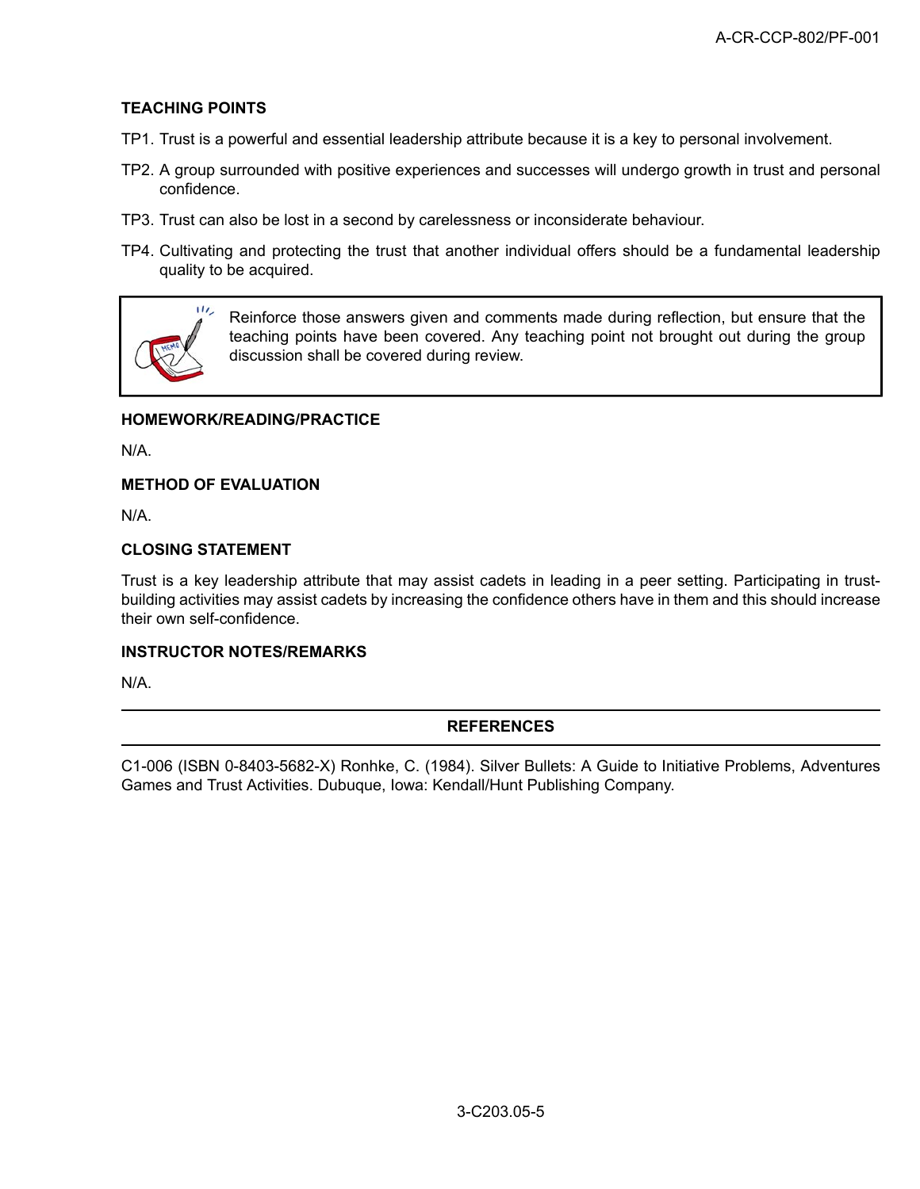**TEACHING POINTS**

TP1. Trust is a powerful and essential leadership attribute because it is a key to personal involvement.

TP2. A group surrounded with positive experiences and successes will undergo growth in trust and personal confidence.

TP3. Trust can also be lost in a second by carelessness or inconsiderate behaviour.

TP4. Cultivating and protecting the trust that another individual offers should be a fundamental leadership quality to be acquired.

> Reinforce those answers given and comments made during reflection, but ensure that the teaching points have been covered. Any teaching point not brought out during the group discussion shall be covered during review.

**HOMEWORK/READING/PRACTICE**

N/A.

**METHOD OF EVALUATION**

N/A.

**CLOSING STATEMENT**

Trust is a key leadership attribute that may assist cadets in leading in a peer setting. Participating in trust-building activities may assist cadets by increasing the confidence others have in them and this should increase their own self-confidence.

**INSTRUCTOR NOTES/REMARKS**

N/A.

---

**REFERENCES**

---

C1-006 (ISBN 0-8403-5682-X) Ronhke, C. (1984). Silver Bullets: A Guide to Initiative Problems, Adventures Games and Trust Activities. Dubuque, Iowa: Kendall/Hunt Publishing Company.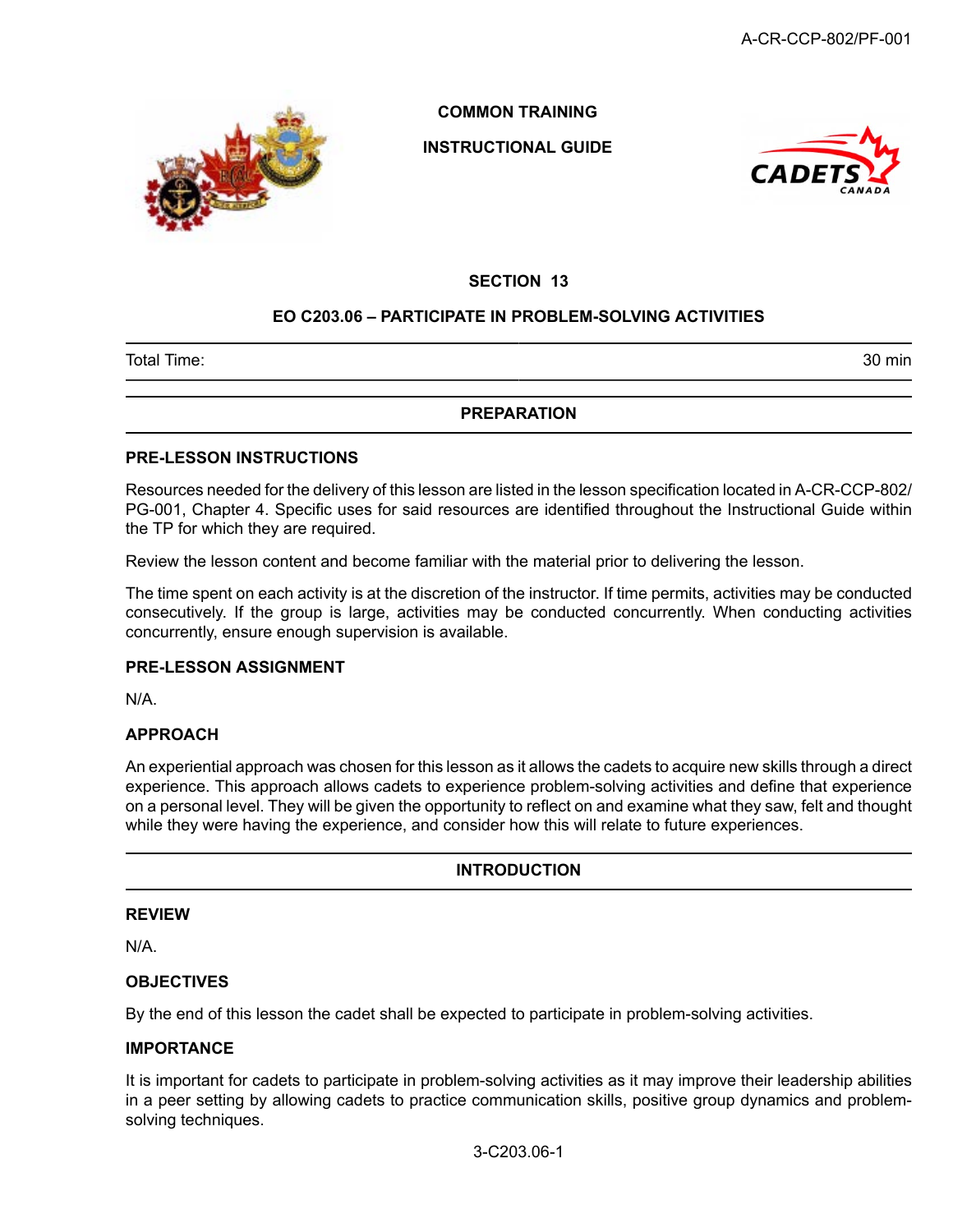COMMON TRAINING

INSTRUCTIONAL GUIDE

## SECTION 13

## EO C203.06 – PARTICIPATE IN PROBLEM-SOLVING ACTIVITIES

| Total Time: | 30 min |
|---|---|

## PREPARATION

### PRE-LESSON INSTRUCTIONS

Resources needed for the delivery of this lesson are listed in the lesson specification located in A-CR-CCP-802/PG-001, Chapter 4. Specific uses for said resources are identified throughout the Instructional Guide within the TP for which they are required.

Review the lesson content and become familiar with the material prior to delivering the lesson.

The time spent on each activity is at the discretion of the instructor. If time permits, activities may be conducted consecutively. If the group is large, activities may be conducted concurrently. When conducting activities concurrently, ensure enough supervision is available.

### PRE-LESSON ASSIGNMENT

N/A.

### APPROACH

An experiential approach was chosen for this lesson as it allows the cadets to acquire new skills through a direct experience. This approach allows cadets to experience problem-solving activities and define that experience on a personal level. They will be given the opportunity to reflect on and examine what they saw, felt and thought while they were having the experience, and consider how this will relate to future experiences.

## INTRODUCTION

### REVIEW

N/A.

### OBJECTIVES

By the end of this lesson the cadet shall be expected to participate in problem-solving activities.

### IMPORTANCE

It is important for cadets to participate in problem-solving activities as it may improve their leadership abilities in a peer setting by allowing cadets to practice communication skills, positive group dynamics and problem-solving techniques.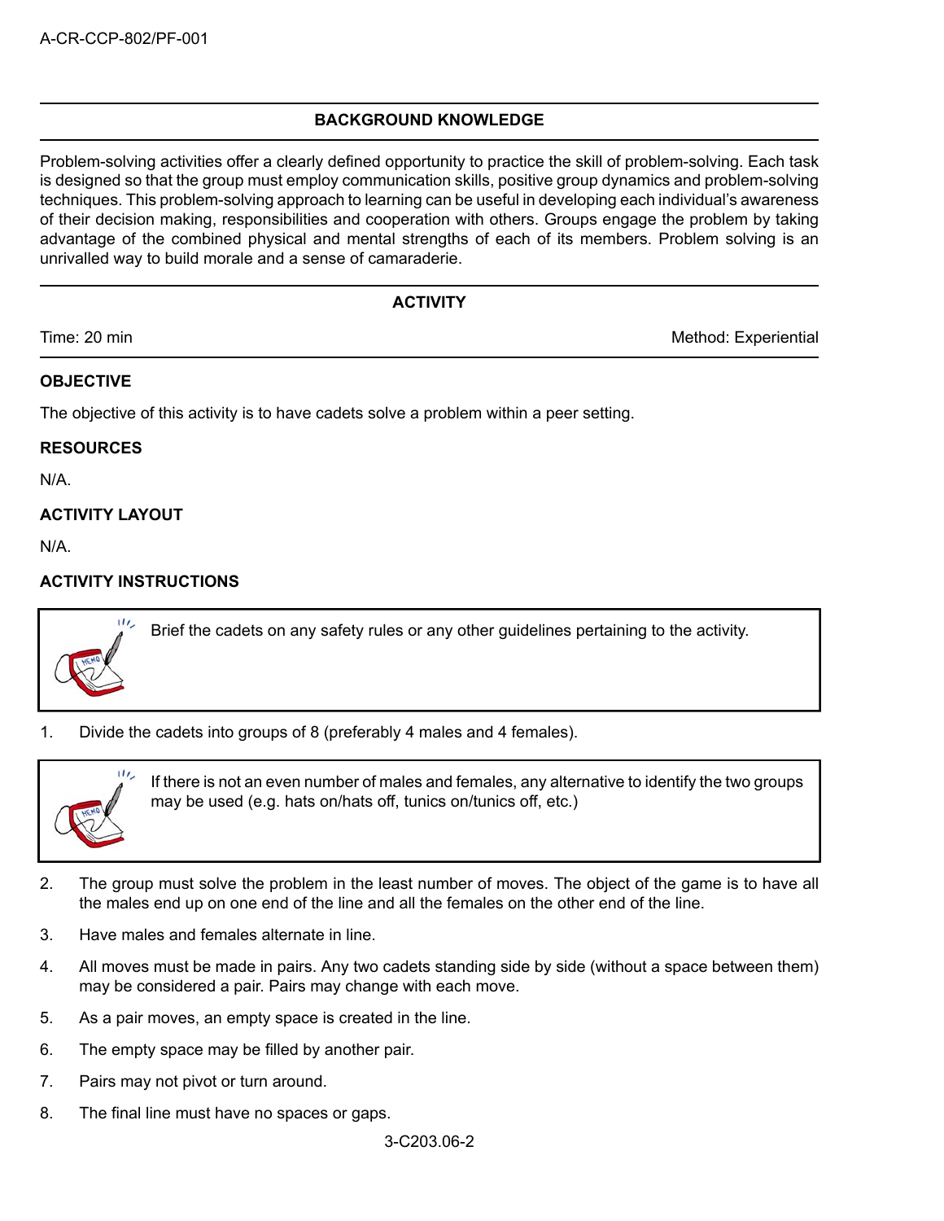## BACKGROUND KNOWLEDGE

Problem-solving activities offer a clearly defined opportunity to practice the skill of problem-solving. Each task is designed so that the group must employ communication skills, positive group dynamics and problem-solving techniques. This problem-solving approach to learning can be useful in developing each individual's awareness of their decision making, responsibilities and cooperation with others. Groups engage the problem by taking advantage of the combined physical and mental strengths of each of its members. Problem solving is an unrivalled way to build morale and a sense of camaraderie.

## ACTIVITY

Time: 20 min

Method: Experiential

### OBJECTIVE

The objective of this activity is to have cadets solve a problem within a peer setting.

### RESOURCES

N/A.

### ACTIVITY LAYOUT

N/A.

### ACTIVITY INSTRUCTIONS

Brief the cadets on any safety rules or any other guidelines pertaining to the activity.

1. Divide the cadets into groups of 8 (preferably 4 males and 4 females).

If there is not an even number of males and females, any alternative to identify the two groups may be used (e.g. hats on/hats off, tunics on/tunics off, etc.)

2. The group must solve the problem in the least number of moves. The object of the game is to have all the males end up on one end of the line and all the females on the other end of the line.
3. Have males and females alternate in line.
4. All moves must be made in pairs. Any two cadets standing side by side (without a space between them) may be considered a pair. Pairs may change with each move.
5. As a pair moves, an empty space is created in the line.
6. The empty space may be filled by another pair.
7. Pairs may not pivot or turn around.
8. The final line must have no spaces or gaps.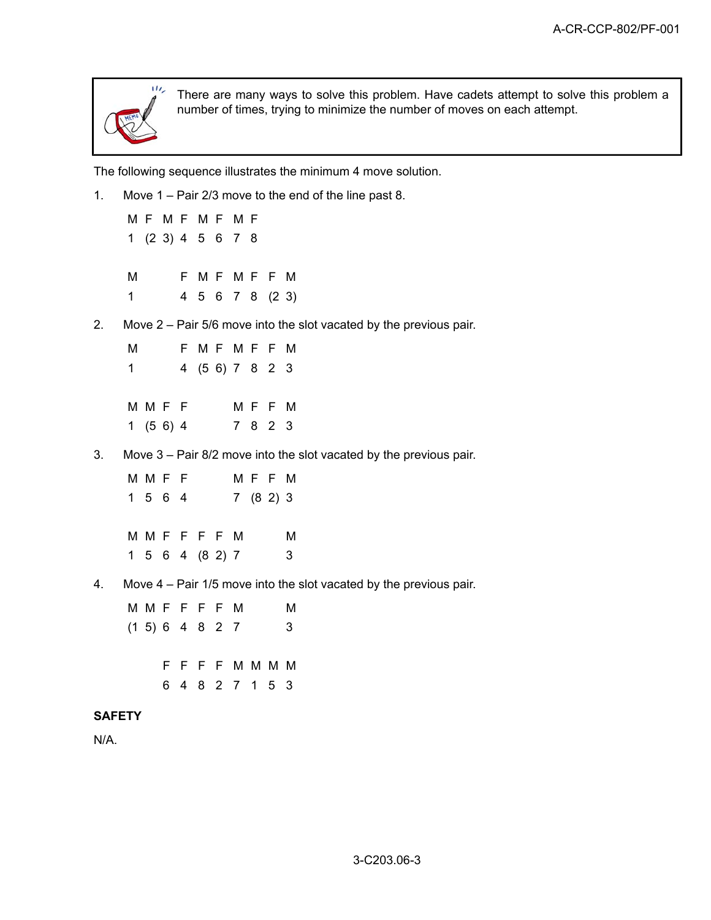> There are many ways to solve this problem. Have cadets attempt to solve this problem a number of times, trying to minimize the number of moves on each attempt.

The following sequence illustrates the minimum 4 move solution.

1. Move 1 – Pair 2/3 move to the end of the line past 8.

```
M F  M F  M F  M F
1 (2 3) 4  5  6  7  8

M          F  M F  M F  F  M
1          4  5  6  7  8  (2 3)
```

2. Move 2 – Pair 5/6 move into the slot vacated by the previous pair.

```
M          F  M F  M F  F  M
1          4  (5 6) 7  8  2  3

M  M F  F          M  F  F  M
1  (5 6) 4          7  8  2  3
```

3. Move 3 – Pair 8/2 move into the slot vacated by the previous pair.

```
M  M  F  F          M  F  F  M
1  5  6  4          7  (8 2) 3

M  M  F  F  F  F  M          M
1  5  6  4  (8 2) 7          3
```

4. Move 4 – Pair 1/5 move into the slot vacated by the previous pair.

```
M  M  F  F  F  F  M          M
(1 5) 6  4  8  2  7          3

      F  F  F  F  M  M  M  M
      6  4  8  2  7  1  5  3
```

**SAFETY**

N/A.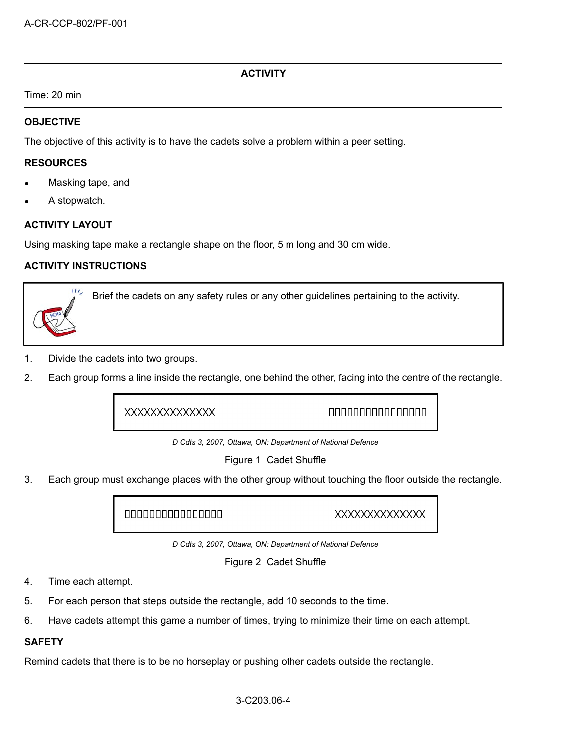**ACTIVITY**

Time: 20 min

**OBJECTIVE**

The objective of this activity is to have the cadets solve a problem within a peer setting.

**RESOURCES**

- Masking tape, and
- A stopwatch.

**ACTIVITY LAYOUT**

Using masking tape make a rectangle shape on the floor, 5 m long and 30 cm wide.

**ACTIVITY INSTRUCTIONS**

> Brief the cadets on any safety rules or any other guidelines pertaining to the activity.

1. Divide the cadets into two groups.
2. Each group forms a line inside the rectangle, one behind the other, facing into the centre of the rectangle.

| XXXXXXXXXXXXX | ▯▯▯▯▯▯▯▯▯▯▯▯▯▯▯▯▯ |
|---|---|

*D Cdts 3, 2007, Ottawa, ON: Department of National Defence*

Figure 1 Cadet Shuffle

3. Each group must exchange places with the other group without touching the floor outside the rectangle.

| ▯▯▯▯▯▯▯▯▯▯▯▯▯▯▯▯▯ | XXXXXXXXXXXXX |
|---|---|

*D Cdts 3, 2007, Ottawa, ON: Department of National Defence*

Figure 2 Cadet Shuffle

4. Time each attempt.
5. For each person that steps outside the rectangle, add 10 seconds to the time.
6. Have cadets attempt this game a number of times, trying to minimize their time on each attempt.

**SAFETY**

Remind cadets that there is to be no horseplay or pushing other cadets outside the rectangle.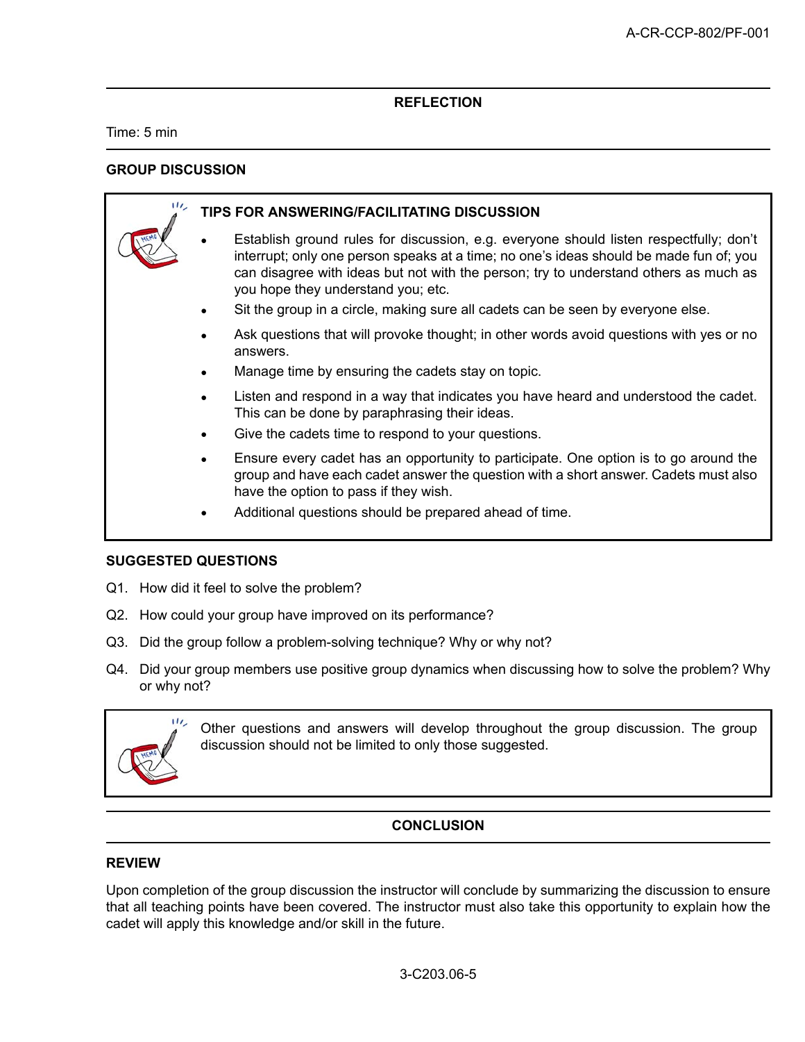## REFLECTION

Time: 5 min

### GROUP DISCUSSION

**TIPS FOR ANSWERING/FACILITATING DISCUSSION**

- Establish ground rules for discussion, e.g. everyone should listen respectfully; don't interrupt; only one person speaks at a time; no one's ideas should be made fun of; you can disagree with ideas but not with the person; try to understand others as much as you hope they understand you; etc.
- Sit the group in a circle, making sure all cadets can be seen by everyone else.
- Ask questions that will provoke thought; in other words avoid questions with yes or no answers.
- Manage time by ensuring the cadets stay on topic.
- Listen and respond in a way that indicates you have heard and understood the cadet. This can be done by paraphrasing their ideas.
- Give the cadets time to respond to your questions.
- Ensure every cadet has an opportunity to participate. One option is to go around the group and have each cadet answer the question with a short answer. Cadets must also have the option to pass if they wish.
- Additional questions should be prepared ahead of time.

### SUGGESTED QUESTIONS

Q1. How did it feel to solve the problem?

Q2. How could your group have improved on its performance?

Q3. Did the group follow a problem-solving technique? Why or why not?

Q4. Did your group members use positive group dynamics when discussing how to solve the problem? Why or why not?

Other questions and answers will develop throughout the group discussion. The group discussion should not be limited to only those suggested.

## CONCLUSION

### REVIEW

Upon completion of the group discussion the instructor will conclude by summarizing the discussion to ensure that all teaching points have been covered. The instructor must also take this opportunity to explain how the cadet will apply this knowledge and/or skill in the future.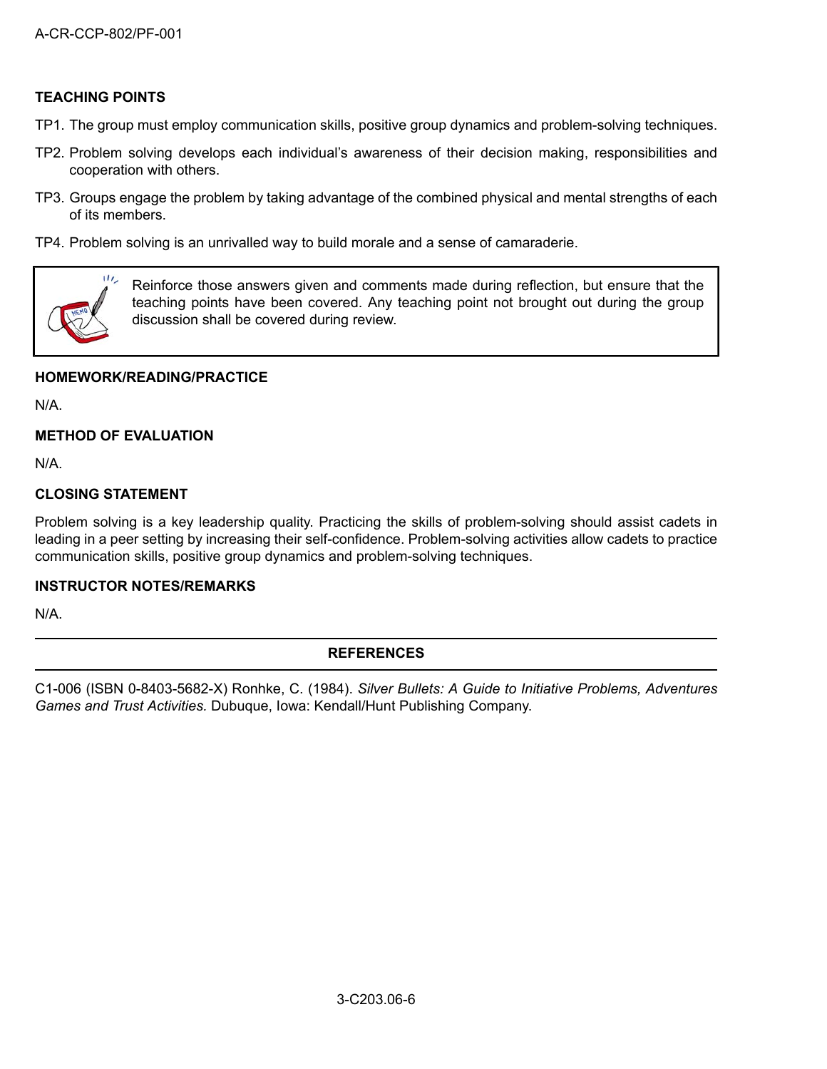### TEACHING POINTS

TP1. The group must employ communication skills, positive group dynamics and problem-solving techniques.

TP2. Problem solving develops each individual's awareness of their decision making, responsibilities and cooperation with others.

TP3. Groups engage the problem by taking advantage of the combined physical and mental strengths of each of its members.

TP4. Problem solving is an unrivalled way to build morale and a sense of camaraderie.

> Reinforce those answers given and comments made during reflection, but ensure that the teaching points have been covered. Any teaching point not brought out during the group discussion shall be covered during review.

### HOMEWORK/READING/PRACTICE

N/A.

### METHOD OF EVALUATION

N/A.

### CLOSING STATEMENT

Problem solving is a key leadership quality. Practicing the skills of problem-solving should assist cadets in leading in a peer setting by increasing their self-confidence. Problem-solving activities allow cadets to practice communication skills, positive group dynamics and problem-solving techniques.

### INSTRUCTOR NOTES/REMARKS

N/A.

## REFERENCES

C1-006 (ISBN 0-8403-5682-X) Ronhke, C. (1984). *Silver Bullets: A Guide to Initiative Problems, Adventures Games and Trust Activities.* Dubuque, Iowa: Kendall/Hunt Publishing Company.